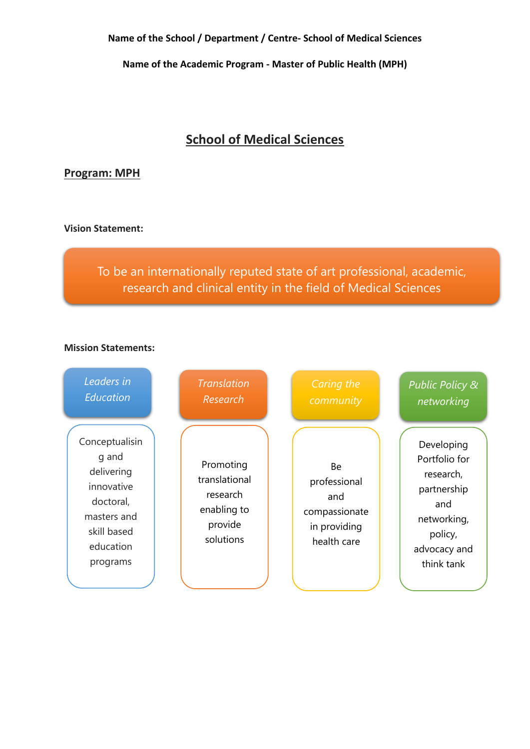**Name of the School / Department / Centre- School of Medical Sciences**

**Name of the Academic Program - Master of Public Health (MPH)**

# School of Medical Sciences

## Program: MPH

**Vision Statement:**

To be an internationally reputed state of art professional, academic, research and clinical entity in the field of Medical Sciences

**Mission Statements:**

| *Leaders in Education* | *Translation Research* | *Caring the community* | *Public Policy & networking* |
|---|---|---|---|
| Conceptualising and delivering innovative doctoral, masters and skill based education programs | Promoting translational research enabling to provide solutions | Be professional and compassionate in providing health care | Developing Portfolio for research, partnership and networking, policy, advocacy and think tank |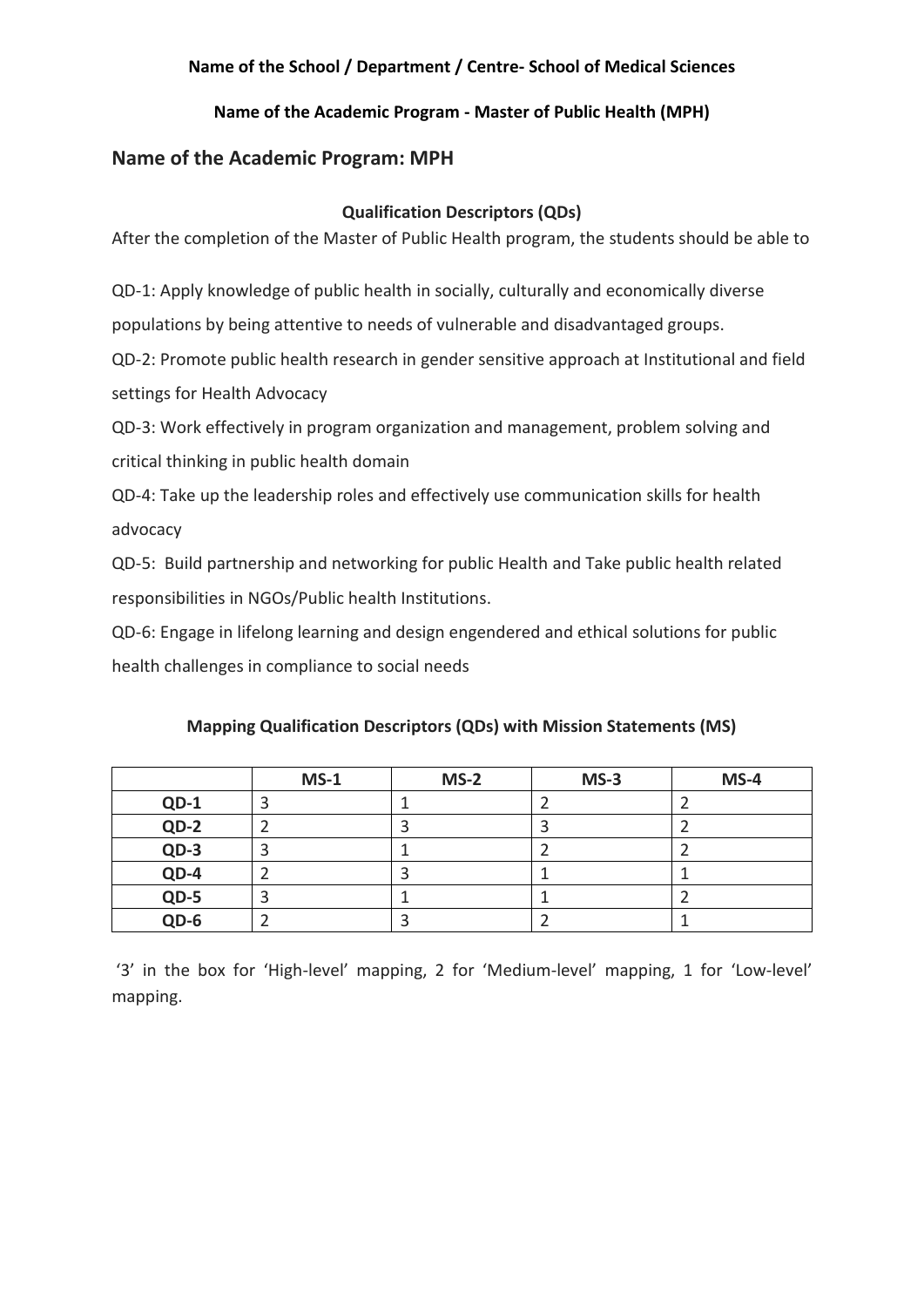**Name of the School / Department / Centre- School of Medical Sciences**

**Name of the Academic Program - Master of Public Health (MPH)**

## Name of the Academic Program: MPH

### Qualification Descriptors (QDs)

After the completion of the Master of Public Health program, the students should be able to

QD-1: Apply knowledge of public health in socially, culturally and economically diverse populations by being attentive to needs of vulnerable and disadvantaged groups.

QD-2: Promote public health research in gender sensitive approach at Institutional and field settings for Health Advocacy

QD-3: Work effectively in program organization and management, problem solving and critical thinking in public health domain

QD-4: Take up the leadership roles and effectively use communication skills for health advocacy

QD-5: Build partnership and networking for public Health and Take public health related responsibilities in NGOs/Public health Institutions.

QD-6: Engage in lifelong learning and design engendered and ethical solutions for public health challenges in compliance to social needs

### Mapping Qualification Descriptors (QDs) with Mission Statements (MS)

| | MS-1 | MS-2 | MS-3 | MS-4 |
|---|---|---|---|---|
| **QD-1** | 3 | 1 | 2 | 2 |
| **QD-2** | 2 | 3 | 3 | 2 |
| **QD-3** | 3 | 1 | 2 | 2 |
| **QD-4** | 2 | 3 | 1 | 1 |
| **QD-5** | 3 | 1 | 1 | 2 |
| **QD-6** | 2 | 3 | 2 | 1 |

'3' in the box for 'High-level' mapping, 2 for 'Medium-level' mapping, 1 for 'Low-level' mapping.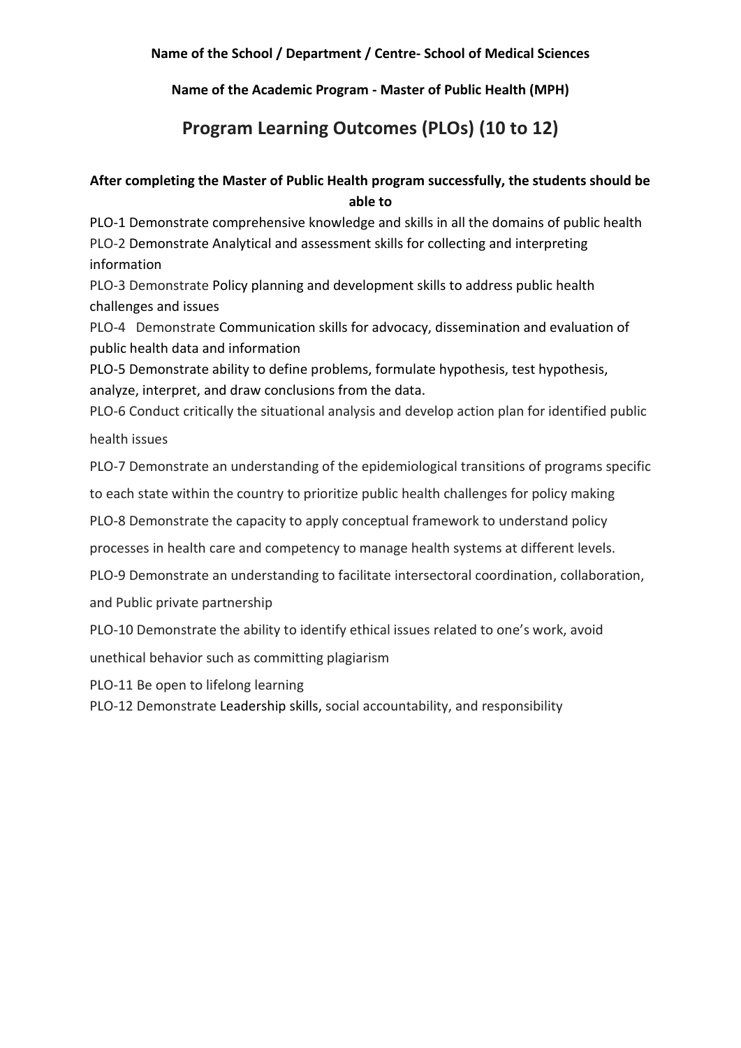**Name of the School / Department / Centre- School of Medical Sciences**

**Name of the Academic Program - Master of Public Health (MPH)**

## Program Learning Outcomes (PLOs) (10 to 12)

**After completing the Master of Public Health program successfully, the students should be able to**

PLO-1 Demonstrate comprehensive knowledge and skills in all the domains of public health

PLO-2 Demonstrate Analytical and assessment skills for collecting and interpreting information

PLO-3 Demonstrate Policy planning and development skills to address public health challenges and issues

PLO-4 Demonstrate Communication skills for advocacy, dissemination and evaluation of public health data and information

PLO-5 Demonstrate ability to define problems, formulate hypothesis, test hypothesis, analyze, interpret, and draw conclusions from the data.

PLO-6 Conduct critically the situational analysis and develop action plan for identified public health issues

PLO-7 Demonstrate an understanding of the epidemiological transitions of programs specific to each state within the country to prioritize public health challenges for policy making

PLO-8 Demonstrate the capacity to apply conceptual framework to understand policy processes in health care and competency to manage health systems at different levels.

PLO-9 Demonstrate an understanding to facilitate intersectoral coordination, collaboration, and Public private partnership

PLO-10 Demonstrate the ability to identify ethical issues related to one's work, avoid unethical behavior such as committing plagiarism

PLO-11 Be open to lifelong learning

PLO-12 Demonstrate Leadership skills, social accountability, and responsibility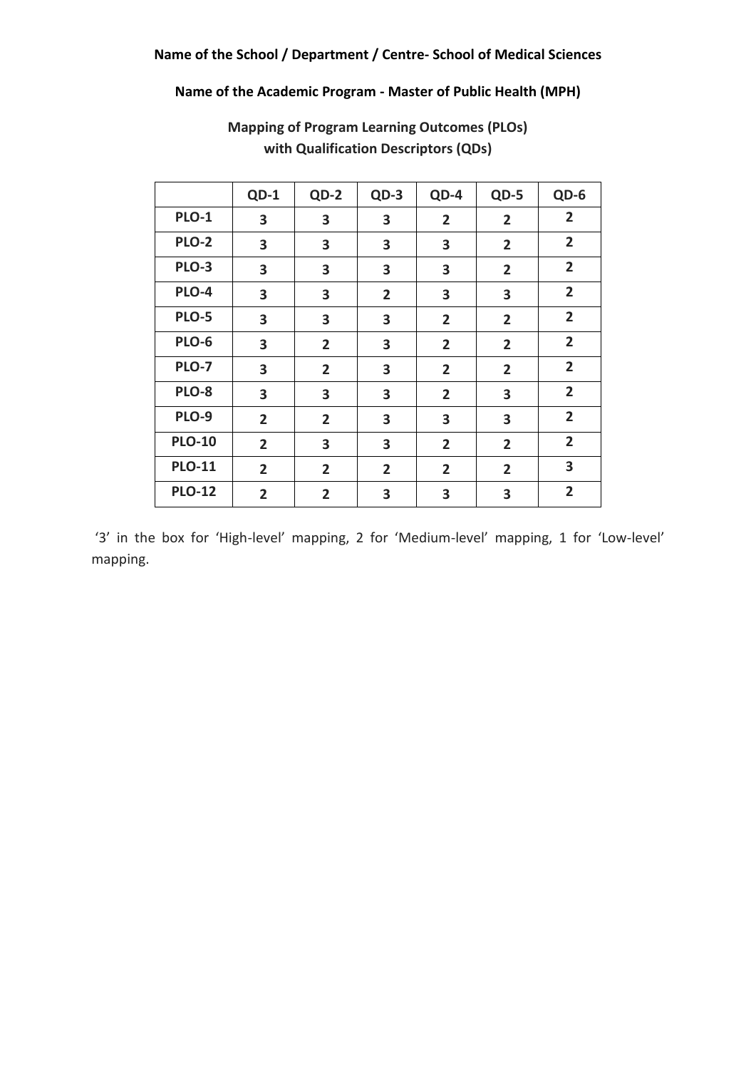**Name of the School / Department / Centre- School of Medical Sciences**

**Name of the Academic Program - Master of Public Health (MPH)**

**Mapping of Program Learning Outcomes (PLOs) with Qualification Descriptors (QDs)**

| | QD-1 | QD-2 | QD-3 | QD-4 | QD-5 | QD-6 |
|---|---|---|---|---|---|---|
| **PLO-1** | 3 | 3 | 3 | 2 | 2 | 2 |
| **PLO-2** | 3 | 3 | 3 | 3 | 2 | 2 |
| **PLO-3** | 3 | 3 | 3 | 3 | 2 | 2 |
| **PLO-4** | 3 | 3 | 2 | 3 | 3 | 2 |
| **PLO-5** | 3 | 3 | 3 | 2 | 2 | 2 |
| **PLO-6** | 3 | 2 | 3 | 2 | 2 | 2 |
| **PLO-7** | 3 | 2 | 3 | 2 | 2 | 2 |
| **PLO-8** | 3 | 3 | 3 | 2 | 3 | 2 |
| **PLO-9** | 2 | 2 | 3 | 3 | 3 | 2 |
| **PLO-10** | 2 | 3 | 3 | 2 | 2 | 2 |
| **PLO-11** | 2 | 2 | 2 | 2 | 2 | 3 |
| **PLO-12** | 2 | 2 | 3 | 3 | 3 | 2 |

'3' in the box for 'High-level' mapping, 2 for 'Medium-level' mapping, 1 for 'Low-level' mapping.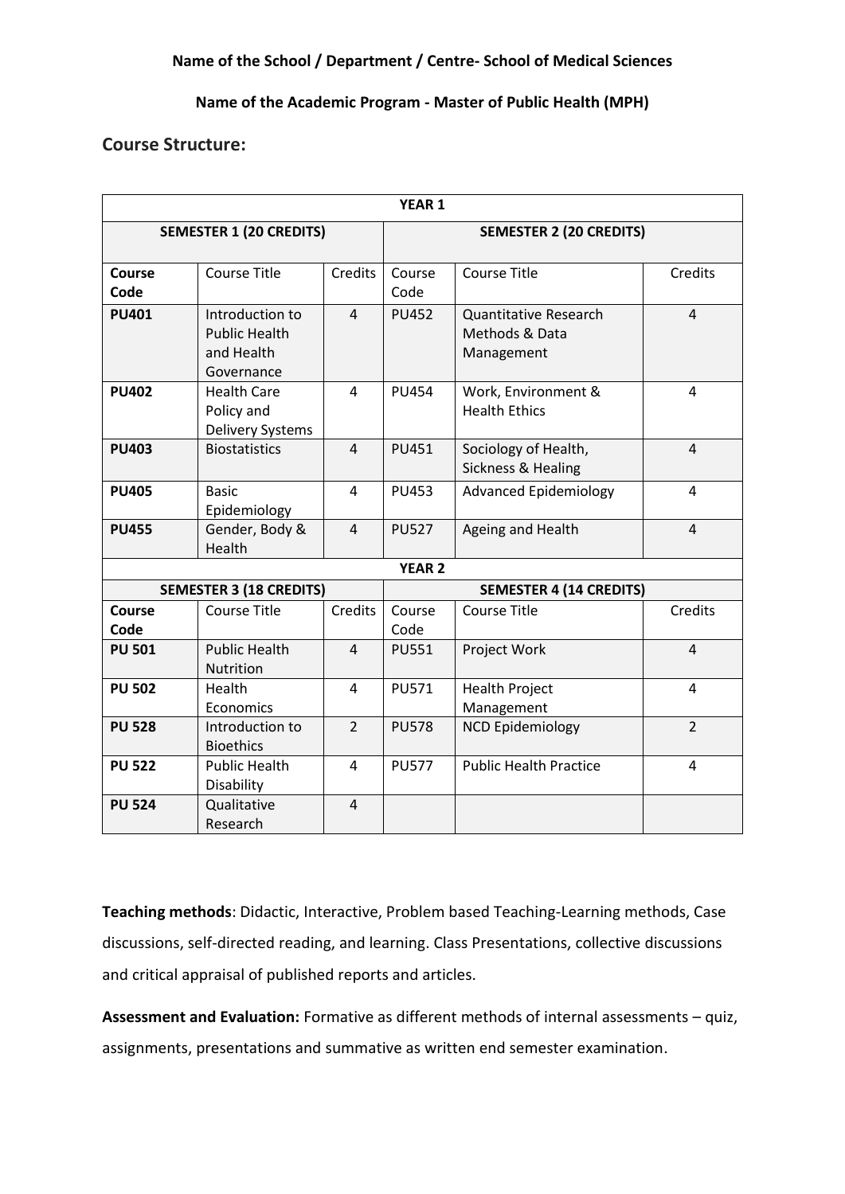**Name of the School / Department / Centre- School of Medical Sciences**

**Name of the Academic Program - Master of Public Health (MPH)**

## Course Structure:

| YEAR 1 | | | | | |
|---|---|---|---|---|---|
| **SEMESTER 1 (20 CREDITS)** | | | **SEMESTER 2 (20 CREDITS)** | | |
| **Course Code** | Course Title | Credits | Course Code | Course Title | Credits |
| **PU401** | Introduction to Public Health and Health Governance | 4 | PU452 | Quantitative Research Methods & Data Management | 4 |
| **PU402** | Health Care Policy and Delivery Systems | 4 | PU454 | Work, Environment & Health Ethics | 4 |
| **PU403** | Biostatistics | 4 | PU451 | Sociology of Health, Sickness & Healing | 4 |
| **PU405** | Basic Epidemiology | 4 | PU453 | Advanced Epidemiology | 4 |
| **PU455** | Gender, Body & Health | 4 | PU527 | Ageing and Health | 4 |
| **YEAR 2** | | | | | |
| **SEMESTER 3 (18 CREDITS)** | | | **SEMESTER 4 (14 CREDITS)** | | |
| **Course Code** | Course Title | Credits | Course Code | Course Title | Credits |
| **PU 501** | Public Health Nutrition | 4 | PU551 | Project Work | 4 |
| **PU 502** | Health Economics | 4 | PU571 | Health Project Management | 4 |
| **PU 528** | Introduction to Bioethics | 2 | PU578 | NCD Epidemiology | 2 |
| **PU 522** | Public Health Disability | 4 | PU577 | Public Health Practice | 4 |
| **PU 524** | Qualitative Research | 4 | | | |

**Teaching methods**: Didactic, Interactive, Problem based Teaching-Learning methods, Case discussions, self-directed reading, and learning. Class Presentations, collective discussions and critical appraisal of published reports and articles.

**Assessment and Evaluation:** Formative as different methods of internal assessments – quiz, assignments, presentations and summative as written end semester examination.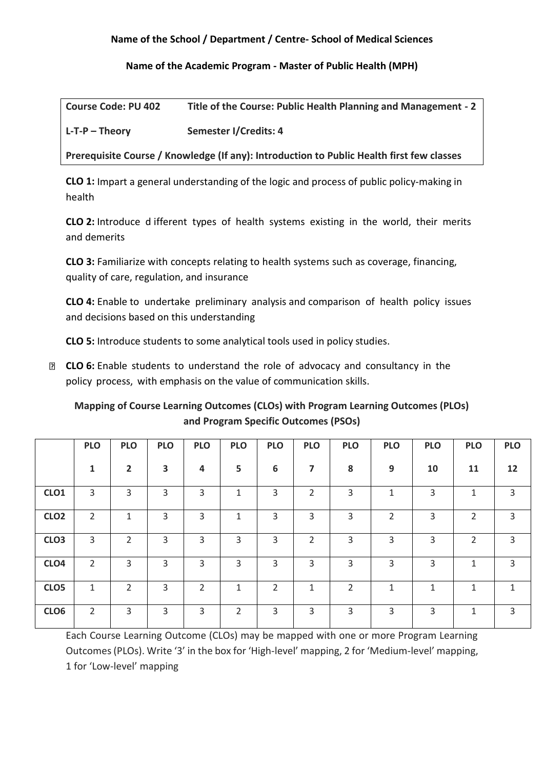**Name of the School / Department / Centre- School of Medical Sciences**

**Name of the Academic Program - Master of Public Health (MPH)**

| **Course Code: PU 402** | **Title of the Course: Public Health Planning and Management - 2** |
|---|---|
| **L-T-P – Theory** | **Semester I/Credits: 4** |
| **Prerequisite Course / Knowledge (If any): Introduction to Public Health first few classes** | |

**CLO 1:** Impart a general understanding of the logic and process of public policy-making in health

**CLO 2:** Introduce d ifferent types of health systems existing in the world, their merits and demerits

**CLO 3:** Familiarize with concepts relating to health systems such as coverage, financing, quality of care, regulation, and insurance

**CLO 4:** Enable to undertake preliminary analysis and comparison of health policy issues and decisions based on this understanding

**CLO 5:** Introduce students to some analytical tools used in policy studies.

- **CLO 6:** Enable students to understand the role of advocacy and consultancy in the policy process, with emphasis on the value of communication skills.

**Mapping of Course Learning Outcomes (CLOs) with Program Learning Outcomes (PLOs) and Program Specific Outcomes (PSOs)**

| | PLO 1 | PLO 2 | PLO 3 | PLO 4 | PLO 5 | PLO 6 | PLO 7 | PLO 8 | PLO 9 | PLO 10 | PLO 11 | PLO 12 |
|---|---|---|---|---|---|---|---|---|---|---|---|---|
| **CLO1** | 3 | 3 | 3 | 3 | 1 | 3 | 2 | 3 | 1 | 3 | 1 | 3 |
| **CLO2** | 2 | 1 | 3 | 3 | 1 | 3 | 3 | 3 | 2 | 3 | 2 | 3 |
| **CLO3** | 3 | 2 | 3 | 3 | 3 | 3 | 2 | 3 | 3 | 3 | 2 | 3 |
| **CLO4** | 2 | 3 | 3 | 3 | 3 | 3 | 3 | 3 | 3 | 3 | 1 | 3 |
| **CLO5** | 1 | 2 | 3 | 2 | 1 | 2 | 1 | 2 | 1 | 1 | 1 | 1 |
| **CLO6** | 2 | 3 | 3 | 3 | 2 | 3 | 3 | 3 | 3 | 3 | 1 | 3 |

Each Course Learning Outcome (CLOs) may be mapped with one or more Program Learning Outcomes (PLOs). Write '3' in the box for 'High-level' mapping, 2 for 'Medium-level' mapping, 1 for 'Low-level' mapping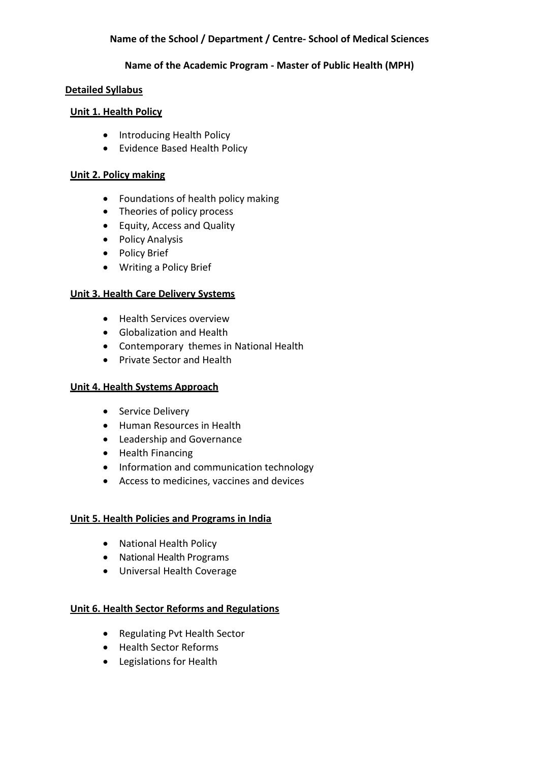**Name of the School / Department / Centre- School of Medical Sciences**

**Name of the Academic Program - Master of Public Health (MPH)**

**Detailed Syllabus**

**Unit 1. Health Policy**

- Introducing Health Policy
- Evidence Based Health Policy

**Unit 2. Policy making**

- Foundations of health policy making
- Theories of policy process
- Equity, Access and Quality
- Policy Analysis
- Policy Brief
- Writing a Policy Brief

**Unit 3. Health Care Delivery Systems**

- Health Services overview
- Globalization and Health
- Contemporary themes in National Health
- Private Sector and Health

**Unit 4. Health Systems Approach**

- Service Delivery
- Human Resources in Health
- Leadership and Governance
- Health Financing
- Information and communication technology
- Access to medicines, vaccines and devices

**Unit 5. Health Policies and Programs in India**

- National Health Policy
- National Health Programs
- Universal Health Coverage

**Unit 6. Health Sector Reforms and Regulations**

- Regulating Pvt Health Sector
- Health Sector Reforms
- Legislations for Health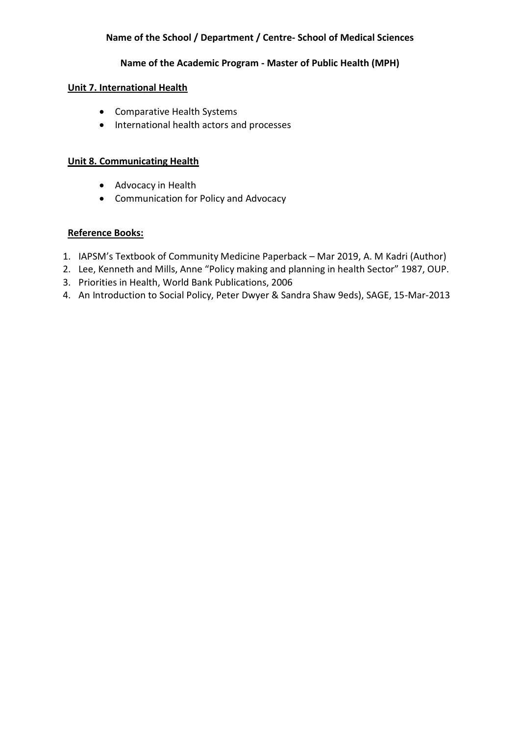**Name of the School / Department / Centre- School of Medical Sciences**

**Name of the Academic Program - Master of Public Health (MPH)**

**Unit 7. International Health**

- Comparative Health Systems
- International health actors and processes

**Unit 8. Communicating Health**

- Advocacy in Health
- Communication for Policy and Advocacy

**Reference Books:**

1. IAPSM's Textbook of Community Medicine Paperback – Mar 2019, A. M Kadri (Author)
2. Lee, Kenneth and Mills, Anne "Policy making and planning in health Sector" 1987, OUP.
3. Priorities in Health, World Bank Publications, 2006
4. An Introduction to Social Policy, Peter Dwyer & Sandra Shaw 9eds), SAGE, 15-Mar-2013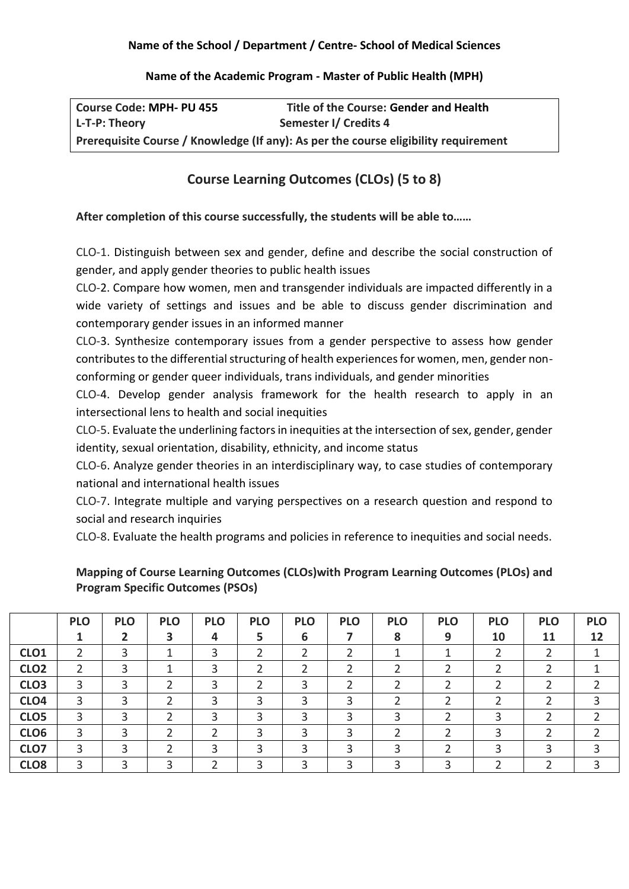**Name of the School / Department / Centre- School of Medical Sciences**

**Name of the Academic Program - Master of Public Health (MPH)**

| **Course Code: MPH- PU 455** | **Title of the Course: Gender and Health** |
|---|---|
| **L-T-P: Theory** | **Semester I/ Credits 4** |
| **Prerequisite Course / Knowledge (If any): As per the course eligibility requirement** | |

## Course Learning Outcomes (CLOs) (5 to 8)

**After completion of this course successfully, the students will be able to……**

CLO-1. Distinguish between sex and gender, define and describe the social construction of gender, and apply gender theories to public health issues

CLO-2. Compare how women, men and transgender individuals are impacted differently in a wide variety of settings and issues and be able to discuss gender discrimination and contemporary gender issues in an informed manner

CLO-3. Synthesize contemporary issues from a gender perspective to assess how gender contributes to the differential structuring of health experiences for women, men, gender non-conforming or gender queer individuals, trans individuals, and gender minorities

CLO-4. Develop gender analysis framework for the health research to apply in an intersectional lens to health and social inequities

CLO-5. Evaluate the underlining factors in inequities at the intersection of sex, gender, gender identity, sexual orientation, disability, ethnicity, and income status

CLO-6. Analyze gender theories in an interdisciplinary way, to case studies of contemporary national and international health issues

CLO-7. Integrate multiple and varying perspectives on a research question and respond to social and research inquiries

CLO-8. Evaluate the health programs and policies in reference to inequities and social needs.

**Mapping of Course Learning Outcomes (CLOs)with Program Learning Outcomes (PLOs) and Program Specific Outcomes (PSOs)**

| | PLO 1 | PLO 2 | PLO 3 | PLO 4 | PLO 5 | PLO 6 | PLO 7 | PLO 8 | PLO 9 | PLO 10 | PLO 11 | PLO 12 |
|---|---|---|---|---|---|---|---|---|---|---|---|---|
| **CLO1** | 2 | 3 | 1 | 3 | 2 | 2 | 2 | 1 | 1 | 2 | 2 | 1 |
| **CLO2** | 2 | 3 | 1 | 3 | 2 | 2 | 2 | 2 | 2 | 2 | 2 | 1 |
| **CLO3** | 3 | 3 | 2 | 3 | 2 | 3 | 2 | 2 | 2 | 2 | 2 | 2 |
| **CLO4** | 3 | 3 | 2 | 3 | 3 | 3 | 3 | 2 | 2 | 2 | 2 | 3 |
| **CLO5** | 3 | 3 | 2 | 3 | 3 | 3 | 3 | 3 | 2 | 3 | 2 | 2 |
| **CLO6** | 3 | 3 | 2 | 2 | 3 | 3 | 3 | 2 | 2 | 3 | 2 | 2 |
| **CLO7** | 3 | 3 | 2 | 3 | 3 | 3 | 3 | 3 | 2 | 3 | 3 | 3 |
| **CLO8** | 3 | 3 | 3 | 2 | 3 | 3 | 3 | 3 | 3 | 2 | 2 | 3 |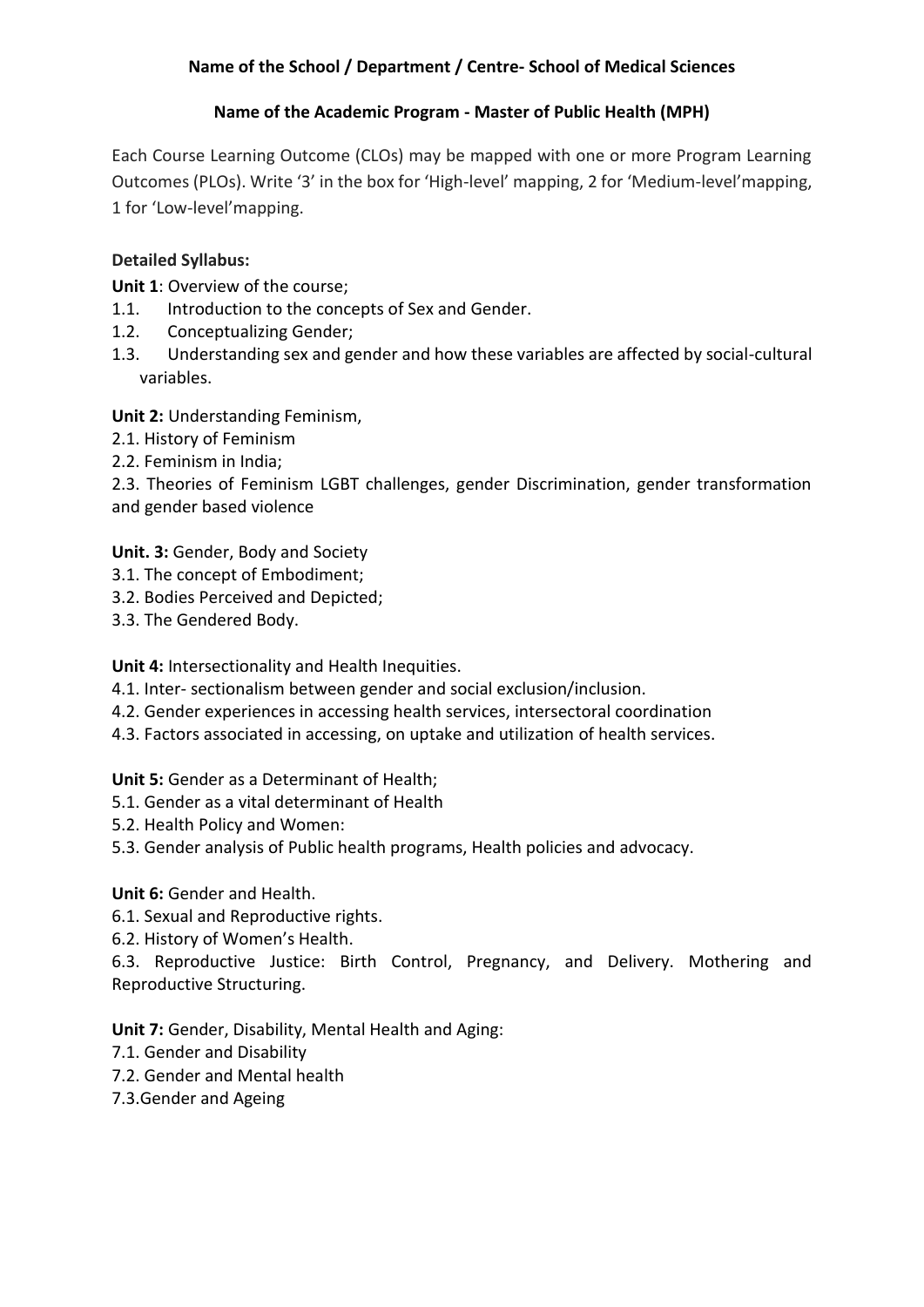**Name of the School / Department / Centre- School of Medical Sciences**

**Name of the Academic Program - Master of Public Health (MPH)**

Each Course Learning Outcome (CLOs) may be mapped with one or more Program Learning Outcomes (PLOs). Write '3' in the box for 'High-level' mapping, 2 for 'Medium-level'mapping, 1 for 'Low-level'mapping.

**Detailed Syllabus:**

**Unit 1**: Overview of the course;

1.1. Introduction to the concepts of Sex and Gender.
1.2. Conceptualizing Gender;
1.3. Understanding sex and gender and how these variables are affected by social-cultural variables.

**Unit 2:** Understanding Feminism,

2.1. History of Feminism
2.2. Feminism in India;
2.3. Theories of Feminism LGBT challenges, gender Discrimination, gender transformation and gender based violence

**Unit. 3:** Gender, Body and Society

3.1. The concept of Embodiment;
3.2. Bodies Perceived and Depicted;
3.3. The Gendered Body.

**Unit 4:** Intersectionality and Health Inequities.

4.1. Inter- sectionalism between gender and social exclusion/inclusion.
4.2. Gender experiences in accessing health services, intersectoral coordination
4.3. Factors associated in accessing, on uptake and utilization of health services.

**Unit 5:** Gender as a Determinant of Health;

5.1. Gender as a vital determinant of Health
5.2. Health Policy and Women:
5.3. Gender analysis of Public health programs, Health policies and advocacy.

**Unit 6:** Gender and Health.

6.1. Sexual and Reproductive rights.
6.2. History of Women's Health.
6.3. Reproductive Justice: Birth Control, Pregnancy, and Delivery. Mothering and Reproductive Structuring.

**Unit 7:** Gender, Disability, Mental Health and Aging:

7.1. Gender and Disability
7.2. Gender and Mental health
7.3.Gender and Ageing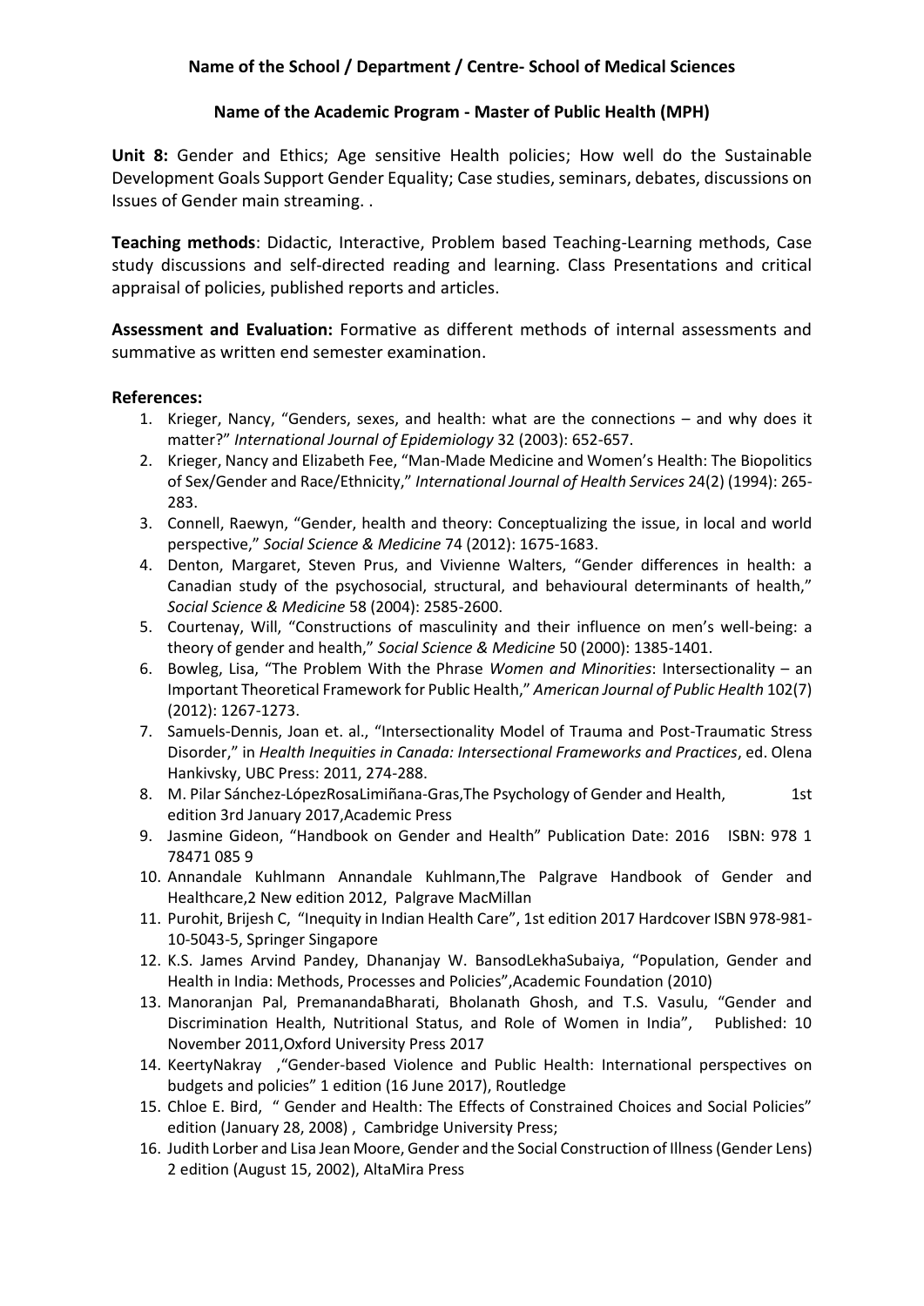**Name of the School / Department / Centre- School of Medical Sciences**

**Name of the Academic Program - Master of Public Health (MPH)**

**Unit 8:** Gender and Ethics; Age sensitive Health policies; How well do the Sustainable Development Goals Support Gender Equality; Case studies, seminars, debates, discussions on Issues of Gender main streaming. .

**Teaching methods**: Didactic, Interactive, Problem based Teaching-Learning methods, Case study discussions and self-directed reading and learning. Class Presentations and critical appraisal of policies, published reports and articles.

**Assessment and Evaluation:** Formative as different methods of internal assessments and summative as written end semester examination.

**References:**

1. Krieger, Nancy, "Genders, sexes, and health: what are the connections – and why does it matter?" *International Journal of Epidemiology* 32 (2003): 652-657.
2. Krieger, Nancy and Elizabeth Fee, "Man-Made Medicine and Women's Health: The Biopolitics of Sex/Gender and Race/Ethnicity," *International Journal of Health Services* 24(2) (1994): 265-283.
3. Connell, Raewyn, "Gender, health and theory: Conceptualizing the issue, in local and world perspective," *Social Science & Medicine* 74 (2012): 1675-1683.
4. Denton, Margaret, Steven Prus, and Vivienne Walters, "Gender differences in health: a Canadian study of the psychosocial, structural, and behavioural determinants of health," *Social Science & Medicine* 58 (2004): 2585-2600.
5. Courtenay, Will, "Constructions of masculinity and their influence on men's well-being: a theory of gender and health," *Social Science & Medicine* 50 (2000): 1385-1401.
6. Bowleg, Lisa, "The Problem With the Phrase *Women and Minorities*: Intersectionality – an Important Theoretical Framework for Public Health," *American Journal of Public Health* 102(7) (2012): 1267-1273.
7. Samuels-Dennis, Joan et. al., "Intersectionality Model of Trauma and Post-Traumatic Stress Disorder," in *Health Inequities in Canada: Intersectional Frameworks and Practices*, ed. Olena Hankivsky, UBC Press: 2011, 274-288.
8. M. Pilar Sánchez-LópezRosaLimiñana-Gras,The Psychology of Gender and Health, 1st edition 3rd January 2017,Academic Press
9. Jasmine Gideon, "Handbook on Gender and Health" Publication Date: 2016 ISBN: 978 1 78471 085 9
10. Annandale Kuhlmann Annandale Kuhlmann,The Palgrave Handbook of Gender and Healthcare,2 New edition 2012, Palgrave MacMillan
11. Purohit, Brijesh C, "Inequity in Indian Health Care", 1st edition 2017 Hardcover ISBN 978-981-10-5043-5, Springer Singapore
12. K.S. James Arvind Pandey, Dhananjay W. BansodLekhaSubaiya, "Population, Gender and Health in India: Methods, Processes and Policies",Academic Foundation (2010)
13. Manoranjan Pal, PremanandaBharati, Bholanath Ghosh, and T.S. Vasulu, "Gender and Discrimination Health, Nutritional Status, and Role of Women in India", Published: 10 November 2011,Oxford University Press 2017
14. KeertyNakray ,"Gender-based Violence and Public Health: International perspectives on budgets and policies" 1 edition (16 June 2017), Routledge
15. Chloe E. Bird, " Gender and Health: The Effects of Constrained Choices and Social Policies" edition (January 28, 2008) , Cambridge University Press;
16. Judith Lorber and Lisa Jean Moore, Gender and the Social Construction of Illness (Gender Lens) 2 edition (August 15, 2002), AltaMira Press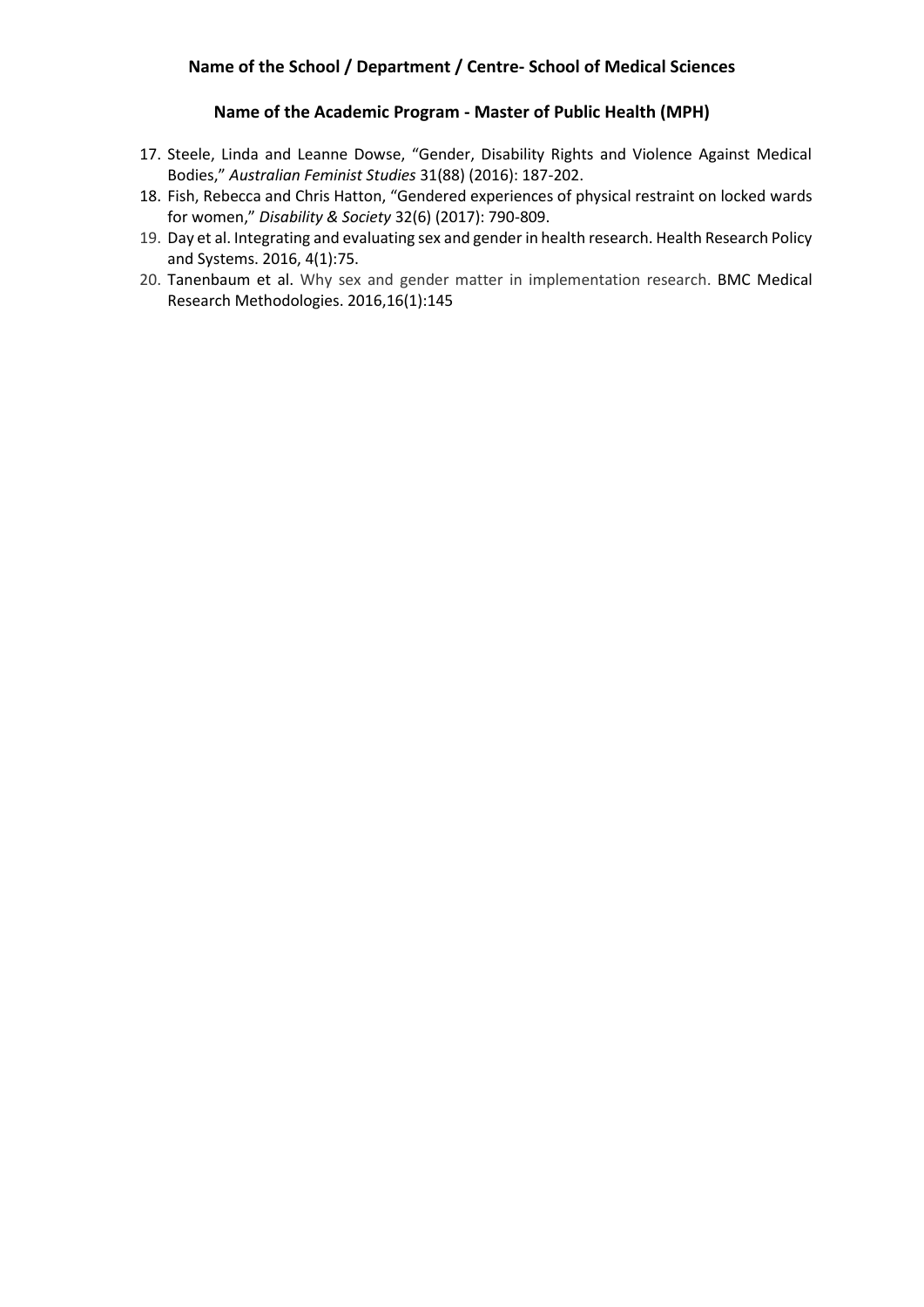**Name of the School / Department / Centre- School of Medical Sciences**

**Name of the Academic Program - Master of Public Health (MPH)**

17. Steele, Linda and Leanne Dowse, "Gender, Disability Rights and Violence Against Medical Bodies," *Australian Feminist Studies* 31(88) (2016): 187-202.
18. Fish, Rebecca and Chris Hatton, "Gendered experiences of physical restraint on locked wards for women," *Disability & Society* 32(6) (2017): 790-809.
19. Day et al. Integrating and evaluating sex and gender in health research. Health Research Policy and Systems. 2016, 4(1):75.
20. Tanenbaum et al. Why sex and gender matter in implementation research. BMC Medical Research Methodologies. 2016,16(1):145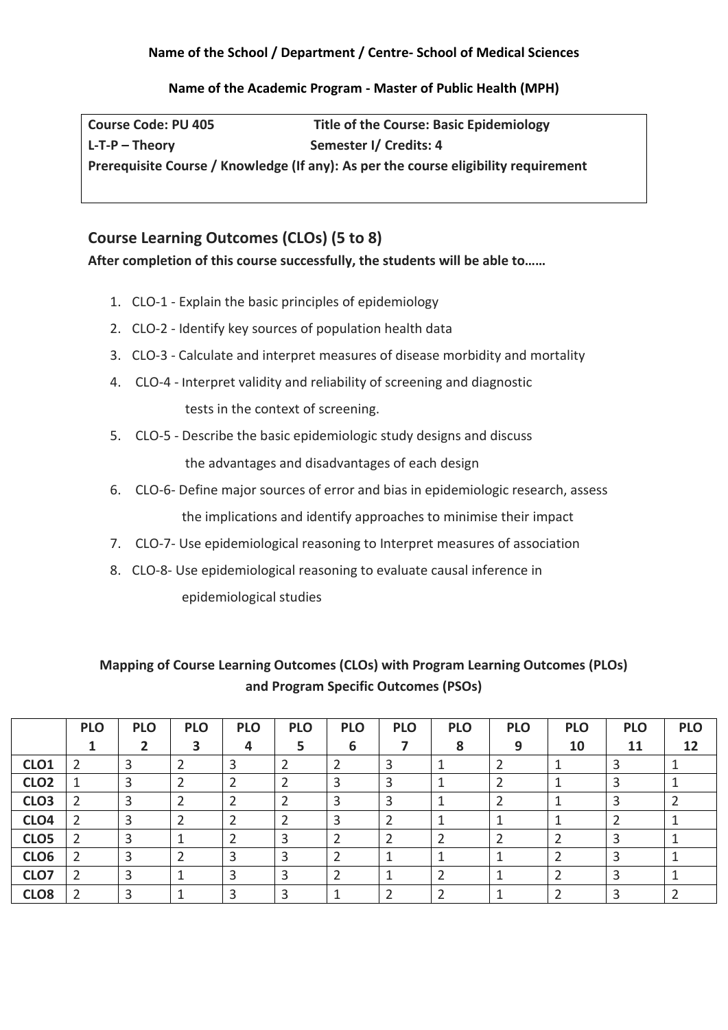**Name of the School / Department / Centre- School of Medical Sciences**

**Name of the Academic Program - Master of Public Health (MPH)**

| **Course Code: PU 405** | **Title of the Course: Basic Epidemiology** |
|---|---|
| **L-T-P – Theory** | **Semester I/ Credits: 4** |
| **Prerequisite Course / Knowledge (If any): As per the course eligibility requirement** | |

## Course Learning Outcomes (CLOs) (5 to 8)

**After completion of this course successfully, the students will be able to……**

1. CLO-1 - Explain the basic principles of epidemiology
2. CLO-2 - Identify key sources of population health data
3. CLO-3 - Calculate and interpret measures of disease morbidity and mortality
4. CLO-4 - Interpret validity and reliability of screening and diagnostic tests in the context of screening.
5. CLO-5 - Describe the basic epidemiologic study designs and discuss the advantages and disadvantages of each design
6. CLO-6- Define major sources of error and bias in epidemiologic research, assess the implications and identify approaches to minimise their impact
7. CLO-7- Use epidemiological reasoning to Interpret measures of association
8. CLO-8- Use epidemiological reasoning to evaluate causal inference in epidemiological studies

**Mapping of Course Learning Outcomes (CLOs) with Program Learning Outcomes (PLOs) and Program Specific Outcomes (PSOs)**

| | PLO 1 | PLO 2 | PLO 3 | PLO 4 | PLO 5 | PLO 6 | PLO 7 | PLO 8 | PLO 9 | PLO 10 | PLO 11 | PLO 12 |
|---|---|---|---|---|---|---|---|---|---|---|---|---|
| **CLO1** | 2 | 3 | 2 | 3 | 2 | 2 | 3 | 1 | 2 | 1 | 3 | 1 |
| **CLO2** | 1 | 3 | 2 | 2 | 2 | 3 | 3 | 1 | 2 | 1 | 3 | 1 |
| **CLO3** | 2 | 3 | 2 | 2 | 2 | 3 | 3 | 1 | 2 | 1 | 3 | 2 |
| **CLO4** | 2 | 3 | 2 | 2 | 2 | 3 | 2 | 1 | 1 | 1 | 2 | 1 |
| **CLO5** | 2 | 3 | 1 | 2 | 3 | 2 | 2 | 2 | 2 | 2 | 3 | 1 |
| **CLO6** | 2 | 3 | 2 | 3 | 3 | 2 | 1 | 1 | 1 | 2 | 3 | 1 |
| **CLO7** | 2 | 3 | 1 | 3 | 3 | 2 | 1 | 2 | 1 | 2 | 3 | 1 |
| **CLO8** | 2 | 3 | 1 | 3 | 3 | 1 | 2 | 2 | 1 | 2 | 3 | 2 |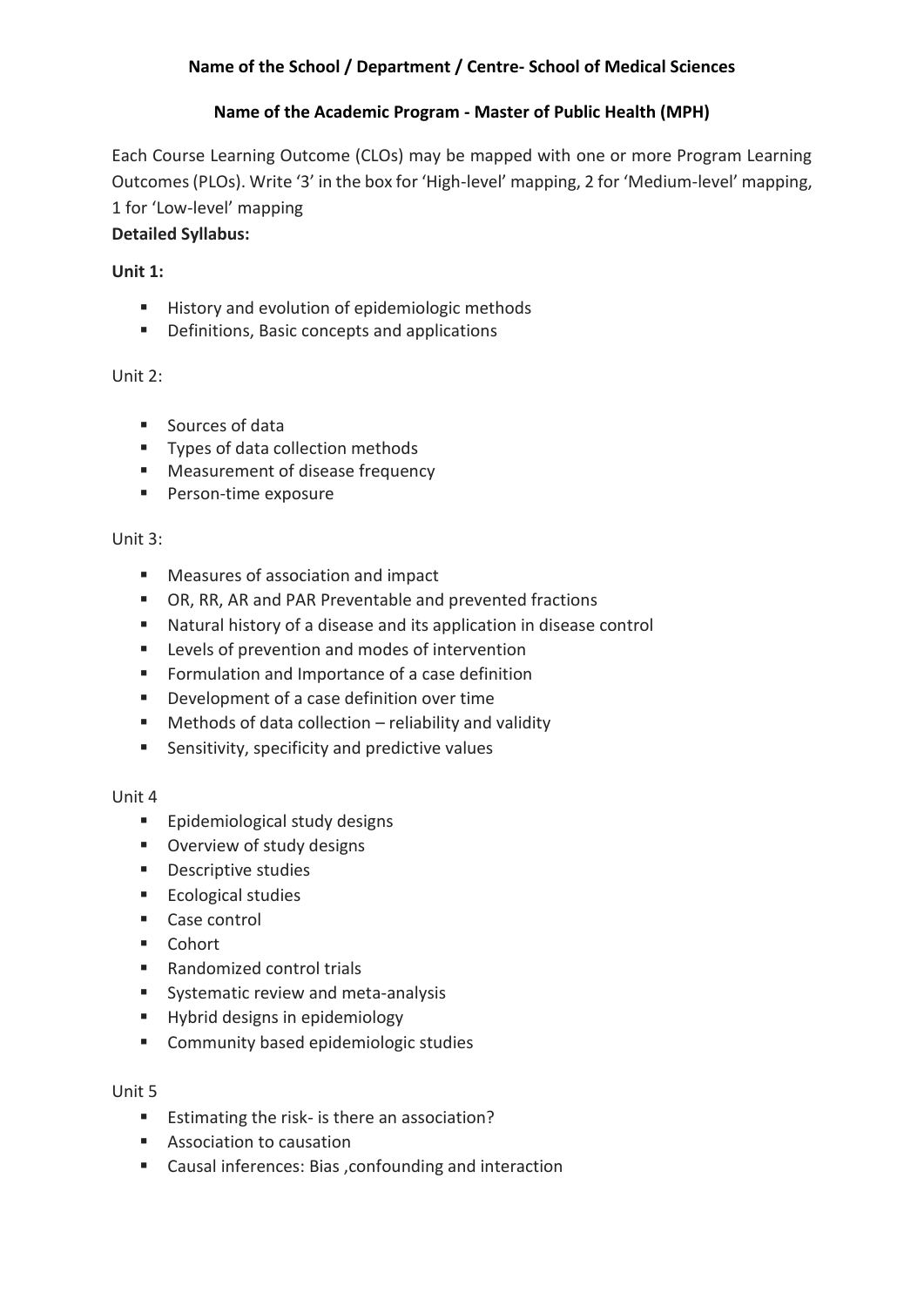**Name of the School / Department / Centre- School of Medical Sciences**

**Name of the Academic Program - Master of Public Health (MPH)**

Each Course Learning Outcome (CLOs) may be mapped with one or more Program Learning Outcomes (PLOs). Write '3' in the box for 'High-level' mapping, 2 for 'Medium-level' mapping, 1 for 'Low-level' mapping

**Detailed Syllabus:**

**Unit 1:**

- History and evolution of epidemiologic methods
- Definitions, Basic concepts and applications

Unit 2:

- Sources of data
- Types of data collection methods
- Measurement of disease frequency
- Person-time exposure

Unit 3:

- Measures of association and impact
- OR, RR, AR and PAR Preventable and prevented fractions
- Natural history of a disease and its application in disease control
- Levels of prevention and modes of intervention
- Formulation and Importance of a case definition
- Development of a case definition over time
- Methods of data collection – reliability and validity
- Sensitivity, specificity and predictive values

Unit 4

- Epidemiological study designs
- Overview of study designs
- Descriptive studies
- Ecological studies
- Case control
- Cohort
- Randomized control trials
- Systematic review and meta-analysis
- Hybrid designs in epidemiology
- Community based epidemiologic studies

Unit 5

- Estimating the risk- is there an association?
- Association to causation
- Causal inferences: Bias ,confounding and interaction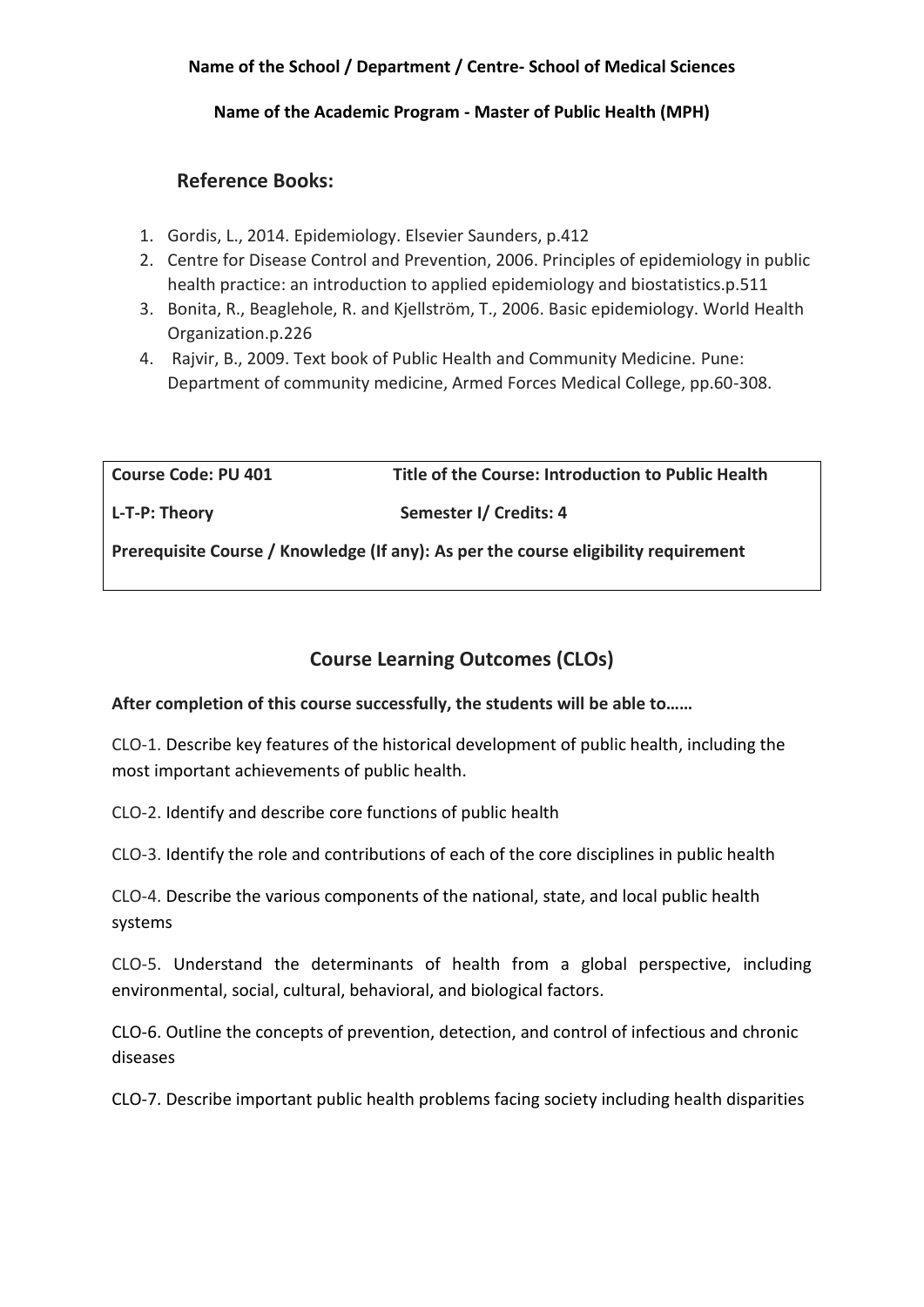**Name of the School / Department / Centre- School of Medical Sciences**

**Name of the Academic Program - Master of Public Health (MPH)**

## Reference Books:

1. Gordis, L., 2014. Epidemiology. Elsevier Saunders, p.412
2. Centre for Disease Control and Prevention, 2006. Principles of epidemiology in public health practice: an introduction to applied epidemiology and biostatistics.p.511
3. Bonita, R., Beaglehole, R. and Kjellström, T., 2006. Basic epidemiology. World Health Organization.p.226
4. Rajvir, B., 2009. Text book of Public Health and Community Medicine. Pune: Department of community medicine, Armed Forces Medical College, pp.60-308.

| **Course Code: PU 401** | **Title of the Course: Introduction to Public Health** |
|---|---|
| **L-T-P: Theory** | **Semester I/ Credits: 4** |
| **Prerequisite Course / Knowledge (If any): As per the course eligibility requirement** | |

## Course Learning Outcomes (CLOs)

**After completion of this course successfully, the students will be able to……**

CLO-1. Describe key features of the historical development of public health, including the most important achievements of public health.

CLO-2. Identify and describe core functions of public health

CLO-3. Identify the role and contributions of each of the core disciplines in public health

CLO-4. Describe the various components of the national, state, and local public health systems

CLO-5. Understand the determinants of health from a global perspective, including environmental, social, cultural, behavioral, and biological factors.

CLO-6. Outline the concepts of prevention, detection, and control of infectious and chronic diseases

CLO-7. Describe important public health problems facing society including health disparities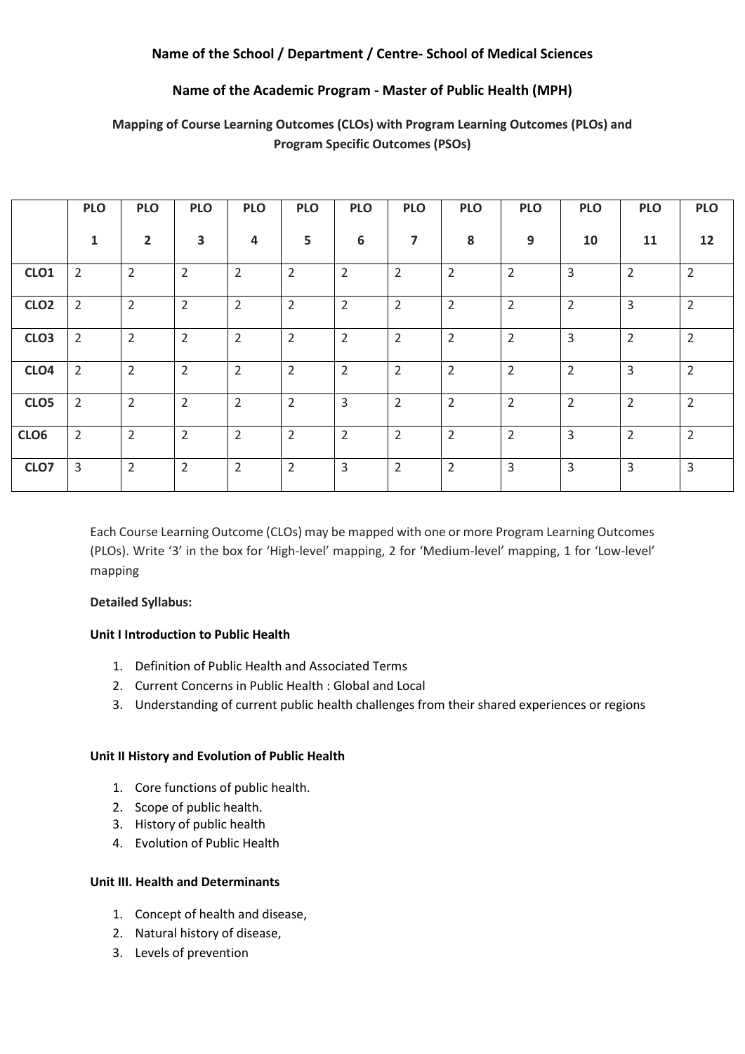**Name of the School / Department / Centre- School of Medical Sciences**

**Name of the Academic Program - Master of Public Health (MPH)**

**Mapping of Course Learning Outcomes (CLOs) with Program Learning Outcomes (PLOs) and Program Specific Outcomes (PSOs)**

| | PLO 1 | PLO 2 | PLO 3 | PLO 4 | PLO 5 | PLO 6 | PLO 7 | PLO 8 | PLO 9 | PLO 10 | PLO 11 | PLO 12 |
|---|---|---|---|---|---|---|---|---|---|---|---|---|
| **CLO1** | 2 | 2 | 2 | 2 | 2 | 2 | 2 | 2 | 2 | 3 | 2 | 2 |
| **CLO2** | 2 | 2 | 2 | 2 | 2 | 2 | 2 | 2 | 2 | 2 | 3 | 2 |
| **CLO3** | 2 | 2 | 2 | 2 | 2 | 2 | 2 | 2 | 2 | 3 | 2 | 2 |
| **CLO4** | 2 | 2 | 2 | 2 | 2 | 2 | 2 | 2 | 2 | 2 | 3 | 2 |
| **CLO5** | 2 | 2 | 2 | 2 | 2 | 3 | 2 | 2 | 2 | 2 | 2 | 2 |
| **CLO6** | 2 | 2 | 2 | 2 | 2 | 2 | 2 | 2 | 2 | 3 | 2 | 2 |
| **CLO7** | 3 | 2 | 2 | 2 | 2 | 3 | 2 | 2 | 3 | 3 | 3 | 3 |

Each Course Learning Outcome (CLOs) may be mapped with one or more Program Learning Outcomes (PLOs). Write '3' in the box for 'High-level' mapping, 2 for 'Medium-level' mapping, 1 for 'Low-level' mapping

**Detailed Syllabus:**

**Unit I Introduction to Public Health**

1. Definition of Public Health and Associated Terms
2. Current Concerns in Public Health : Global and Local
3. Understanding of current public health challenges from their shared experiences or regions

**Unit II History and Evolution of Public Health**

1. Core functions of public health.
2. Scope of public health.
3. History of public health
4. Evolution of Public Health

**Unit III. Health and Determinants**

1. Concept of health and disease,
2. Natural history of disease,
3. Levels of prevention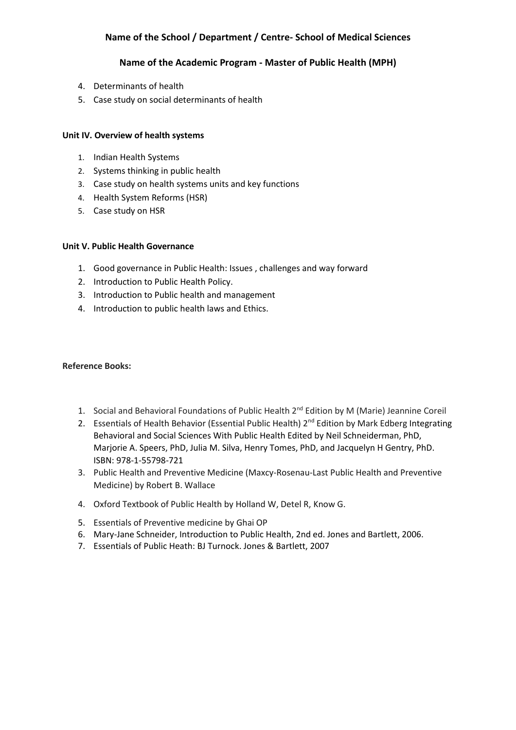4. Determinants of health
5. Case study on social determinants of health

**Unit IV. Overview of health systems**

1. Indian Health Systems
2. Systems thinking in public health
3. Case study on health systems units and key functions
4. Health System Reforms (HSR)
5. Case study on HSR

**Unit V. Public Health Governance**

1. Good governance in Public Health: Issues , challenges and way forward
2. Introduction to Public Health Policy.
3. Introduction to Public health and management
4. Introduction to public health laws and Ethics.

**Reference Books:**

1. Social and Behavioral Foundations of Public Health 2nd Edition by M (Marie) Jeannine Coreil
2. Essentials of Health Behavior (Essential Public Health) 2nd Edition by Mark Edberg Integrating Behavioral and Social Sciences With Public Health Edited by Neil Schneiderman, PhD, Marjorie A. Speers, PhD, Julia M. Silva, Henry Tomes, PhD, and Jacquelyn H Gentry, PhD. ISBN: 978-1-55798-721
3. Public Health and Preventive Medicine (Maxcy-Rosenau-Last Public Health and Preventive Medicine) by Robert B. Wallace
4. Oxford Textbook of Public Health by Holland W, Detel R, Know G.
5. Essentials of Preventive medicine by Ghai OP
6. Mary-Jane Schneider, Introduction to Public Health, 2nd ed. Jones and Bartlett, 2006.
7. Essentials of Public Heath: BJ Turnock. Jones & Bartlett, 2007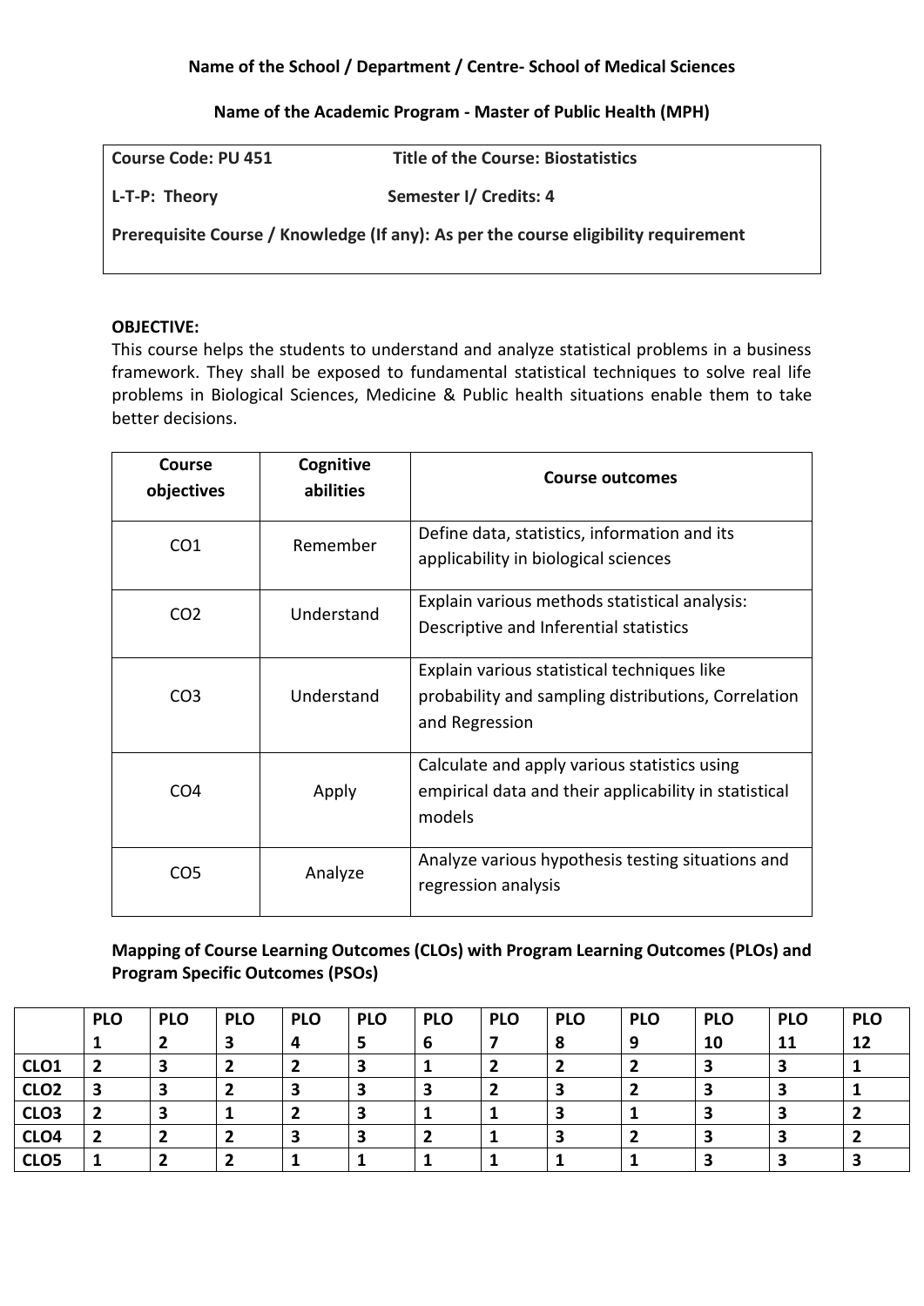**Name of the School / Department / Centre- School of Medical Sciences**

**Name of the Academic Program - Master of Public Health (MPH)**

| **Course Code: PU 451** | **Title of the Course: Biostatistics** |
|---|---|
| **L-T-P: Theory** | **Semester I/ Credits: 4** |
| **Prerequisite Course / Knowledge (If any): As per the course eligibility requirement** | |

**OBJECTIVE:**

This course helps the students to understand and analyze statistical problems in a business framework. They shall be exposed to fundamental statistical techniques to solve real life problems in Biological Sciences, Medicine & Public health situations enable them to take better decisions.

| Course objectives | Cognitive abilities | Course outcomes |
|---|---|---|
| CO1 | Remember | Define data, statistics, information and its applicability in biological sciences |
| CO2 | Understand | Explain various methods statistical analysis: Descriptive and Inferential statistics |
| CO3 | Understand | Explain various statistical techniques like probability and sampling distributions, Correlation and Regression |
| CO4 | Apply | Calculate and apply various statistics using empirical data and their applicability in statistical models |
| CO5 | Analyze | Analyze various hypothesis testing situations and regression analysis |

**Mapping of Course Learning Outcomes (CLOs) with Program Learning Outcomes (PLOs) and Program Specific Outcomes (PSOs)**

| | PLO 1 | PLO 2 | PLO 3 | PLO 4 | PLO 5 | PLO 6 | PLO 7 | PLO 8 | PLO 9 | PLO 10 | PLO 11 | PLO 12 |
|---|---|---|---|---|---|---|---|---|---|---|---|---|
| CLO1 | 2 | 3 | 2 | 2 | 3 | 1 | 2 | 2 | 2 | 3 | 3 | 1 |
| CLO2 | 3 | 3 | 2 | 3 | 3 | 3 | 2 | 3 | 2 | 3 | 3 | 1 |
| CLO3 | 2 | 3 | 1 | 2 | 3 | 1 | 1 | 3 | 1 | 3 | 3 | 2 |
| CLO4 | 2 | 2 | 2 | 3 | 3 | 2 | 1 | 3 | 2 | 3 | 3 | 2 |
| CLO5 | 1 | 2 | 2 | 1 | 1 | 1 | 1 | 1 | 1 | 3 | 3 | 3 |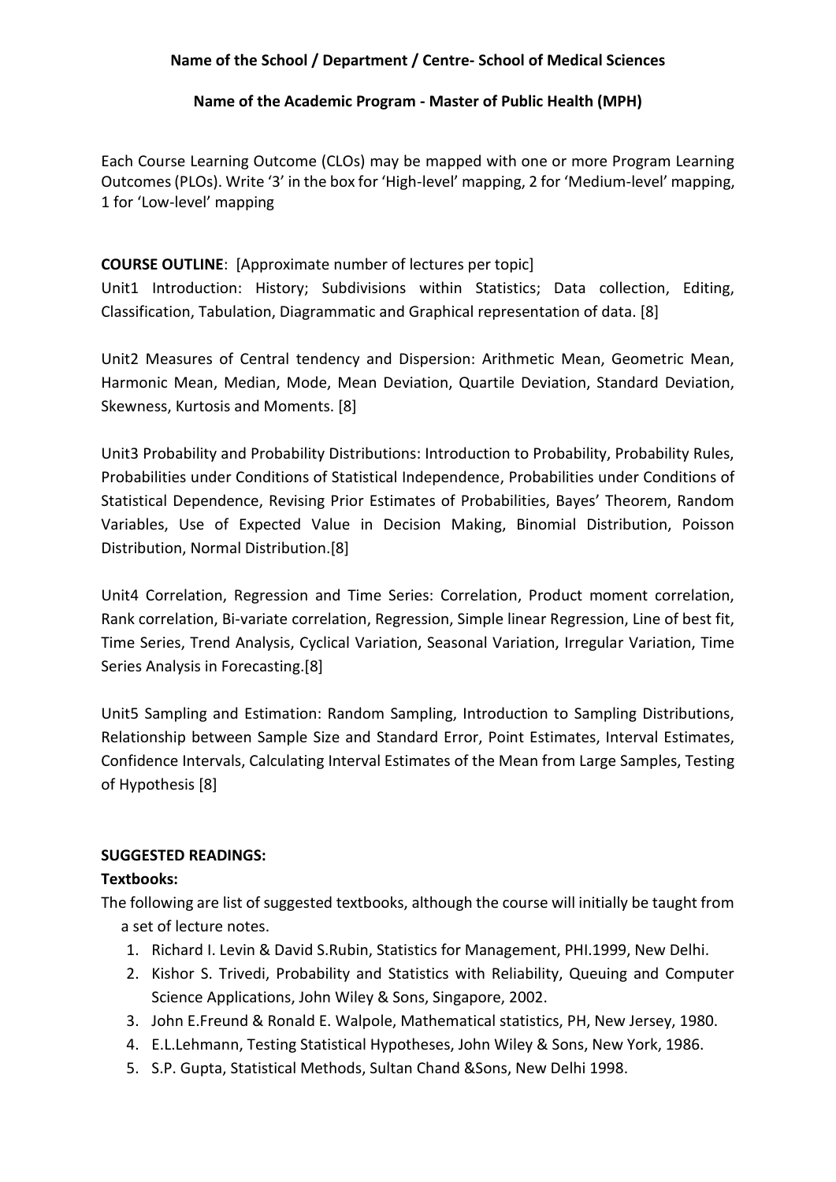**Name of the School / Department / Centre- School of Medical Sciences**

**Name of the Academic Program - Master of Public Health (MPH)**

Each Course Learning Outcome (CLOs) may be mapped with one or more Program Learning Outcomes (PLOs). Write '3' in the box for 'High-level' mapping, 2 for 'Medium-level' mapping, 1 for 'Low-level' mapping

**COURSE OUTLINE**: [Approximate number of lectures per topic]

Unit1 Introduction: History; Subdivisions within Statistics; Data collection, Editing, Classification, Tabulation, Diagrammatic and Graphical representation of data. [8]

Unit2 Measures of Central tendency and Dispersion: Arithmetic Mean, Geometric Mean, Harmonic Mean, Median, Mode, Mean Deviation, Quartile Deviation, Standard Deviation, Skewness, Kurtosis and Moments. [8]

Unit3 Probability and Probability Distributions: Introduction to Probability, Probability Rules, Probabilities under Conditions of Statistical Independence, Probabilities under Conditions of Statistical Dependence, Revising Prior Estimates of Probabilities, Bayes' Theorem, Random Variables, Use of Expected Value in Decision Making, Binomial Distribution, Poisson Distribution, Normal Distribution.[8]

Unit4 Correlation, Regression and Time Series: Correlation, Product moment correlation, Rank correlation, Bi-variate correlation, Regression, Simple linear Regression, Line of best fit, Time Series, Trend Analysis, Cyclical Variation, Seasonal Variation, Irregular Variation, Time Series Analysis in Forecasting.[8]

Unit5 Sampling and Estimation: Random Sampling, Introduction to Sampling Distributions, Relationship between Sample Size and Standard Error, Point Estimates, Interval Estimates, Confidence Intervals, Calculating Interval Estimates of the Mean from Large Samples, Testing of Hypothesis [8]

**SUGGESTED READINGS:**

**Textbooks:**

The following are list of suggested textbooks, although the course will initially be taught from a set of lecture notes.

1. Richard I. Levin & David S.Rubin, Statistics for Management, PHI.1999, New Delhi.
2. Kishor S. Trivedi, Probability and Statistics with Reliability, Queuing and Computer Science Applications, John Wiley & Sons, Singapore, 2002.
3. John E.Freund & Ronald E. Walpole, Mathematical statistics, PH, New Jersey, 1980.
4. E.L.Lehmann, Testing Statistical Hypotheses, John Wiley & Sons, New York, 1986.
5. S.P. Gupta, Statistical Methods, Sultan Chand &Sons, New Delhi 1998.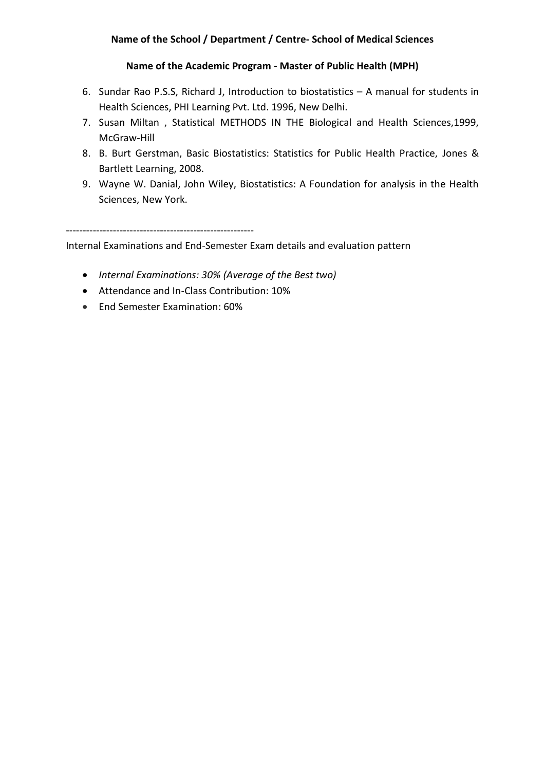6. Sundar Rao P.S.S, Richard J, Introduction to biostatistics – A manual for students in Health Sciences, PHI Learning Pvt. Ltd. 1996, New Delhi.
7. Susan Miltan , Statistical METHODS IN THE Biological and Health Sciences,1999, McGraw-Hill
8. B. Burt Gerstman, Basic Biostatistics: Statistics for Public Health Practice, Jones & Bartlett Learning, 2008.
9. Wayne W. Danial, John Wiley, Biostatistics: A Foundation for analysis in the Health Sciences, New York.

---

Internal Examinations and End-Semester Exam details and evaluation pattern

- *Internal Examinations: 30% (Average of the Best two)*
- Attendance and In-Class Contribution: 10%
- End Semester Examination: 60%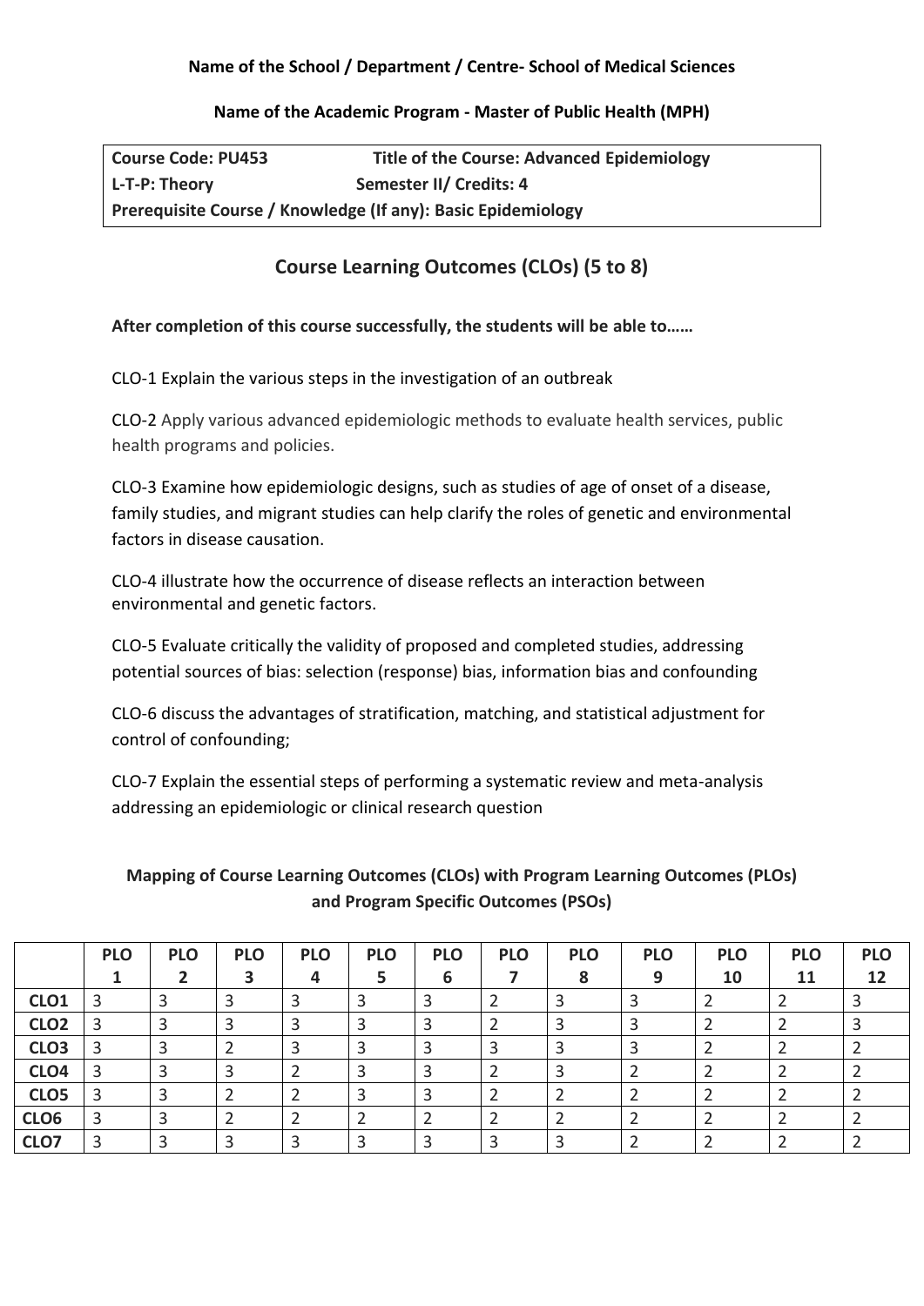**Name of the School / Department / Centre- School of Medical Sciences**

**Name of the Academic Program - Master of Public Health (MPH)**

| **Course Code: PU453** | **Title of the Course: Advanced Epidemiology** |
|---|---|
| **L-T-P: Theory** | **Semester II/ Credits: 4** |
| **Prerequisite Course / Knowledge (If any): Basic Epidemiology** | |

## Course Learning Outcomes (CLOs) (5 to 8)

**After completion of this course successfully, the students will be able to……**

CLO-1 Explain the various steps in the investigation of an outbreak

CLO-2 Apply various advanced epidemiologic methods to evaluate health services, public health programs and policies.

CLO-3 Examine how epidemiologic designs, such as studies of age of onset of a disease, family studies, and migrant studies can help clarify the roles of genetic and environmental factors in disease causation.

CLO-4 illustrate how the occurrence of disease reflects an interaction between environmental and genetic factors.

CLO-5 Evaluate critically the validity of proposed and completed studies, addressing potential sources of bias: selection (response) bias, information bias and confounding

CLO-6 discuss the advantages of stratification, matching, and statistical adjustment for control of confounding;

CLO-7 Explain the essential steps of performing a systematic review and meta-analysis addressing an epidemiologic or clinical research question

### Mapping of Course Learning Outcomes (CLOs) with Program Learning Outcomes (PLOs) and Program Specific Outcomes (PSOs)

| | PLO 1 | PLO 2 | PLO 3 | PLO 4 | PLO 5 | PLO 6 | PLO 7 | PLO 8 | PLO 9 | PLO 10 | PLO 11 | PLO 12 |
|---|---|---|---|---|---|---|---|---|---|---|---|---|
| **CLO1** | 3 | 3 | 3 | 3 | 3 | 3 | 2 | 3 | 3 | 2 | 2 | 3 |
| **CLO2** | 3 | 3 | 3 | 3 | 3 | 3 | 2 | 3 | 3 | 2 | 2 | 3 |
| **CLO3** | 3 | 3 | 2 | 3 | 3 | 3 | 3 | 3 | 3 | 2 | 2 | 2 |
| **CLO4** | 3 | 3 | 3 | 2 | 3 | 3 | 2 | 3 | 2 | 2 | 2 | 2 |
| **CLO5** | 3 | 3 | 2 | 2 | 3 | 3 | 2 | 2 | 2 | 2 | 2 | 2 |
| **CLO6** | 3 | 3 | 2 | 2 | 2 | 2 | 2 | 2 | 2 | 2 | 2 | 2 |
| **CLO7** | 3 | 3 | 3 | 3 | 3 | 3 | 3 | 3 | 2 | 2 | 2 | 2 |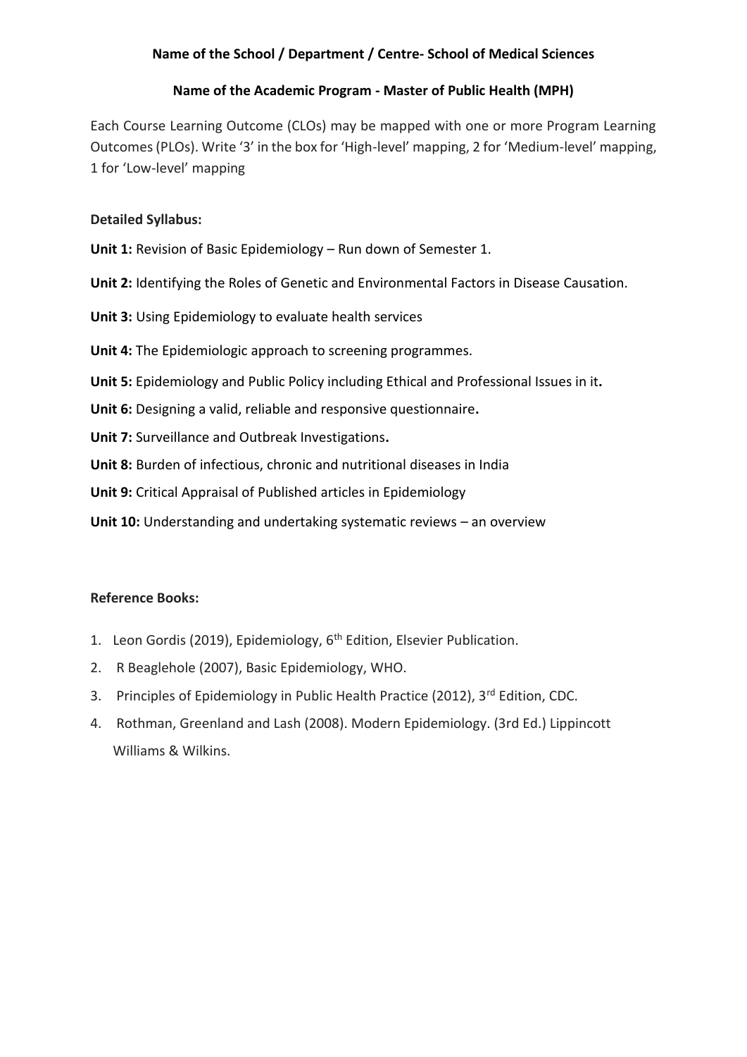**Name of the School / Department / Centre- School of Medical Sciences**

**Name of the Academic Program - Master of Public Health (MPH)**

Each Course Learning Outcome (CLOs) may be mapped with one or more Program Learning Outcomes (PLOs). Write '3' in the box for 'High-level' mapping, 2 for 'Medium-level' mapping, 1 for 'Low-level' mapping

**Detailed Syllabus:**

**Unit 1:** Revision of Basic Epidemiology – Run down of Semester 1.

**Unit 2:** Identifying the Roles of Genetic and Environmental Factors in Disease Causation.

**Unit 3:** Using Epidemiology to evaluate health services

**Unit 4:** The Epidemiologic approach to screening programmes.

**Unit 5:** Epidemiology and Public Policy including Ethical and Professional Issues in it**.**

**Unit 6:** Designing a valid, reliable and responsive questionnaire**.**

**Unit 7:** Surveillance and Outbreak Investigations**.**

**Unit 8:** Burden of infectious, chronic and nutritional diseases in India

**Unit 9:** Critical Appraisal of Published articles in Epidemiology

**Unit 10:** Understanding and undertaking systematic reviews – an overview

**Reference Books:**

1. Leon Gordis (2019), Epidemiology, 6th Edition, Elsevier Publication.
2. R Beaglehole (2007), Basic Epidemiology, WHO.
3. Principles of Epidemiology in Public Health Practice (2012), 3rd Edition, CDC.
4. Rothman, Greenland and Lash (2008). Modern Epidemiology. (3rd Ed.) Lippincott Williams & Wilkins.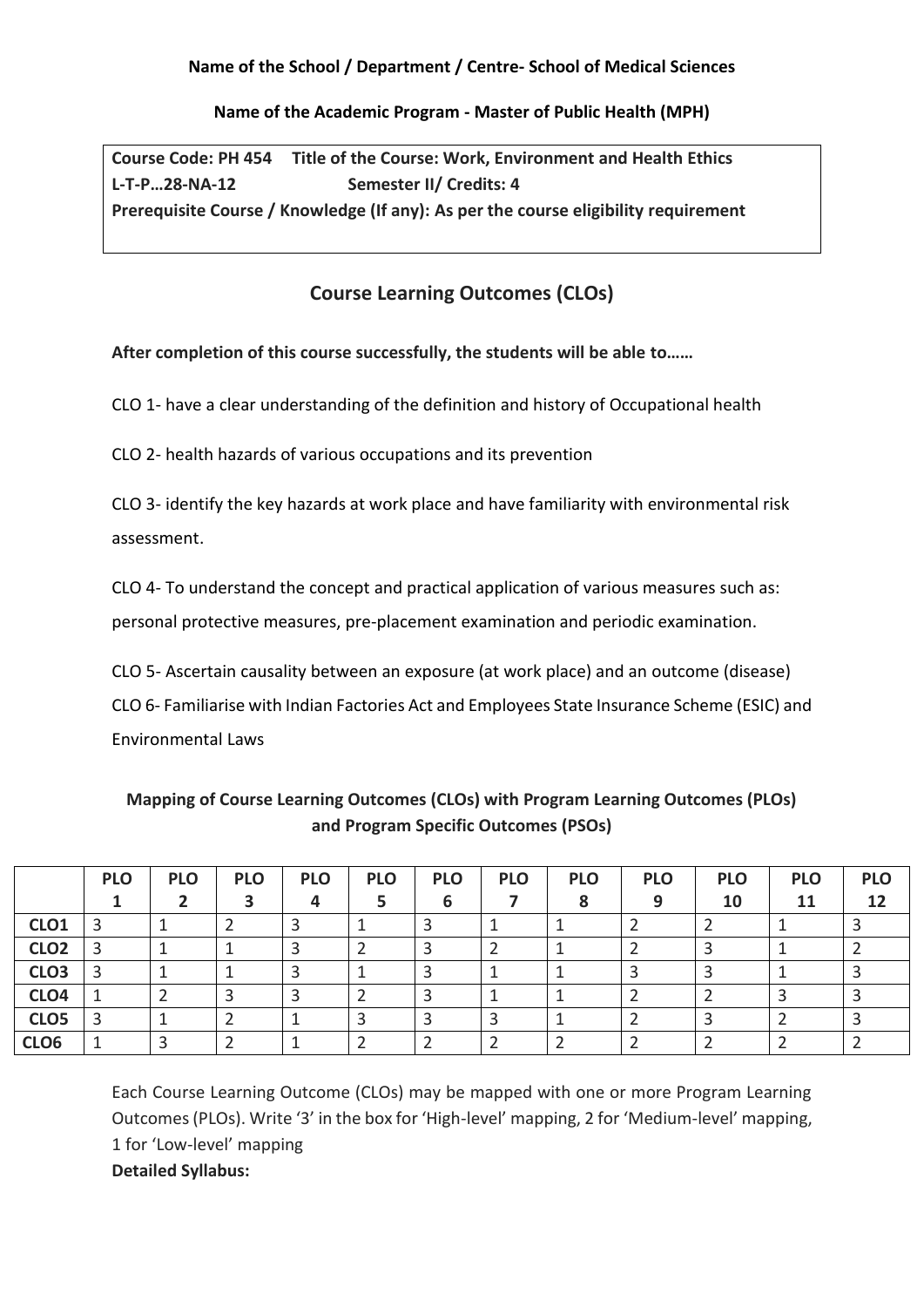**Name of the School / Department / Centre- School of Medical Sciences**

**Name of the Academic Program - Master of Public Health (MPH)**

**Course Code: PH 454 Title of the Course: Work, Environment and Health Ethics**
**L-T-P…28-NA-12 Semester II/ Credits: 4**
**Prerequisite Course / Knowledge (If any): As per the course eligibility requirement**

## Course Learning Outcomes (CLOs)

**After completion of this course successfully, the students will be able to……**

CLO 1- have a clear understanding of the definition and history of Occupational health

CLO 2- health hazards of various occupations and its prevention

CLO 3- identify the key hazards at work place and have familiarity with environmental risk assessment.

CLO 4- To understand the concept and practical application of various measures such as: personal protective measures, pre-placement examination and periodic examination.

CLO 5- Ascertain causality between an exposure (at work place) and an outcome (disease)

CLO 6- Familiarise with Indian Factories Act and Employees State Insurance Scheme (ESIC) and Environmental Laws

### Mapping of Course Learning Outcomes (CLOs) with Program Learning Outcomes (PLOs) and Program Specific Outcomes (PSOs)

| | PLO 1 | PLO 2 | PLO 3 | PLO 4 | PLO 5 | PLO 6 | PLO 7 | PLO 8 | PLO 9 | PLO 10 | PLO 11 | PLO 12 |
|---|---|---|---|---|---|---|---|---|---|---|---|---|
| **CLO1** | 3 | 1 | 2 | 3 | 1 | 3 | 1 | 1 | 2 | 2 | 1 | 3 |
| **CLO2** | 3 | 1 | 1 | 3 | 2 | 3 | 2 | 1 | 2 | 3 | 1 | 2 |
| **CLO3** | 3 | 1 | 1 | 3 | 1 | 3 | 1 | 1 | 3 | 3 | 1 | 3 |
| **CLO4** | 1 | 2 | 3 | 3 | 2 | 3 | 1 | 1 | 2 | 2 | 3 | 3 |
| **CLO5** | 3 | 1 | 2 | 1 | 3 | 3 | 3 | 1 | 2 | 3 | 2 | 3 |
| **CLO6** | 1 | 3 | 2 | 1 | 2 | 2 | 2 | 2 | 2 | 2 | 2 | 2 |

Each Course Learning Outcome (CLOs) may be mapped with one or more Program Learning Outcomes (PLOs). Write '3' in the box for 'High-level' mapping, 2 for 'Medium-level' mapping, 1 for 'Low-level' mapping

**Detailed Syllabus:**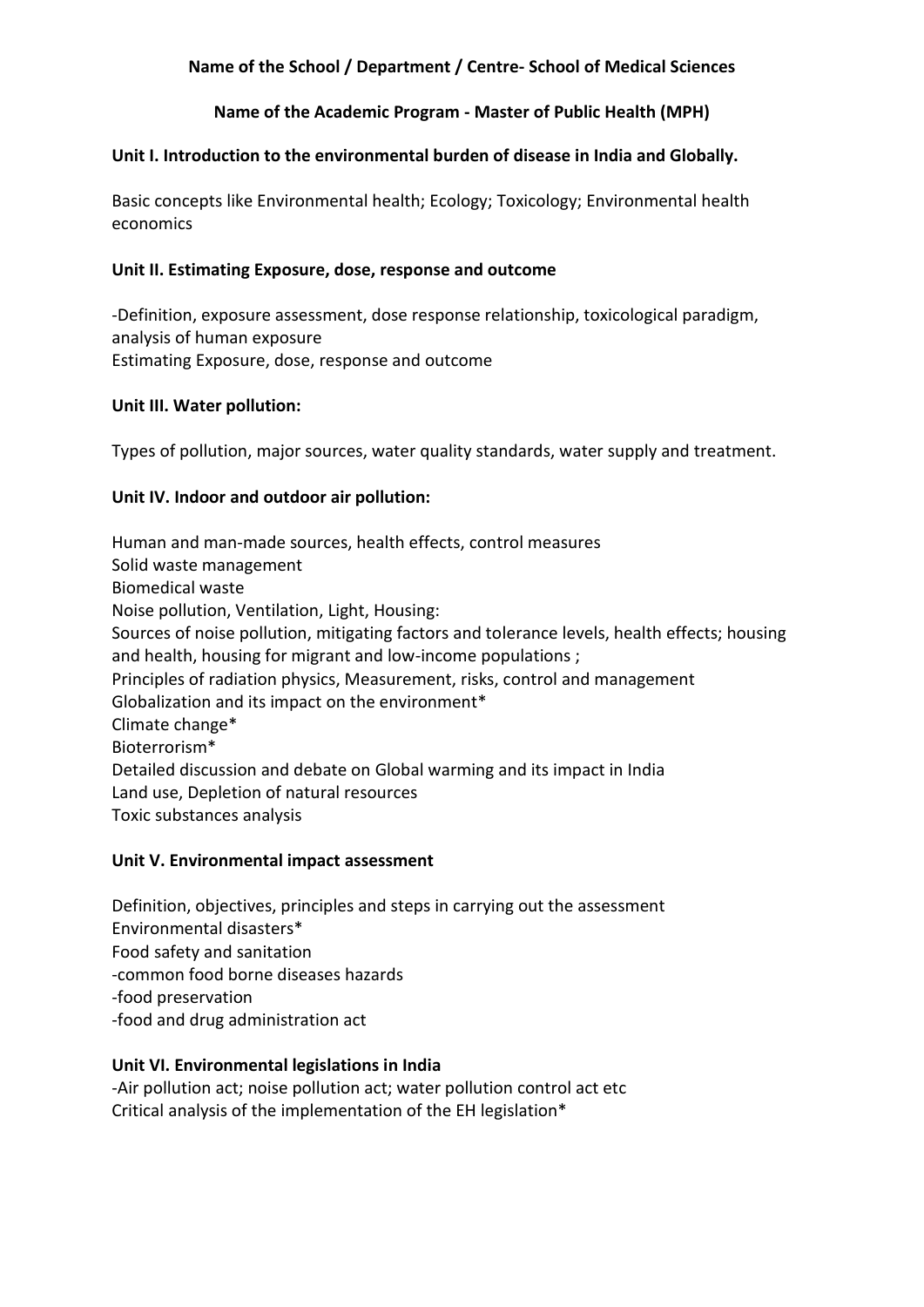**Name of the School / Department / Centre- School of Medical Sciences**

**Name of the Academic Program - Master of Public Health (MPH)**

**Unit I. Introduction to the environmental burden of disease in India and Globally.**

Basic concepts like Environmental health; Ecology; Toxicology; Environmental health economics

**Unit II. Estimating Exposure, dose, response and outcome**

-Definition, exposure assessment, dose response relationship, toxicological paradigm, analysis of human exposure
Estimating Exposure, dose, response and outcome

**Unit III. Water pollution:**

Types of pollution, major sources, water quality standards, water supply and treatment.

**Unit IV. Indoor and outdoor air pollution:**

Human and man-made sources, health effects, control measures
Solid waste management
Biomedical waste
Noise pollution, Ventilation, Light, Housing:
Sources of noise pollution, mitigating factors and tolerance levels, health effects; housing and health, housing for migrant and low-income populations ;
Principles of radiation physics, Measurement, risks, control and management
Globalization and its impact on the environment*
Climate change*
Bioterrorism*
Detailed discussion and debate on Global warming and its impact in India
Land use, Depletion of natural resources
Toxic substances analysis

**Unit V. Environmental impact assessment**

Definition, objectives, principles and steps in carrying out the assessment
Environmental disasters*
Food safety and sanitation
-common food borne diseases hazards
-food preservation
-food and drug administration act

**Unit VI. Environmental legislations in India**

-Air pollution act; noise pollution act; water pollution control act etc
Critical analysis of the implementation of the EH legislation*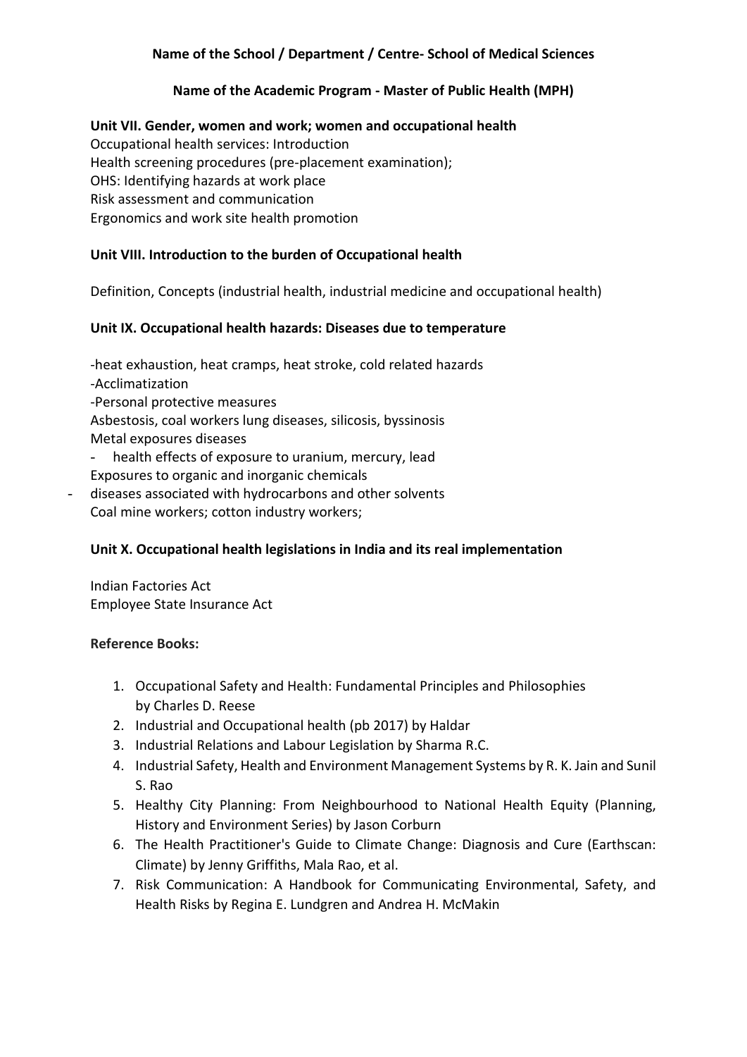**Name of the School / Department / Centre- School of Medical Sciences**

**Name of the Academic Program - Master of Public Health (MPH)**

**Unit VII. Gender, women and work; women and occupational health**

Occupational health services: Introduction
Health screening procedures (pre-placement examination);
OHS: Identifying hazards at work place
Risk assessment and communication
Ergonomics and work site health promotion

**Unit VIII. Introduction to the burden of Occupational health**

Definition, Concepts (industrial health, industrial medicine and occupational health)

**Unit IX. Occupational health hazards: Diseases due to temperature**

-heat exhaustion, heat cramps, heat stroke, cold related hazards
-Acclimatization
-Personal protective measures
Asbestosis, coal workers lung diseases, silicosis, byssinosis
Metal exposures diseases

- health effects of exposure to uranium, mercury, lead

Exposures to organic and inorganic chemicals

- diseases associated with hydrocarbons and other solvents

Coal mine workers; cotton industry workers;

**Unit X. Occupational health legislations in India and its real implementation**

Indian Factories Act
Employee State Insurance Act

**Reference Books:**

1. Occupational Safety and Health: Fundamental Principles and Philosophies by Charles D. Reese
2. Industrial and Occupational health (pb 2017) by Haldar
3. Industrial Relations and Labour Legislation by Sharma R.C.
4. Industrial Safety, Health and Environment Management Systems by R. K. Jain and Sunil S. Rao
5. Healthy City Planning: From Neighbourhood to National Health Equity (Planning, History and Environment Series) by Jason Corburn
6. The Health Practitioner's Guide to Climate Change: Diagnosis and Cure (Earthscan: Climate) by Jenny Griffiths, Mala Rao, et al.
7. Risk Communication: A Handbook for Communicating Environmental, Safety, and Health Risks by Regina E. Lundgren and Andrea H. McMakin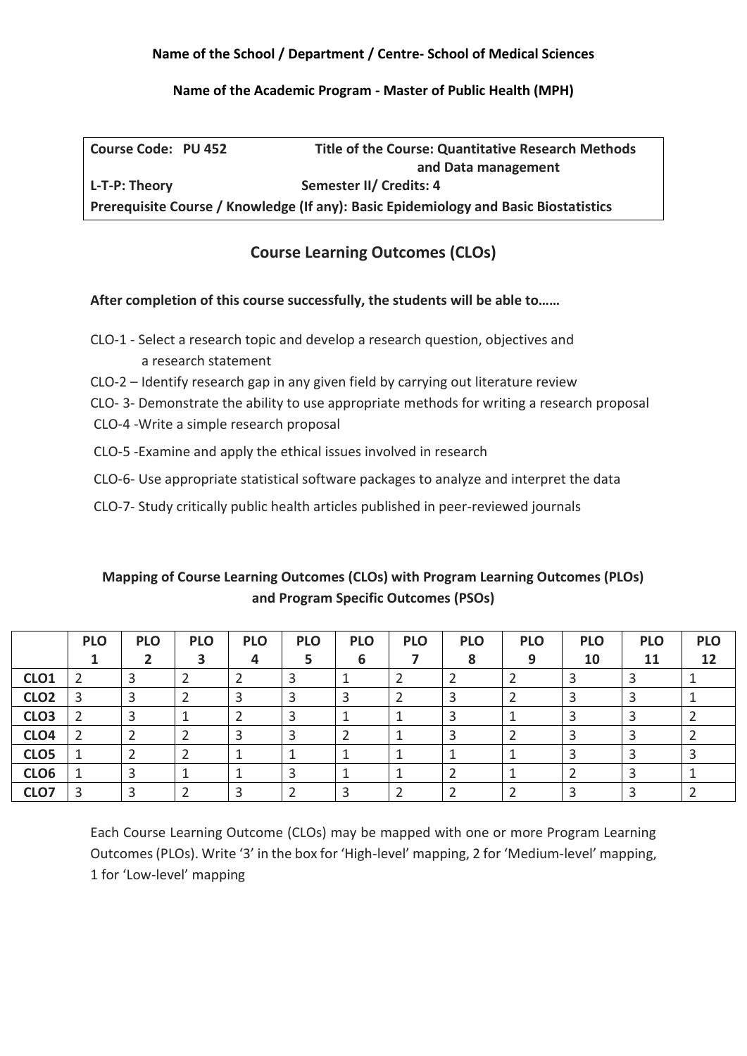**Name of the School / Department / Centre- School of Medical Sciences**

**Name of the Academic Program - Master of Public Health (MPH)**

| **Course Code: PU 452** | **Title of the Course: Quantitative Research Methods and Data management** |
|---|---|
| **L-T-P: Theory** | **Semester II/ Credits: 4** |
| **Prerequisite Course / Knowledge (If any): Basic Epidemiology and Basic Biostatistics** | |

## Course Learning Outcomes (CLOs)

**After completion of this course successfully, the students will be able to……**

CLO-1 - Select a research topic and develop a research question, objectives and a research statement

CLO-2 – Identify research gap in any given field by carrying out literature review

CLO- 3- Demonstrate the ability to use appropriate methods for writing a research proposal

CLO-4 -Write a simple research proposal

CLO-5 -Examine and apply the ethical issues involved in research

CLO-6- Use appropriate statistical software packages to analyze and interpret the data

CLO-7- Study critically public health articles published in peer-reviewed journals

### Mapping of Course Learning Outcomes (CLOs) with Program Learning Outcomes (PLOs) and Program Specific Outcomes (PSOs)

| | PLO 1 | PLO 2 | PLO 3 | PLO 4 | PLO 5 | PLO 6 | PLO 7 | PLO 8 | PLO 9 | PLO 10 | PLO 11 | PLO 12 |
|---|---|---|---|---|---|---|---|---|---|---|---|---|
| **CLO1** | 2 | 3 | 2 | 2 | 3 | 1 | 2 | 2 | 2 | 3 | 3 | 1 |
| **CLO2** | 3 | 3 | 2 | 3 | 3 | 3 | 2 | 3 | 2 | 3 | 3 | 1 |
| **CLO3** | 2 | 3 | 1 | 2 | 3 | 1 | 1 | 3 | 1 | 3 | 3 | 2 |
| **CLO4** | 2 | 2 | 2 | 3 | 3 | 2 | 1 | 3 | 2 | 3 | 3 | 2 |
| **CLO5** | 1 | 2 | 2 | 1 | 1 | 1 | 1 | 1 | 1 | 3 | 3 | 3 |
| **CLO6** | 1 | 3 | 1 | 1 | 3 | 1 | 1 | 2 | 1 | 2 | 3 | 1 |
| **CLO7** | 3 | 3 | 2 | 3 | 2 | 3 | 2 | 2 | 2 | 3 | 3 | 2 |

Each Course Learning Outcome (CLOs) may be mapped with one or more Program Learning Outcomes (PLOs). Write '3' in the box for 'High-level' mapping, 2 for 'Medium-level' mapping, 1 for 'Low-level' mapping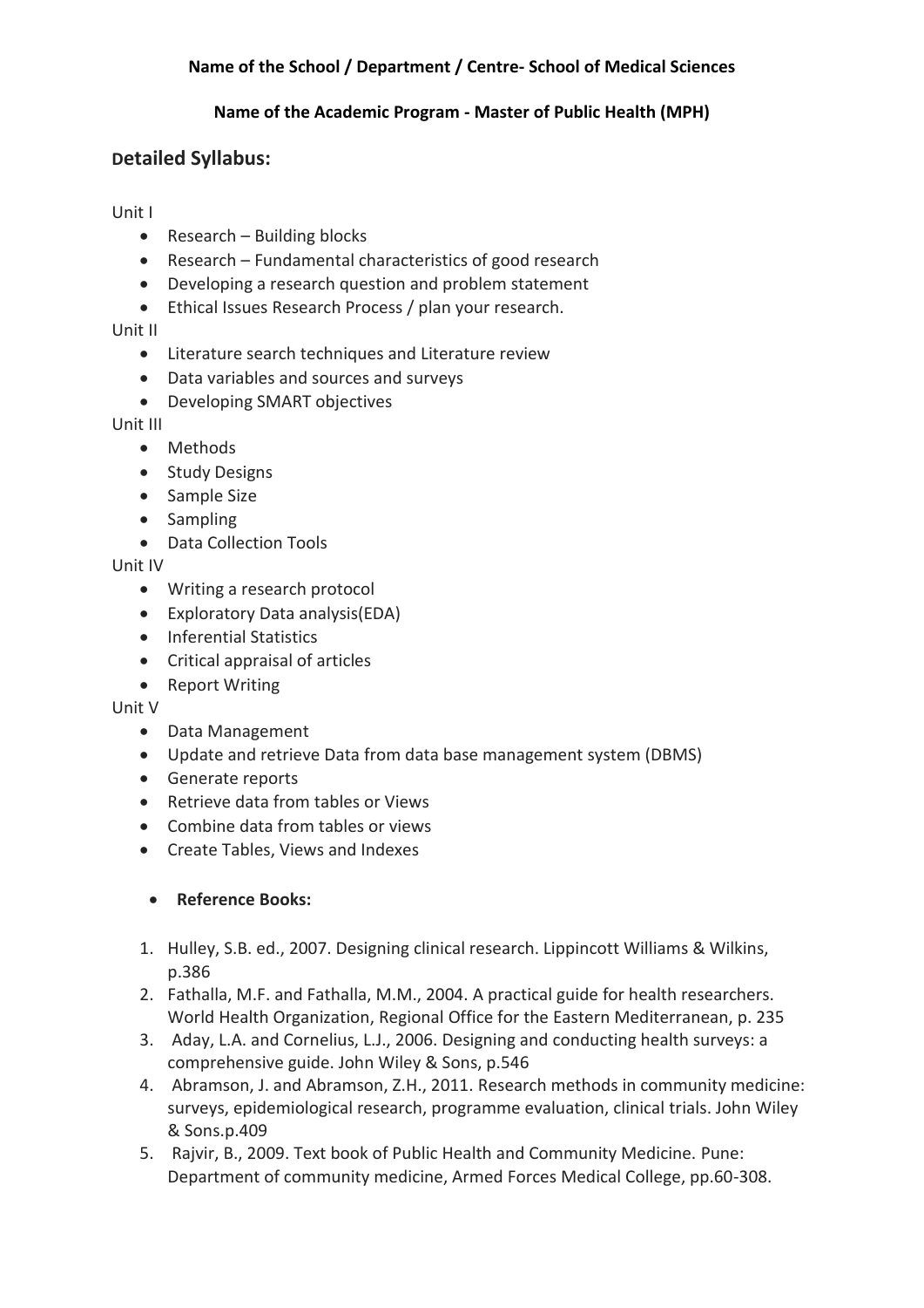**Name of the School / Department / Centre- School of Medical Sciences**

**Name of the Academic Program - Master of Public Health (MPH)**

## Detailed Syllabus:

Unit I

- Research – Building blocks
- Research – Fundamental characteristics of good research
- Developing a research question and problem statement
- Ethical Issues Research Process / plan your research.

Unit II

- Literature search techniques and Literature review
- Data variables and sources and surveys
- Developing SMART objectives

Unit III

- Methods
- Study Designs
- Sample Size
- Sampling
- Data Collection Tools

Unit IV

- Writing a research protocol
- Exploratory Data analysis(EDA)
- Inferential Statistics
- Critical appraisal of articles
- Report Writing

Unit V

- Data Management
- Update and retrieve Data from data base management system (DBMS)
- Generate reports
- Retrieve data from tables or Views
- Combine data from tables or views
- Create Tables, Views and Indexes

- **Reference Books:**

1. Hulley, S.B. ed., 2007. Designing clinical research. Lippincott Williams & Wilkins, p.386
2. Fathalla, M.F. and Fathalla, M.M., 2004. A practical guide for health researchers. World Health Organization, Regional Office for the Eastern Mediterranean, p. 235
3. Aday, L.A. and Cornelius, L.J., 2006. Designing and conducting health surveys: a comprehensive guide. John Wiley & Sons, p.546
4. Abramson, J. and Abramson, Z.H., 2011. Research methods in community medicine: surveys, epidemiological research, programme evaluation, clinical trials. John Wiley & Sons.p.409
5. Rajvir, B., 2009. Text book of Public Health and Community Medicine. Pune: Department of community medicine, Armed Forces Medical College, pp.60-308.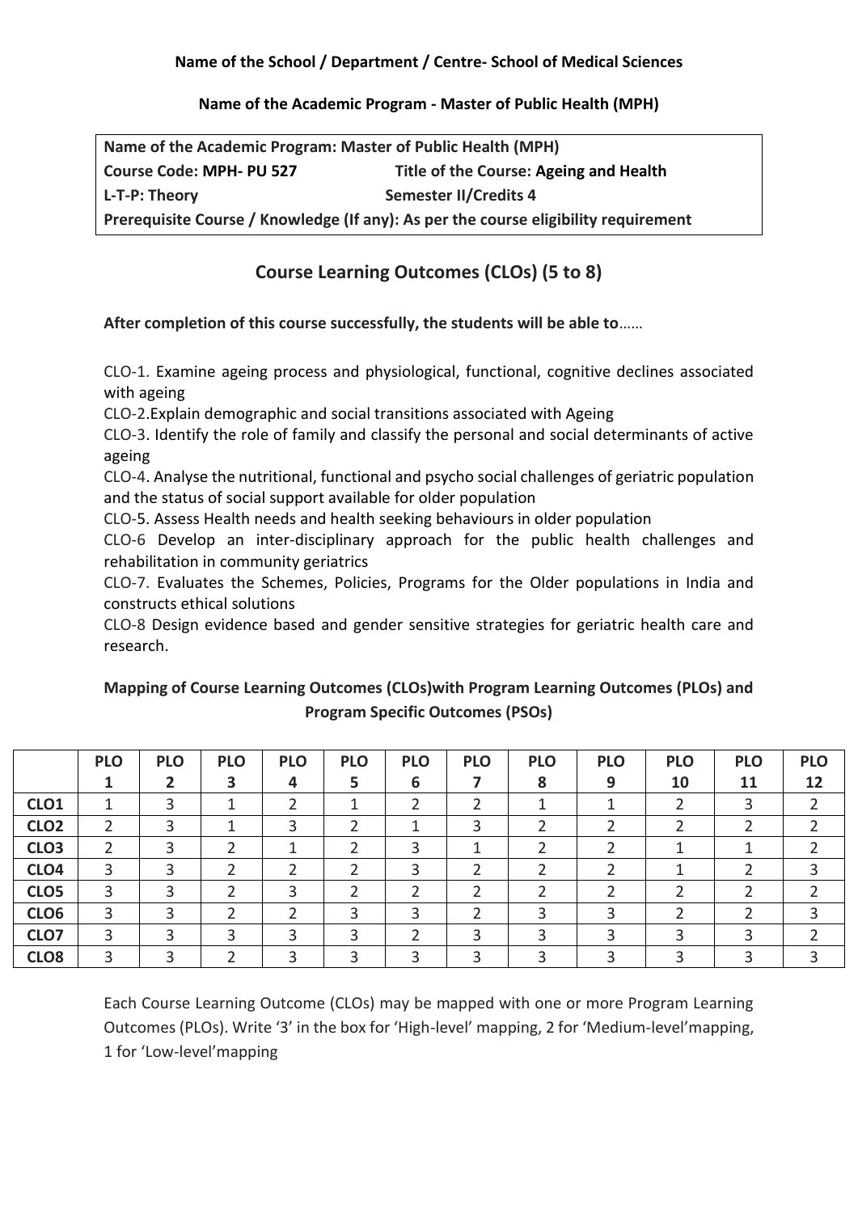**Name of the School / Department / Centre- School of Medical Sciences**

**Name of the Academic Program - Master of Public Health (MPH)**

| **Name of the Academic Program: Master of Public Health (MPH)** | |
|---|---|
| **Course Code: MPH- PU 527** | **Title of the Course: Ageing and Health** |
| **L-T-P: Theory** | **Semester II/Credits 4** |
| **Prerequisite Course / Knowledge (If any): As per the course eligibility requirement** | |

## Course Learning Outcomes (CLOs) (5 to 8)

**After completion of this course successfully, the students will be able to**……

CLO-1. Examine ageing process and physiological, functional, cognitive declines associated with ageing

CLO-2.Explain demographic and social transitions associated with Ageing

CLO-3. Identify the role of family and classify the personal and social determinants of active ageing

CLO-4. Analyse the nutritional, functional and psycho social challenges of geriatric population and the status of social support available for older population

CLO-5. Assess Health needs and health seeking behaviours in older population

CLO-6 Develop an inter-disciplinary approach for the public health challenges and rehabilitation in community geriatrics

CLO-7. Evaluates the Schemes, Policies, Programs for the Older populations in India and constructs ethical solutions

CLO-8 Design evidence based and gender sensitive strategies for geriatric health care and research.

**Mapping of Course Learning Outcomes (CLOs)with Program Learning Outcomes (PLOs) and Program Specific Outcomes (PSOs)**

| | PLO 1 | PLO 2 | PLO 3 | PLO 4 | PLO 5 | PLO 6 | PLO 7 | PLO 8 | PLO 9 | PLO 10 | PLO 11 | PLO 12 |
|---|---|---|---|---|---|---|---|---|---|---|---|---|
| **CLO1** | 1 | 3 | 1 | 2 | 1 | 2 | 2 | 1 | 1 | 2 | 3 | 2 |
| **CLO2** | 2 | 3 | 1 | 3 | 2 | 1 | 3 | 2 | 2 | 2 | 2 | 2 |
| **CLO3** | 2 | 3 | 2 | 1 | 2 | 3 | 1 | 2 | 2 | 1 | 1 | 2 |
| **CLO4** | 3 | 3 | 2 | 2 | 2 | 3 | 2 | 2 | 2 | 1 | 2 | 3 |
| **CLO5** | 3 | 3 | 2 | 3 | 2 | 2 | 2 | 2 | 2 | 2 | 2 | 2 |
| **CLO6** | 3 | 3 | 2 | 2 | 3 | 3 | 2 | 3 | 3 | 2 | 2 | 3 |
| **CLO7** | 3 | 3 | 3 | 3 | 3 | 2 | 3 | 3 | 3 | 3 | 3 | 2 |
| **CLO8** | 3 | 3 | 2 | 3 | 3 | 3 | 3 | 3 | 3 | 3 | 3 | 3 |

Each Course Learning Outcome (CLOs) may be mapped with one or more Program Learning Outcomes (PLOs). Write '3' in the box for 'High-level' mapping, 2 for 'Medium-level'mapping, 1 for 'Low-level'mapping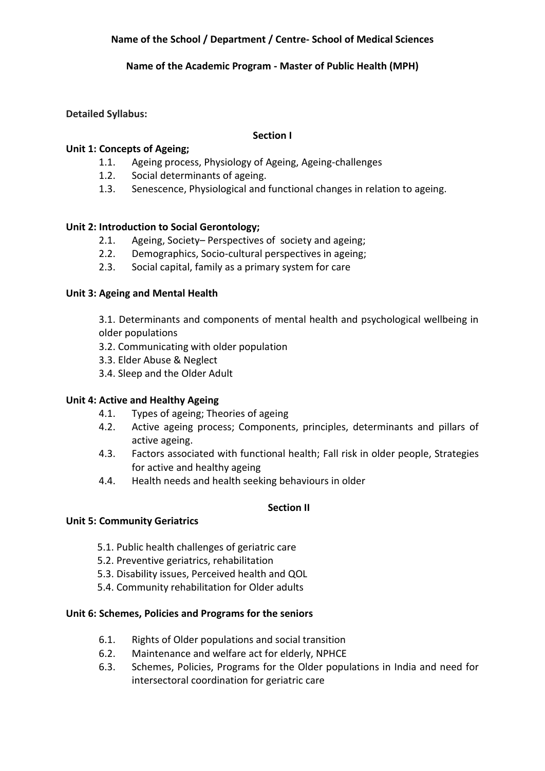**Name of the School / Department / Centre- School of Medical Sciences**

**Name of the Academic Program - Master of Public Health (MPH)**

**Detailed Syllabus:**

**Section I**

**Unit 1: Concepts of Ageing;**

- 1.1. Ageing process, Physiology of Ageing, Ageing-challenges
- 1.2. Social determinants of ageing.
- 1.3. Senescence, Physiological and functional changes in relation to ageing.

**Unit 2: Introduction to Social Gerontology;**

- 2.1. Ageing, Society– Perspectives of society and ageing;
- 2.2. Demographics, Socio-cultural perspectives in ageing;
- 2.3. Social capital, family as a primary system for care

**Unit 3: Ageing and Mental Health**

- 3.1. Determinants and components of mental health and psychological wellbeing in older populations
- 3.2. Communicating with older population
- 3.3. Elder Abuse & Neglect
- 3.4. Sleep and the Older Adult

**Unit 4: Active and Healthy Ageing**

- 4.1. Types of ageing; Theories of ageing
- 4.2. Active ageing process; Components, principles, determinants and pillars of active ageing.
- 4.3. Factors associated with functional health; Fall risk in older people, Strategies for active and healthy ageing
- 4.4. Health needs and health seeking behaviours in older

**Section II**

**Unit 5: Community Geriatrics**

- 5.1. Public health challenges of geriatric care
- 5.2. Preventive geriatrics, rehabilitation
- 5.3. Disability issues, Perceived health and QOL
- 5.4. Community rehabilitation for Older adults

**Unit 6: Schemes, Policies and Programs for the seniors**

- 6.1. Rights of Older populations and social transition
- 6.2. Maintenance and welfare act for elderly, NPHCE
- 6.3. Schemes, Policies, Programs for the Older populations in India and need for intersectoral coordination for geriatric care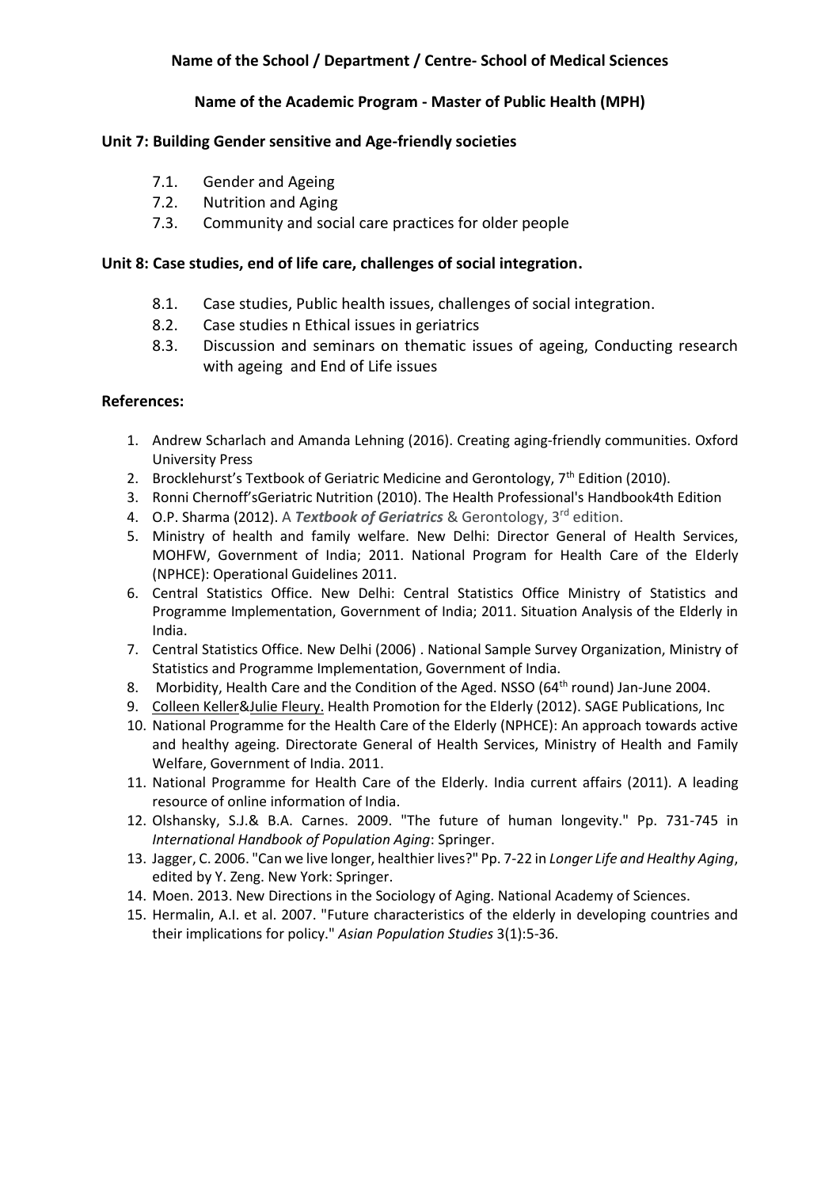**Name of the School / Department / Centre- School of Medical Sciences**

**Name of the Academic Program - Master of Public Health (MPH)**

**Unit 7: Building Gender sensitive and Age-friendly societies**

- 7.1. Gender and Ageing
- 7.2. Nutrition and Aging
- 7.3. Community and social care practices for older people

**Unit 8: Case studies, end of life care, challenges of social integration.**

- 8.1. Case studies, Public health issues, challenges of social integration.
- 8.2. Case studies n Ethical issues in geriatrics
- 8.3. Discussion and seminars on thematic issues of ageing, Conducting research with ageing and End of Life issues

**References:**

1. Andrew Scharlach and Amanda Lehning (2016). Creating aging-friendly communities. Oxford University Press
2. Brocklehurst's Textbook of Geriatric Medicine and Gerontology, 7th Edition (2010).
3. Ronni Chernoff'sGeriatric Nutrition (2010). The Health Professional's Handbook4th Edition
4. O.P. Sharma (2012). A ***Textbook of Geriatrics*** & Gerontology, 3rd edition.
5. Ministry of health and family welfare. New Delhi: Director General of Health Services, MOHFW, Government of India; 2011. National Program for Health Care of the Elderly (NPHCE): Operational Guidelines 2011.
6. Central Statistics Office. New Delhi: Central Statistics Office Ministry of Statistics and Programme Implementation, Government of India; 2011. Situation Analysis of the Elderly in India.
7. Central Statistics Office. New Delhi (2006) . National Sample Survey Organization, Ministry of Statistics and Programme Implementation, Government of India.
8. Morbidity, Health Care and the Condition of the Aged. NSSO (64th round) Jan-June 2004.
9. Colleen Keller&Julie Fleury. Health Promotion for the Elderly (2012). SAGE Publications, Inc
10. National Programme for the Health Care of the Elderly (NPHCE): An approach towards active and healthy ageing. Directorate General of Health Services, Ministry of Health and Family Welfare, Government of India. 2011.
11. National Programme for Health Care of the Elderly. India current affairs (2011). A leading resource of online information of India.
12. Olshansky, S.J.& B.A. Carnes. 2009. "The future of human longevity." Pp. 731-745 in *International Handbook of Population Aging*: Springer.
13. Jagger, C. 2006. "Can we live longer, healthier lives?" Pp. 7-22 in *Longer Life and Healthy Aging*, edited by Y. Zeng. New York: Springer.
14. Moen. 2013. New Directions in the Sociology of Aging. National Academy of Sciences.
15. Hermalin, A.I. et al. 2007. "Future characteristics of the elderly in developing countries and their implications for policy." *Asian Population Studies* 3(1):5-36.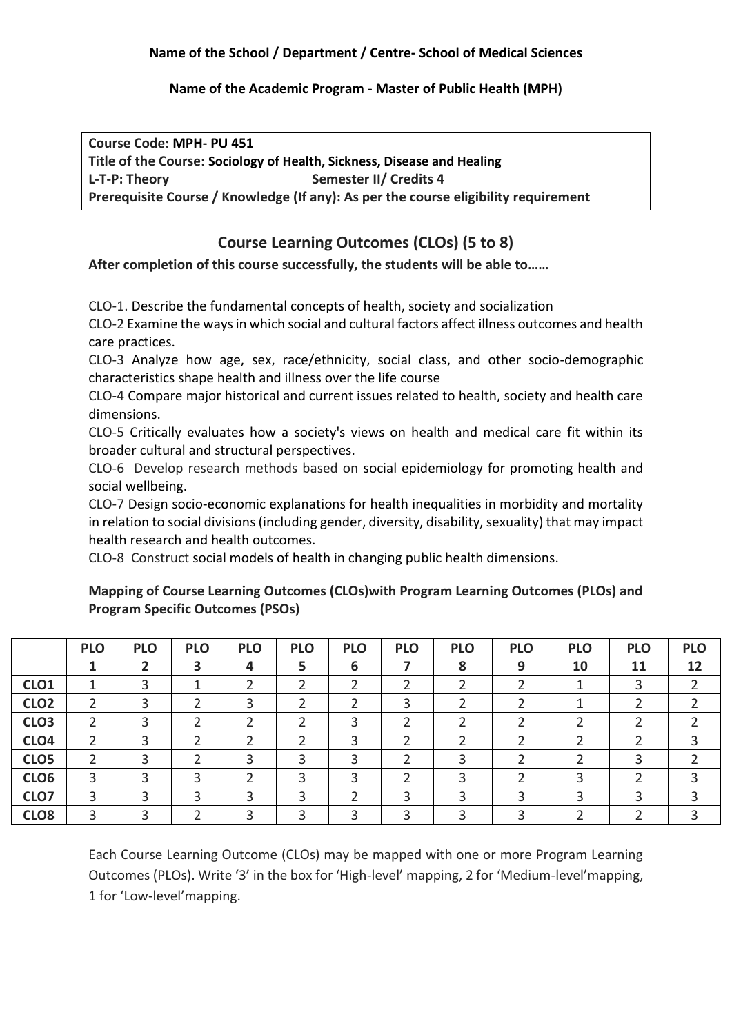**Name of the School / Department / Centre- School of Medical Sciences**

**Name of the Academic Program - Master of Public Health (MPH)**

**Course Code: MPH- PU 451**
**Title of the Course: Sociology of Health, Sickness, Disease and Healing**
**L-T-P: Theory** **Semester II/ Credits 4**
**Prerequisite Course / Knowledge (If any): As per the course eligibility requirement**

## Course Learning Outcomes (CLOs) (5 to 8)

**After completion of this course successfully, the students will be able to……**

CLO-1. Describe the fundamental concepts of health, society and socialization

CLO-2 Examine the ways in which social and cultural factors affect illness outcomes and health care practices.

CLO-3 Analyze how age, sex, race/ethnicity, social class, and other socio-demographic characteristics shape health and illness over the life course

CLO-4 Compare major historical and current issues related to health, society and health care dimensions.

CLO-5 Critically evaluates how a society's views on health and medical care fit within its broader cultural and structural perspectives.

CLO-6 Develop research methods based on social epidemiology for promoting health and social wellbeing.

CLO-7 Design socio-economic explanations for health inequalities in morbidity and mortality in relation to social divisions (including gender, diversity, disability, sexuality) that may impact health research and health outcomes.

CLO-8 Construct social models of health in changing public health dimensions.

**Mapping of Course Learning Outcomes (CLOs)with Program Learning Outcomes (PLOs) and Program Specific Outcomes (PSOs)**

| | PLO 1 | PLO 2 | PLO 3 | PLO 4 | PLO 5 | PLO 6 | PLO 7 | PLO 8 | PLO 9 | PLO 10 | PLO 11 | PLO 12 |
|---|---|---|---|---|---|---|---|---|---|---|---|---|
| **CLO1** | 1 | 3 | 1 | 2 | 2 | 2 | 2 | 2 | 2 | 1 | 3 | 2 |
| **CLO2** | 2 | 3 | 2 | 3 | 2 | 2 | 3 | 2 | 2 | 1 | 2 | 2 |
| **CLO3** | 2 | 3 | 2 | 2 | 2 | 3 | 2 | 2 | 2 | 2 | 2 | 2 |
| **CLO4** | 2 | 3 | 2 | 2 | 2 | 3 | 2 | 2 | 2 | 2 | 2 | 3 |
| **CLO5** | 2 | 3 | 2 | 3 | 3 | 3 | 2 | 3 | 2 | 2 | 3 | 2 |
| **CLO6** | 3 | 3 | 3 | 2 | 3 | 3 | 2 | 3 | 2 | 3 | 2 | 3 |
| **CLO7** | 3 | 3 | 3 | 3 | 3 | 2 | 3 | 3 | 3 | 3 | 3 | 3 |
| **CLO8** | 3 | 3 | 2 | 3 | 3 | 3 | 3 | 3 | 3 | 2 | 2 | 3 |

Each Course Learning Outcome (CLOs) may be mapped with one or more Program Learning Outcomes (PLOs). Write '3' in the box for 'High-level' mapping, 2 for 'Medium-level'mapping, 1 for 'Low-level'mapping.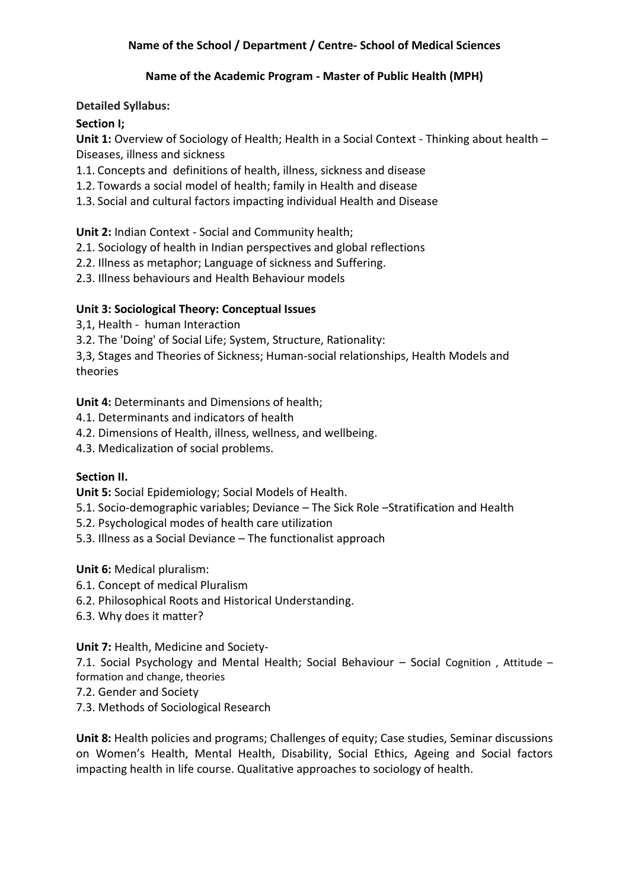**Name of the School / Department / Centre- School of Medical Sciences**

**Name of the Academic Program - Master of Public Health (MPH)**

**Detailed Syllabus:**

**Section I;**

**Unit 1:** Overview of Sociology of Health; Health in a Social Context - Thinking about health – Diseases, illness and sickness

1.1. Concepts and definitions of health, illness, sickness and disease
1.2. Towards a social model of health; family in Health and disease
1.3. Social and cultural factors impacting individual Health and Disease

**Unit 2:** Indian Context - Social and Community health;

2.1. Sociology of health in Indian perspectives and global reflections
2.2. Illness as metaphor; Language of sickness and Suffering.
2.3. Illness behaviours and Health Behaviour models

**Unit 3: Sociological Theory: Conceptual Issues**

3,1, Health - human Interaction
3.2. The 'Doing' of Social Life; System, Structure, Rationality:
3,3, Stages and Theories of Sickness; Human-social relationships, Health Models and theories

**Unit 4:** Determinants and Dimensions of health;

4.1. Determinants and indicators of health
4.2. Dimensions of Health, illness, wellness, and wellbeing.
4.3. Medicalization of social problems.

**Section II.**

**Unit 5:** Social Epidemiology; Social Models of Health.

5.1. Socio-demographic variables; Deviance – The Sick Role –Stratification and Health
5.2. Psychological modes of health care utilization
5.3. Illness as a Social Deviance – The functionalist approach

**Unit 6:** Medical pluralism:

6.1. Concept of medical Pluralism
6.2. Philosophical Roots and Historical Understanding.
6.3. Why does it matter?

**Unit 7:** Health, Medicine and Society-

7.1. Social Psychology and Mental Health; Social Behaviour – Social Cognition , Attitude – formation and change, theories
7.2. Gender and Society
7.3. Methods of Sociological Research

**Unit 8:** Health policies and programs; Challenges of equity; Case studies, Seminar discussions on Women's Health, Mental Health, Disability, Social Ethics, Ageing and Social factors impacting health in life course. Qualitative approaches to sociology of health.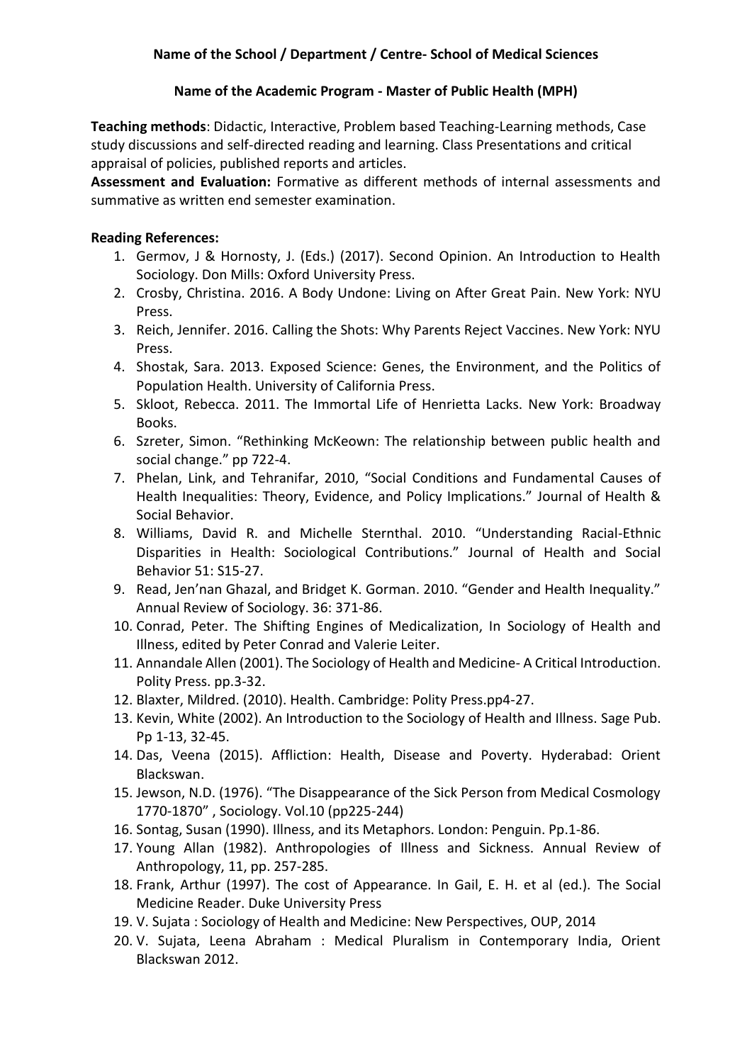**Name of the School / Department / Centre- School of Medical Sciences**

**Name of the Academic Program - Master of Public Health (MPH)**

**Teaching methods**: Didactic, Interactive, Problem based Teaching-Learning methods, Case study discussions and self-directed reading and learning. Class Presentations and critical appraisal of policies, published reports and articles.

**Assessment and Evaluation:** Formative as different methods of internal assessments and summative as written end semester examination.

**Reading References:**

1. Germov, J & Hornosty, J. (Eds.) (2017). Second Opinion. An Introduction to Health Sociology. Don Mills: Oxford University Press.
2. Crosby, Christina. 2016. A Body Undone: Living on After Great Pain. New York: NYU Press.
3. Reich, Jennifer. 2016. Calling the Shots: Why Parents Reject Vaccines. New York: NYU Press.
4. Shostak, Sara. 2013. Exposed Science: Genes, the Environment, and the Politics of Population Health. University of California Press.
5. Skloot, Rebecca. 2011. The Immortal Life of Henrietta Lacks. New York: Broadway Books.
6. Szreter, Simon. "Rethinking McKeown: The relationship between public health and social change." pp 722-4.
7. Phelan, Link, and Tehranifar, 2010, "Social Conditions and Fundamental Causes of Health Inequalities: Theory, Evidence, and Policy Implications." Journal of Health & Social Behavior.
8. Williams, David R. and Michelle Sternthal. 2010. "Understanding Racial-Ethnic Disparities in Health: Sociological Contributions." Journal of Health and Social Behavior 51: S15-27.
9. Read, Jen'nan Ghazal, and Bridget K. Gorman. 2010. "Gender and Health Inequality." Annual Review of Sociology. 36: 371-86.
10. Conrad, Peter. The Shifting Engines of Medicalization, In Sociology of Health and Illness, edited by Peter Conrad and Valerie Leiter.
11. Annandale Allen (2001). The Sociology of Health and Medicine- A Critical Introduction. Polity Press. pp.3-32.
12. Blaxter, Mildred. (2010). Health. Cambridge: Polity Press.pp4-27.
13. Kevin, White (2002). An Introduction to the Sociology of Health and Illness. Sage Pub. Pp 1-13, 32-45.
14. Das, Veena (2015). Affliction: Health, Disease and Poverty. Hyderabad: Orient Blackswan.
15. Jewson, N.D. (1976). "The Disappearance of the Sick Person from Medical Cosmology 1770-1870" , Sociology. Vol.10 (pp225-244)
16. Sontag, Susan (1990). Illness, and its Metaphors. London: Penguin. Pp.1-86.
17. Young Allan (1982). Anthropologies of Illness and Sickness. Annual Review of Anthropology, 11, pp. 257-285.
18. Frank, Arthur (1997). The cost of Appearance. In Gail, E. H. et al (ed.). The Social Medicine Reader. Duke University Press
19. V. Sujata : Sociology of Health and Medicine: New Perspectives, OUP, 2014
20. V. Sujata, Leena Abraham : Medical Pluralism in Contemporary India, Orient Blackswan 2012.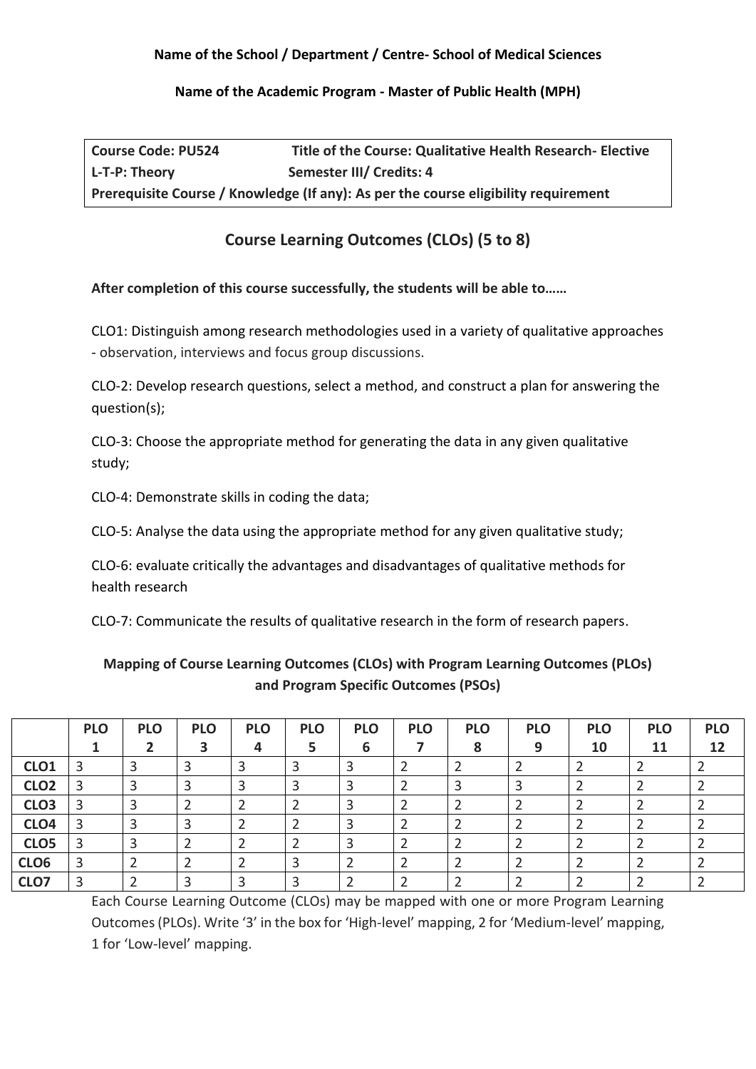**Name of the School / Department / Centre- School of Medical Sciences**

**Name of the Academic Program - Master of Public Health (MPH)**

| **Course Code: PU524** | **Title of the Course: Qualitative Health Research- Elective** |
|---|---|
| **L-T-P: Theory** | **Semester III/ Credits: 4** |
| **Prerequisite Course / Knowledge (If any): As per the course eligibility requirement** | |

## Course Learning Outcomes (CLOs) (5 to 8)

**After completion of this course successfully, the students will be able to……**

CLO1: Distinguish among research methodologies used in a variety of qualitative approaches - observation, interviews and focus group discussions.

CLO-2: Develop research questions, select a method, and construct a plan for answering the question(s);

CLO-3: Choose the appropriate method for generating the data in any given qualitative study;

CLO-4: Demonstrate skills in coding the data;

CLO-5: Analyse the data using the appropriate method for any given qualitative study;

CLO-6: evaluate critically the advantages and disadvantages of qualitative methods for health research

CLO-7: Communicate the results of qualitative research in the form of research papers.

### Mapping of Course Learning Outcomes (CLOs) with Program Learning Outcomes (PLOs) and Program Specific Outcomes (PSOs)

| | PLO 1 | PLO 2 | PLO 3 | PLO 4 | PLO 5 | PLO 6 | PLO 7 | PLO 8 | PLO 9 | PLO 10 | PLO 11 | PLO 12 |
|---|---|---|---|---|---|---|---|---|---|---|---|---|
| **CLO1** | 3 | 3 | 3 | 3 | 3 | 3 | 2 | 2 | 2 | 2 | 2 | 2 |
| **CLO2** | 3 | 3 | 3 | 3 | 3 | 3 | 2 | 3 | 3 | 2 | 2 | 2 |
| **CLO3** | 3 | 3 | 2 | 2 | 2 | 3 | 2 | 2 | 2 | 2 | 2 | 2 |
| **CLO4** | 3 | 3 | 3 | 2 | 2 | 3 | 2 | 2 | 2 | 2 | 2 | 2 |
| **CLO5** | 3 | 3 | 2 | 2 | 2 | 3 | 2 | 2 | 2 | 2 | 2 | 2 |
| **CLO6** | 3 | 2 | 2 | 2 | 3 | 2 | 2 | 2 | 2 | 2 | 2 | 2 |
| **CLO7** | 3 | 2 | 3 | 3 | 3 | 2 | 2 | 2 | 2 | 2 | 2 | 2 |

Each Course Learning Outcome (CLOs) may be mapped with one or more Program Learning Outcomes (PLOs). Write '3' in the box for 'High-level' mapping, 2 for 'Medium-level' mapping, 1 for 'Low-level' mapping.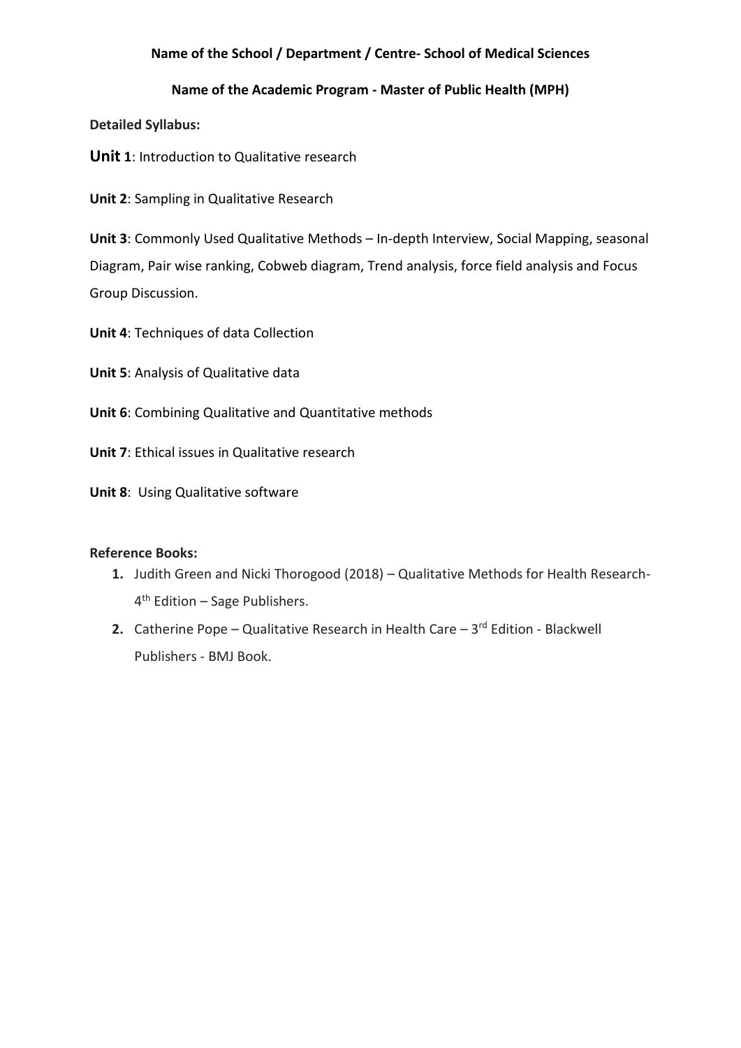**Name of the School / Department / Centre- School of Medical Sciences**

**Name of the Academic Program - Master of Public Health (MPH)**

**Detailed Syllabus:**

**Unit 1**: Introduction to Qualitative research

**Unit 2**: Sampling in Qualitative Research

**Unit 3**: Commonly Used Qualitative Methods – In-depth Interview, Social Mapping, seasonal Diagram, Pair wise ranking, Cobweb diagram, Trend analysis, force field analysis and Focus Group Discussion.

**Unit 4**: Techniques of data Collection

**Unit 5**: Analysis of Qualitative data

**Unit 6**: Combining Qualitative and Quantitative methods

**Unit 7**: Ethical issues in Qualitative research

**Unit 8**: Using Qualitative software

**Reference Books:**

1. Judith Green and Nicki Thorogood (2018) – Qualitative Methods for Health Research- 4th Edition – Sage Publishers.
2. Catherine Pope – Qualitative Research in Health Care – 3rd Edition - Blackwell Publishers - BMJ Book.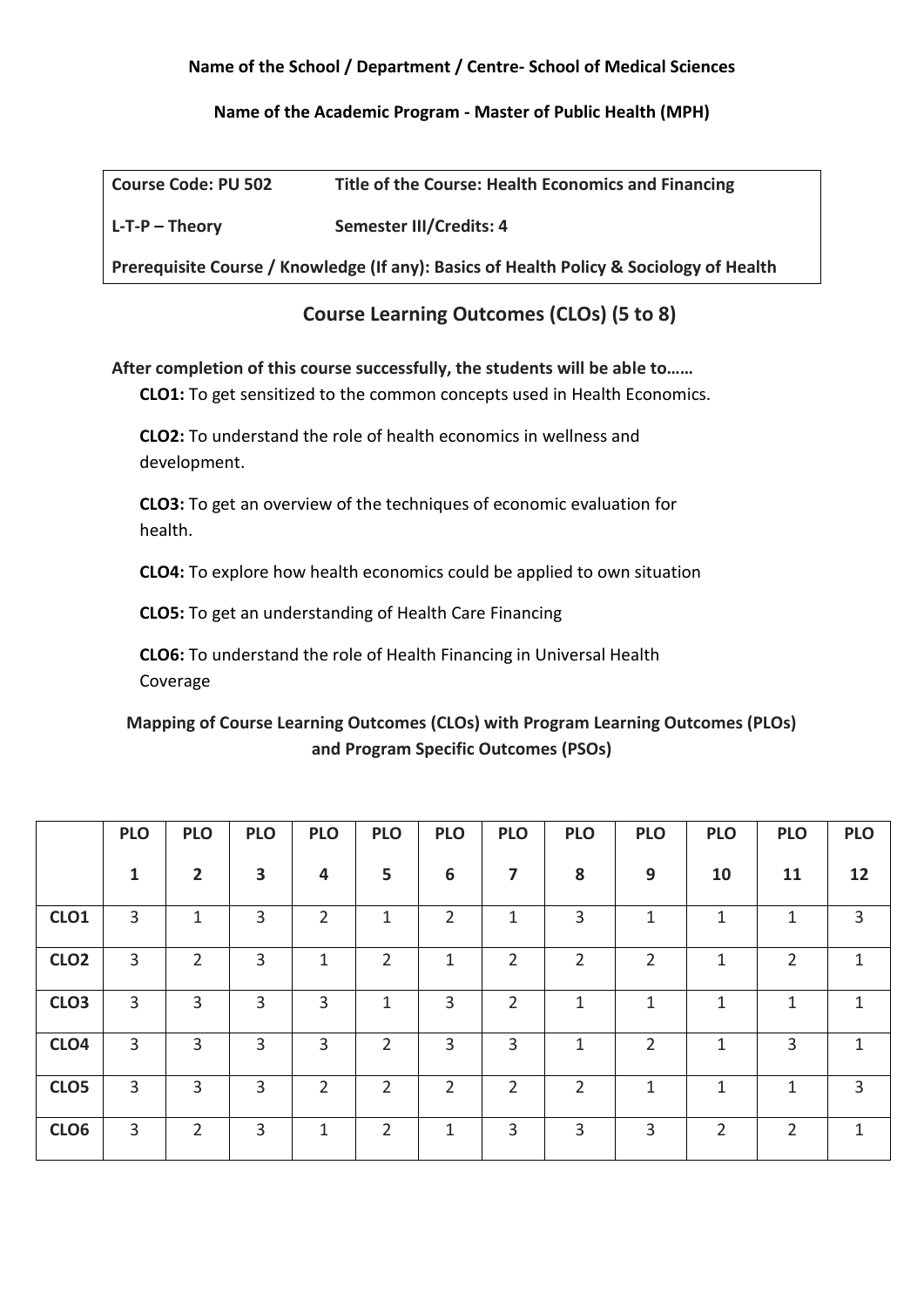**Name of the School / Department / Centre- School of Medical Sciences**

**Name of the Academic Program - Master of Public Health (MPH)**

| **Course Code: PU 502** | **Title of the Course: Health Economics and Financing** |
|---|---|
| **L-T-P – Theory** | **Semester III/Credits: 4** |
| **Prerequisite Course / Knowledge (If any): Basics of Health Policy & Sociology of Health** | |

## Course Learning Outcomes (CLOs) (5 to 8)

**After completion of this course successfully, the students will be able to……**

**CLO1:** To get sensitized to the common concepts used in Health Economics.

**CLO2:** To understand the role of health economics in wellness and development.

**CLO3:** To get an overview of the techniques of economic evaluation for health.

**CLO4:** To explore how health economics could be applied to own situation

**CLO5:** To get an understanding of Health Care Financing

**CLO6:** To understand the role of Health Financing in Universal Health Coverage

### Mapping of Course Learning Outcomes (CLOs) with Program Learning Outcomes (PLOs) and Program Specific Outcomes (PSOs)

| | PLO 1 | PLO 2 | PLO 3 | PLO 4 | PLO 5 | PLO 6 | PLO 7 | PLO 8 | PLO 9 | PLO 10 | PLO 11 | PLO 12 |
|---|---|---|---|---|---|---|---|---|---|---|---|---|
| **CLO1** | 3 | 1 | 3 | 2 | 1 | 2 | 1 | 3 | 1 | 1 | 1 | 3 |
| **CLO2** | 3 | 2 | 3 | 1 | 2 | 1 | 2 | 2 | 2 | 1 | 2 | 1 |
| **CLO3** | 3 | 3 | 3 | 3 | 1 | 3 | 2 | 1 | 1 | 1 | 1 | 1 |
| **CLO4** | 3 | 3 | 3 | 3 | 2 | 3 | 3 | 1 | 2 | 1 | 3 | 1 |
| **CLO5** | 3 | 3 | 3 | 2 | 2 | 2 | 2 | 2 | 1 | 1 | 1 | 3 |
| **CLO6** | 3 | 2 | 3 | 1 | 2 | 1 | 3 | 3 | 3 | 2 | 2 | 1 |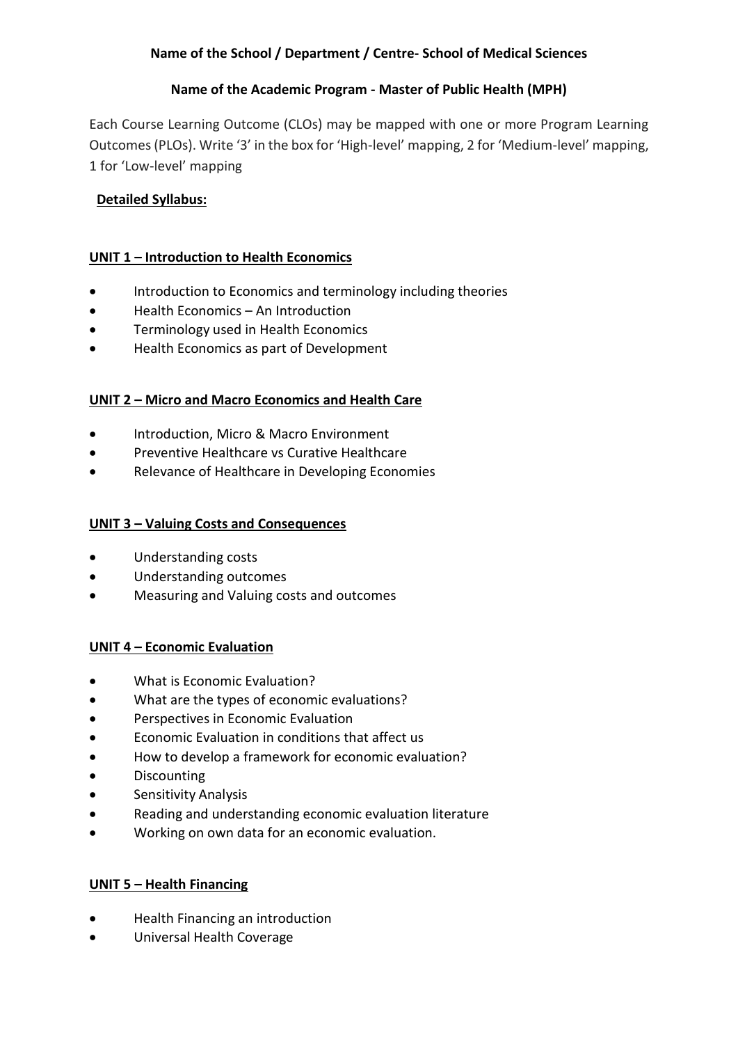**Name of the School / Department / Centre- School of Medical Sciences**

**Name of the Academic Program - Master of Public Health (MPH)**

Each Course Learning Outcome (CLOs) may be mapped with one or more Program Learning Outcomes (PLOs). Write '3' in the box for 'High-level' mapping, 2 for 'Medium-level' mapping, 1 for 'Low-level' mapping

**Detailed Syllabus:**

**UNIT 1 – Introduction to Health Economics**

- Introduction to Economics and terminology including theories
- Health Economics – An Introduction
- Terminology used in Health Economics
- Health Economics as part of Development

**UNIT 2 – Micro and Macro Economics and Health Care**

- Introduction, Micro & Macro Environment
- Preventive Healthcare vs Curative Healthcare
- Relevance of Healthcare in Developing Economies

**UNIT 3 – Valuing Costs and Consequences**

- Understanding costs
- Understanding outcomes
- Measuring and Valuing costs and outcomes

**UNIT 4 – Economic Evaluation**

- What is Economic Evaluation?
- What are the types of economic evaluations?
- Perspectives in Economic Evaluation
- Economic Evaluation in conditions that affect us
- How to develop a framework for economic evaluation?
- Discounting
- Sensitivity Analysis
- Reading and understanding economic evaluation literature
- Working on own data for an economic evaluation.

**UNIT 5 – Health Financing**

- Health Financing an introduction
- Universal Health Coverage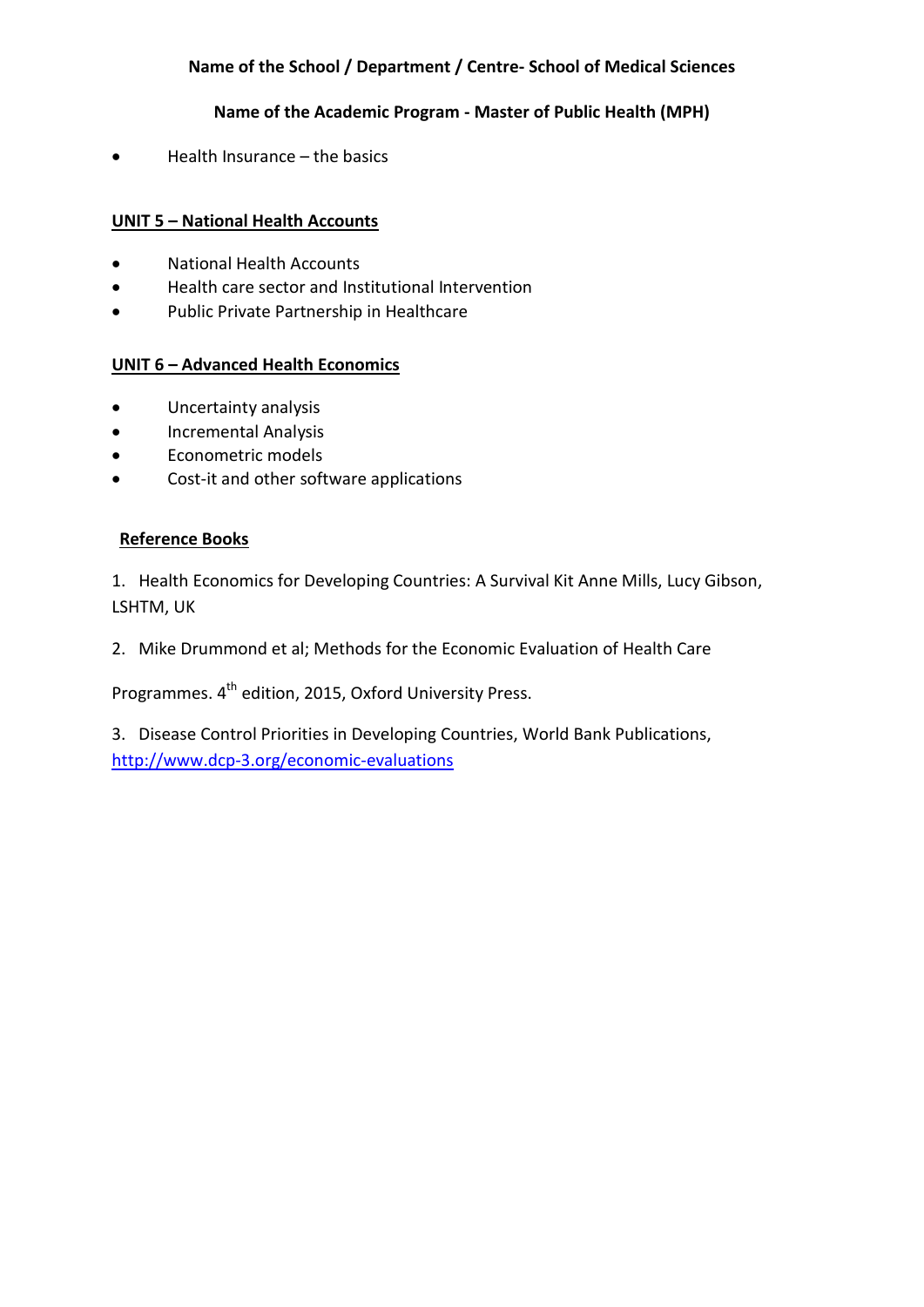**Name of the School / Department / Centre- School of Medical Sciences**

**Name of the Academic Program - Master of Public Health (MPH)**

- Health Insurance – the basics

**UNIT 5 – National Health Accounts**

- National Health Accounts
- Health care sector and Institutional Intervention
- Public Private Partnership in Healthcare

**UNIT 6 – Advanced Health Economics**

- Uncertainty analysis
- Incremental Analysis
- Econometric models
- Cost-it and other software applications

**Reference Books**

1. Health Economics for Developing Countries: A Survival Kit Anne Mills, Lucy Gibson, LSHTM, UK

2. Mike Drummond et al; Methods for the Economic Evaluation of Health Care Programmes. 4th edition, 2015, Oxford University Press.

3. Disease Control Priorities in Developing Countries, World Bank Publications, http://www.dcp-3.org/economic-evaluations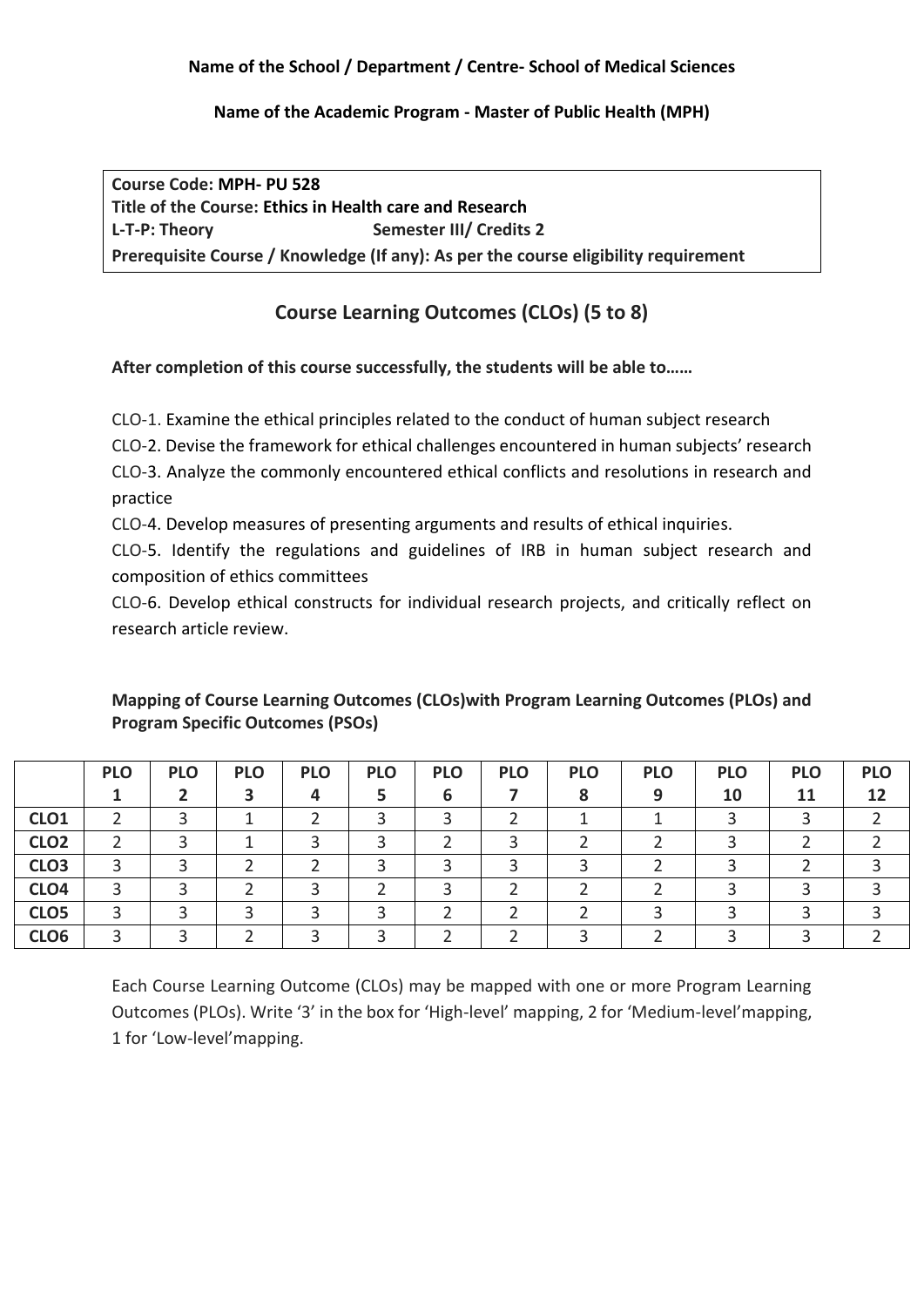**Name of the School / Department / Centre- School of Medical Sciences**

**Name of the Academic Program - Master of Public Health (MPH)**

**Course Code: MPH- PU 528**
**Title of the Course: Ethics in Health care and Research**
**L-T-P: Theory** **Semester III/ Credits 2**
**Prerequisite Course / Knowledge (If any): As per the course eligibility requirement**

## Course Learning Outcomes (CLOs) (5 to 8)

**After completion of this course successfully, the students will be able to……**

CLO-1. Examine the ethical principles related to the conduct of human subject research

CLO-2. Devise the framework for ethical challenges encountered in human subjects' research

CLO-3. Analyze the commonly encountered ethical conflicts and resolutions in research and practice

CLO-4. Develop measures of presenting arguments and results of ethical inquiries.

CLO-5. Identify the regulations and guidelines of IRB in human subject research and composition of ethics committees

CLO-6. Develop ethical constructs for individual research projects, and critically reflect on research article review.

**Mapping of Course Learning Outcomes (CLOs)with Program Learning Outcomes (PLOs) and Program Specific Outcomes (PSOs)**

| | PLO 1 | PLO 2 | PLO 3 | PLO 4 | PLO 5 | PLO 6 | PLO 7 | PLO 8 | PLO 9 | PLO 10 | PLO 11 | PLO 12 |
|---|---|---|---|---|---|---|---|---|---|---|---|---|
| CLO1 | 2 | 3 | 1 | 2 | 3 | 3 | 2 | 1 | 1 | 3 | 3 | 2 |
| CLO2 | 2 | 3 | 1 | 3 | 3 | 2 | 3 | 2 | 2 | 3 | 2 | 2 |
| CLO3 | 3 | 3 | 2 | 2 | 3 | 3 | 3 | 3 | 2 | 3 | 2 | 3 |
| CLO4 | 3 | 3 | 2 | 3 | 2 | 3 | 2 | 2 | 2 | 3 | 3 | 3 |
| CLO5 | 3 | 3 | 3 | 3 | 3 | 2 | 2 | 2 | 3 | 3 | 3 | 3 |
| CLO6 | 3 | 3 | 2 | 3 | 3 | 2 | 2 | 3 | 2 | 3 | 3 | 2 |

Each Course Learning Outcome (CLOs) may be mapped with one or more Program Learning Outcomes (PLOs). Write '3' in the box for 'High-level' mapping, 2 for 'Medium-level'mapping, 1 for 'Low-level'mapping.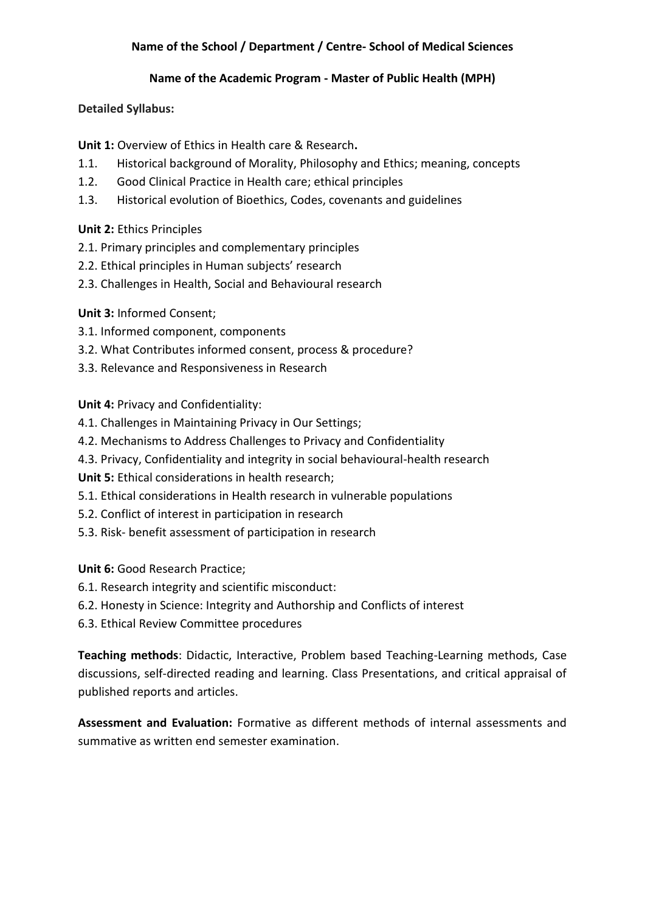**Name of the School / Department / Centre- School of Medical Sciences**

**Name of the Academic Program - Master of Public Health (MPH)**

**Detailed Syllabus:**

**Unit 1:** Overview of Ethics in Health care & Research**.**

1.1. Historical background of Morality, Philosophy and Ethics; meaning, concepts
1.2. Good Clinical Practice in Health care; ethical principles
1.3. Historical evolution of Bioethics, Codes, covenants and guidelines

**Unit 2:** Ethics Principles

2.1. Primary principles and complementary principles
2.2. Ethical principles in Human subjects' research
2.3. Challenges in Health, Social and Behavioural research

**Unit 3:** Informed Consent;

3.1. Informed component, components
3.2. What Contributes informed consent, process & procedure?
3.3. Relevance and Responsiveness in Research

**Unit 4:** Privacy and Confidentiality:

4.1. Challenges in Maintaining Privacy in Our Settings;
4.2. Mechanisms to Address Challenges to Privacy and Confidentiality
4.3. Privacy, Confidentiality and integrity in social behavioural-health research

**Unit 5:** Ethical considerations in health research;

5.1. Ethical considerations in Health research in vulnerable populations
5.2. Conflict of interest in participation in research
5.3. Risk- benefit assessment of participation in research

**Unit 6:** Good Research Practice;

6.1. Research integrity and scientific misconduct:
6.2. Honesty in Science: Integrity and Authorship and Conflicts of interest
6.3. Ethical Review Committee procedures

**Teaching methods**: Didactic, Interactive, Problem based Teaching-Learning methods, Case discussions, self-directed reading and learning. Class Presentations, and critical appraisal of published reports and articles.

**Assessment and Evaluation:** Formative as different methods of internal assessments and summative as written end semester examination.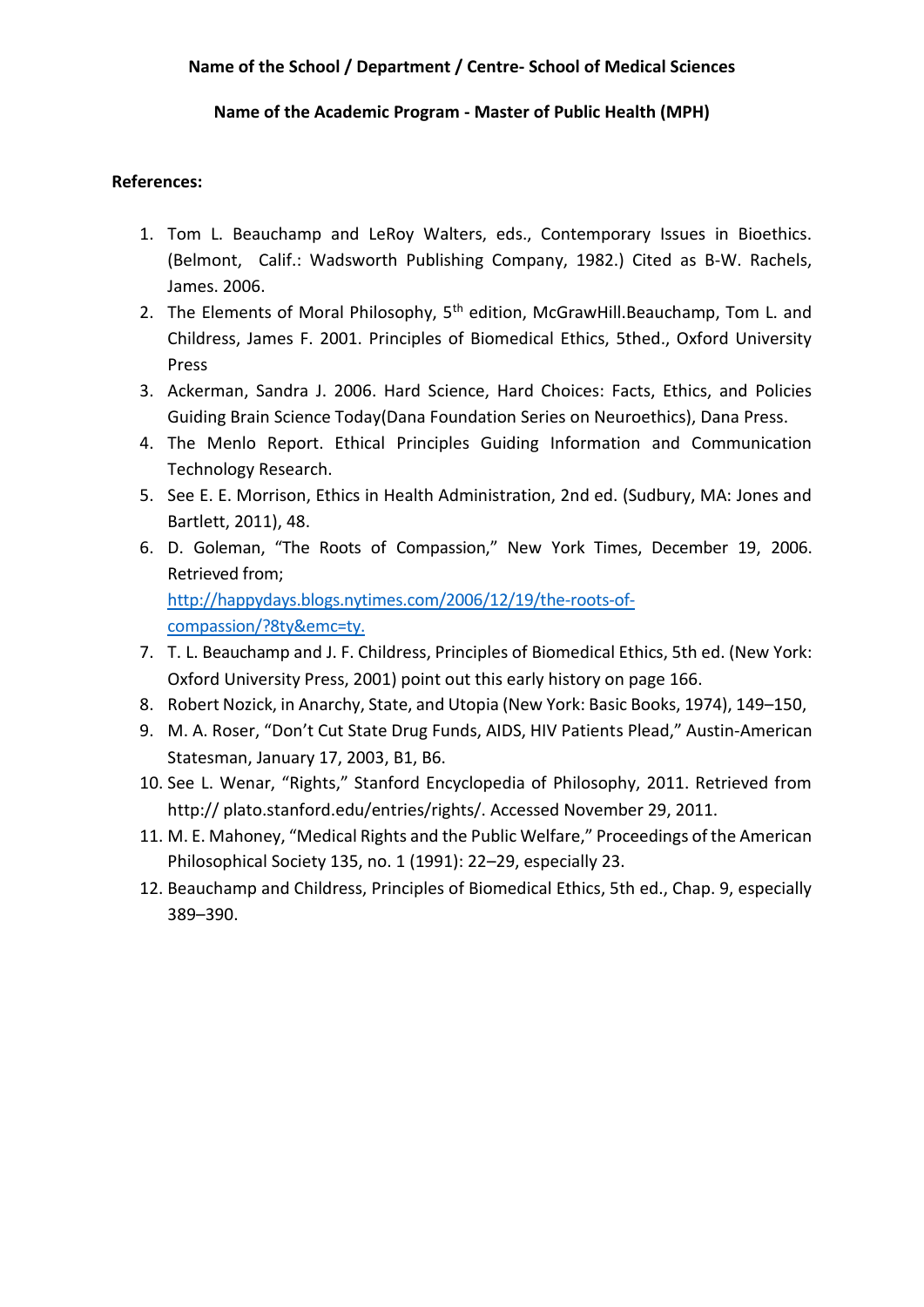**Name of the School / Department / Centre- School of Medical Sciences**

**Name of the Academic Program - Master of Public Health (MPH)**

**References:**

1. Tom L. Beauchamp and LeRoy Walters, eds., Contemporary Issues in Bioethics. (Belmont, Calif.: Wadsworth Publishing Company, 1982.) Cited as B-W. Rachels, James. 2006.
2. The Elements of Moral Philosophy, 5th edition, McGrawHill.Beauchamp, Tom L. and Childress, James F. 2001. Principles of Biomedical Ethics, 5thed., Oxford University Press
3. Ackerman, Sandra J. 2006. Hard Science, Hard Choices: Facts, Ethics, and Policies Guiding Brain Science Today(Dana Foundation Series on Neuroethics), Dana Press.
4. The Menlo Report. Ethical Principles Guiding Information and Communication Technology Research.
5. See E. E. Morrison, Ethics in Health Administration, 2nd ed. (Sudbury, MA: Jones and Bartlett, 2011), 48.
6. D. Goleman, "The Roots of Compassion," New York Times, December 19, 2006. Retrieved from; http://happydays.blogs.nytimes.com/2006/12/19/the-roots-of-compassion/?8ty&emc=ty.
7. T. L. Beauchamp and J. F. Childress, Principles of Biomedical Ethics, 5th ed. (New York: Oxford University Press, 2001) point out this early history on page 166.
8. Robert Nozick, in Anarchy, State, and Utopia (New York: Basic Books, 1974), 149–150,
9. M. A. Roser, "Don't Cut State Drug Funds, AIDS, HIV Patients Plead," Austin-American Statesman, January 17, 2003, B1, B6.
10. See L. Wenar, "Rights," Stanford Encyclopedia of Philosophy, 2011. Retrieved from http:// plato.stanford.edu/entries/rights/. Accessed November 29, 2011.
11. M. E. Mahoney, "Medical Rights and the Public Welfare," Proceedings of the American Philosophical Society 135, no. 1 (1991): 22–29, especially 23.
12. Beauchamp and Childress, Principles of Biomedical Ethics, 5th ed., Chap. 9, especially 389–390.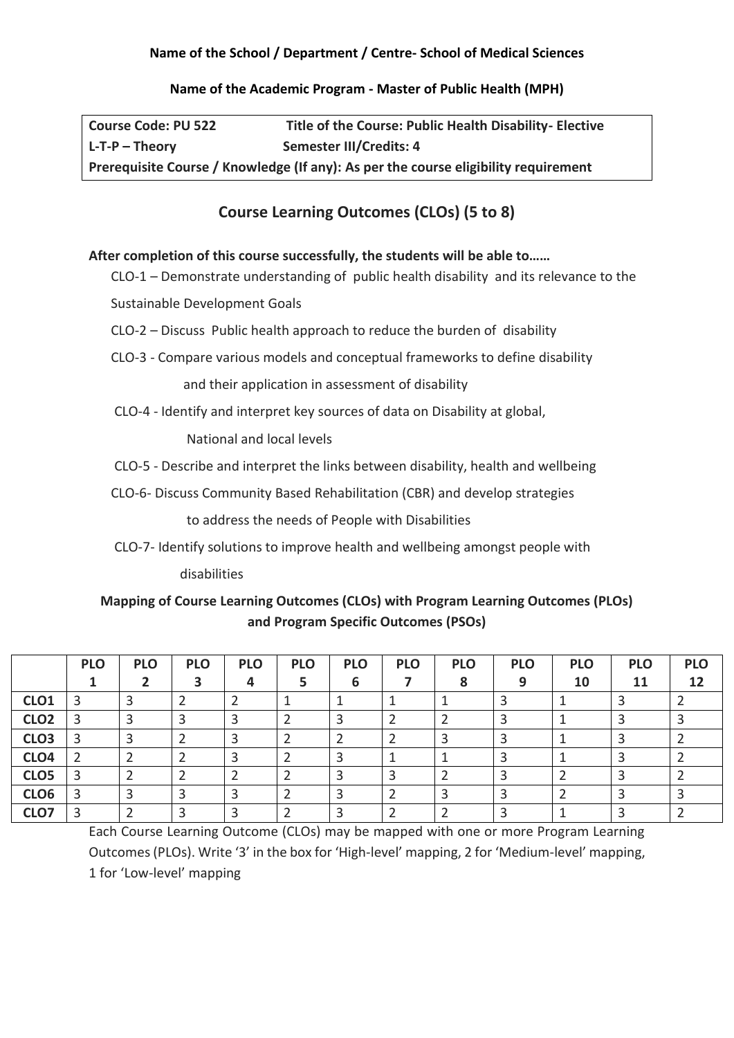**Name of the School / Department / Centre- School of Medical Sciences**

**Name of the Academic Program - Master of Public Health (MPH)**

| **Course Code: PU 522** | **Title of the Course: Public Health Disability- Elective** |
|---|---|
| **L-T-P – Theory** | **Semester III/Credits: 4** |
| **Prerequisite Course / Knowledge (If any): As per the course eligibility requirement** | |

## Course Learning Outcomes (CLOs) (5 to 8)

**After completion of this course successfully, the students will be able to……**

CLO-1 – Demonstrate understanding of public health disability and its relevance to the Sustainable Development Goals

CLO-2 – Discuss Public health approach to reduce the burden of disability

CLO-3 - Compare various models and conceptual frameworks to define disability and their application in assessment of disability

CLO-4 - Identify and interpret key sources of data on Disability at global, National and local levels

CLO-5 - Describe and interpret the links between disability, health and wellbeing

CLO-6- Discuss Community Based Rehabilitation (CBR) and develop strategies to address the needs of People with Disabilities

CLO-7- Identify solutions to improve health and wellbeing amongst people with disabilities

### Mapping of Course Learning Outcomes (CLOs) with Program Learning Outcomes (PLOs) and Program Specific Outcomes (PSOs)

| | **PLO 1** | **PLO 2** | **PLO 3** | **PLO 4** | **PLO 5** | **PLO 6** | **PLO 7** | **PLO 8** | **PLO 9** | **PLO 10** | **PLO 11** | **PLO 12** |
|---|---|---|---|---|---|---|---|---|---|---|---|---|
| **CLO1** | 3 | 3 | 2 | 2 | 1 | 1 | 1 | 1 | 3 | 1 | 3 | 2 |
| **CLO2** | 3 | 3 | 3 | 3 | 2 | 3 | 2 | 2 | 3 | 1 | 3 | 3 |
| **CLO3** | 3 | 3 | 2 | 3 | 2 | 2 | 2 | 3 | 3 | 1 | 3 | 2 |
| **CLO4** | 2 | 2 | 2 | 3 | 2 | 3 | 1 | 1 | 3 | 1 | 3 | 2 |
| **CLO5** | 3 | 2 | 2 | 2 | 2 | 3 | 3 | 2 | 3 | 2 | 3 | 2 |
| **CLO6** | 3 | 3 | 3 | 3 | 2 | 3 | 2 | 3 | 3 | 2 | 3 | 3 |
| **CLO7** | 3 | 2 | 3 | 3 | 2 | 3 | 2 | 2 | 3 | 1 | 3 | 2 |

Each Course Learning Outcome (CLOs) may be mapped with one or more Program Learning Outcomes (PLOs). Write '3' in the box for 'High-level' mapping, 2 for 'Medium-level' mapping, 1 for 'Low-level' mapping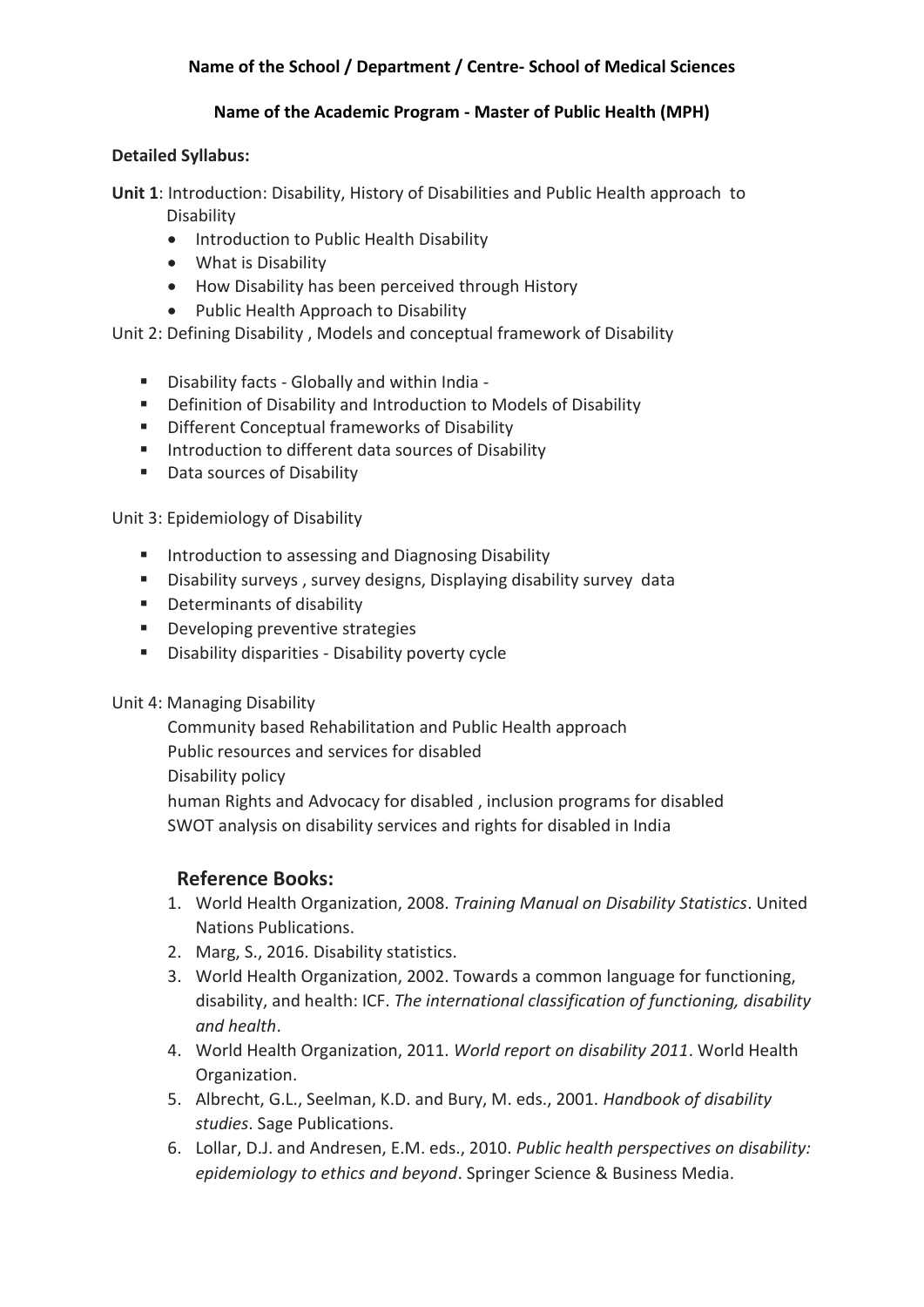**Name of the School / Department / Centre- School of Medical Sciences**

**Name of the Academic Program - Master of Public Health (MPH)**

**Detailed Syllabus:**

**Unit 1**: Introduction: Disability, History of Disabilities and Public Health approach to Disability

- Introduction to Public Health Disability
- What is Disability
- How Disability has been perceived through History
- Public Health Approach to Disability

Unit 2: Defining Disability , Models and conceptual framework of Disability

- Disability facts - Globally and within India -
- Definition of Disability and Introduction to Models of Disability
- Different Conceptual frameworks of Disability
- Introduction to different data sources of Disability
- Data sources of Disability

Unit 3: Epidemiology of Disability

- Introduction to assessing and Diagnosing Disability
- Disability surveys , survey designs, Displaying disability survey data
- Determinants of disability
- Developing preventive strategies
- Disability disparities - Disability poverty cycle

Unit 4: Managing Disability

Community based Rehabilitation and Public Health approach
Public resources and services for disabled
Disability policy
human Rights and Advocacy for disabled , inclusion programs for disabled
SWOT analysis on disability services and rights for disabled in India

## Reference Books:

1. World Health Organization, 2008. *Training Manual on Disability Statistics*. United Nations Publications.
2. Marg, S., 2016. Disability statistics.
3. World Health Organization, 2002. Towards a common language for functioning, disability, and health: ICF. *The international classification of functioning, disability and health*.
4. World Health Organization, 2011. *World report on disability 2011*. World Health Organization.
5. Albrecht, G.L., Seelman, K.D. and Bury, M. eds., 2001. *Handbook of disability studies*. Sage Publications.
6. Lollar, D.J. and Andresen, E.M. eds., 2010. *Public health perspectives on disability: epidemiology to ethics and beyond*. Springer Science & Business Media.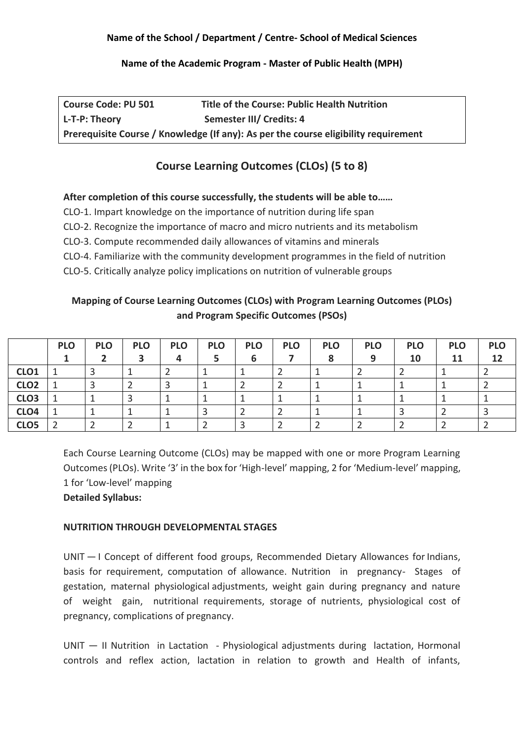**Name of the School / Department / Centre- School of Medical Sciences**

**Name of the Academic Program - Master of Public Health (MPH)**

| **Course Code: PU 501** | **Title of the Course: Public Health Nutrition** |
|---|---|
| **L-T-P: Theory** | **Semester III/ Credits: 4** |
| **Prerequisite Course / Knowledge (If any): As per the course eligibility requirement** | |

## Course Learning Outcomes (CLOs) (5 to 8)

**After completion of this course successfully, the students will be able to……**

CLO-1. Impart knowledge on the importance of nutrition during life span

CLO-2. Recognize the importance of macro and micro nutrients and its metabolism

CLO-3. Compute recommended daily allowances of vitamins and minerals

CLO-4. Familiarize with the community development programmes in the field of nutrition

CLO-5. Critically analyze policy implications on nutrition of vulnerable groups

### Mapping of Course Learning Outcomes (CLOs) with Program Learning Outcomes (PLOs) and Program Specific Outcomes (PSOs)

| | PLO 1 | PLO 2 | PLO 3 | PLO 4 | PLO 5 | PLO 6 | PLO 7 | PLO 8 | PLO 9 | PLO 10 | PLO 11 | PLO 12 |
|---|---|---|---|---|---|---|---|---|---|---|---|---|
| **CLO1** | 1 | 3 | 1 | 2 | 1 | 1 | 2 | 1 | 2 | 2 | 1 | 2 |
| **CLO2** | 1 | 3 | 2 | 3 | 1 | 2 | 2 | 1 | 1 | 1 | 1 | 2 |
| **CLO3** | 1 | 1 | 3 | 1 | 1 | 1 | 1 | 1 | 1 | 1 | 1 | 1 |
| **CLO4** | 1 | 1 | 1 | 1 | 3 | 2 | 2 | 1 | 1 | 3 | 2 | 3 |
| **CLO5** | 2 | 2 | 2 | 1 | 2 | 3 | 2 | 2 | 2 | 2 | 2 | 2 |

Each Course Learning Outcome (CLOs) may be mapped with one or more Program Learning Outcomes (PLOs). Write '3' in the box for 'High-level' mapping, 2 for 'Medium-level' mapping, 1 for 'Low-level' mapping

**Detailed Syllabus:**

**NUTRITION THROUGH DEVELOPMENTAL STAGES**

UNIT — I Concept of different food groups, Recommended Dietary Allowances for Indians, basis for requirement, computation of allowance. Nutrition in pregnancy- Stages of gestation, maternal physiological adjustments, weight gain during pregnancy and nature of weight gain, nutritional requirements, storage of nutrients, physiological cost of pregnancy, complications of pregnancy.

UNIT — II Nutrition in Lactation - Physiological adjustments during lactation, Hormonal controls and reflex action, lactation in relation to growth and Health of infants,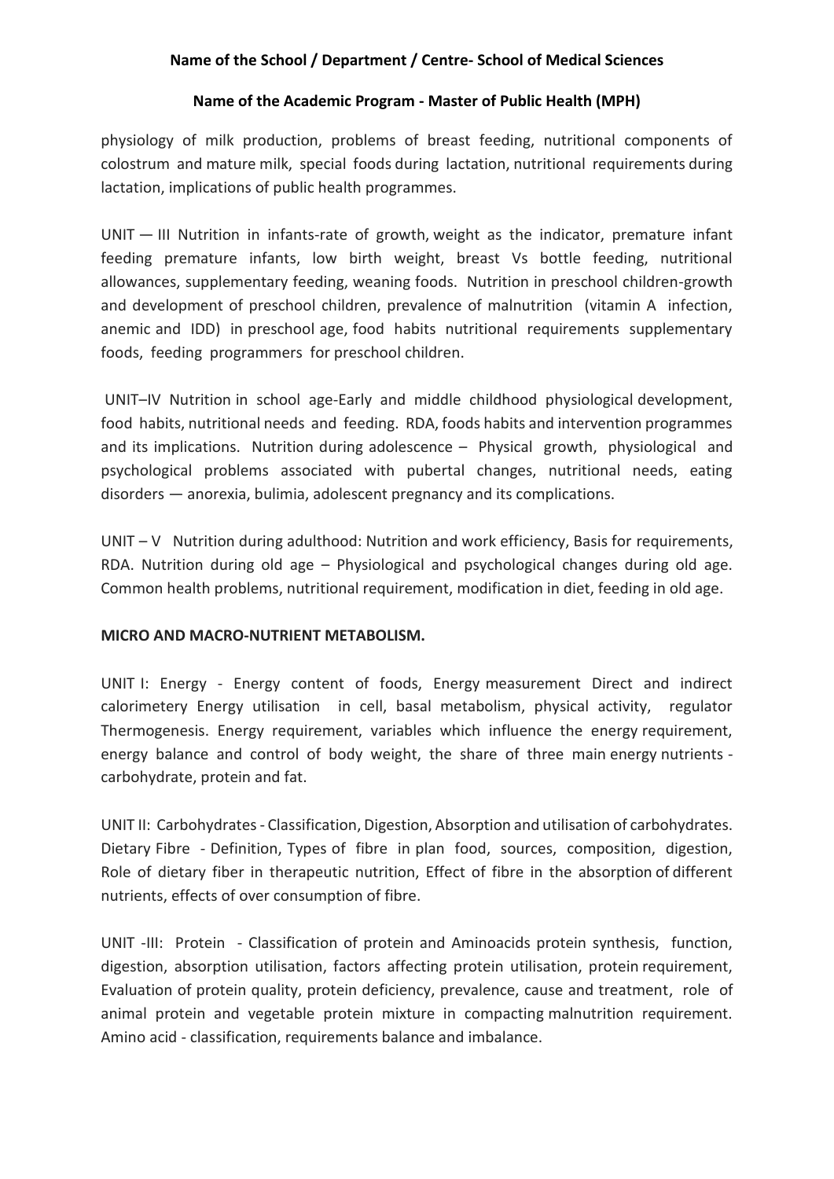physiology of milk production, problems of breast feeding, nutritional components of colostrum and mature milk, special foods during lactation, nutritional requirements during lactation, implications of public health programmes.

UNIT — III Nutrition in infants-rate of growth, weight as the indicator, premature infant feeding premature infants, low birth weight, breast Vs bottle feeding, nutritional allowances, supplementary feeding, weaning foods. Nutrition in preschool children-growth and development of preschool children, prevalence of malnutrition (vitamin A infection, anemic and IDD) in preschool age, food habits nutritional requirements supplementary foods, feeding programmers for preschool children.

UNIT–IV Nutrition in school age-Early and middle childhood physiological development, food habits, nutritional needs and feeding. RDA, foods habits and intervention programmes and its implications. Nutrition during adolescence – Physical growth, physiological and psychological problems associated with pubertal changes, nutritional needs, eating disorders — anorexia, bulimia, adolescent pregnancy and its complications.

UNIT – V Nutrition during adulthood: Nutrition and work efficiency, Basis for requirements, RDA. Nutrition during old age – Physiological and psychological changes during old age. Common health problems, nutritional requirement, modification in diet, feeding in old age.

**MICRO AND MACRO-NUTRIENT METABOLISM.**

UNIT I: Energy - Energy content of foods, Energy measurement Direct and indirect calorimetery Energy utilisation in cell, basal metabolism, physical activity, regulator Thermogenesis. Energy requirement, variables which influence the energy requirement, energy balance and control of body weight, the share of three main energy nutrients - carbohydrate, protein and fat.

UNIT II: Carbohydrates - Classification, Digestion, Absorption and utilisation of carbohydrates. Dietary Fibre - Definition, Types of fibre in plan food, sources, composition, digestion, Role of dietary fiber in therapeutic nutrition, Effect of fibre in the absorption of different nutrients, effects of over consumption of fibre.

UNIT -III: Protein - Classification of protein and Aminoacids protein synthesis, function, digestion, absorption utilisation, factors affecting protein utilisation, protein requirement, Evaluation of protein quality, protein deficiency, prevalence, cause and treatment, role of animal protein and vegetable protein mixture in compacting malnutrition requirement. Amino acid - classification, requirements balance and imbalance.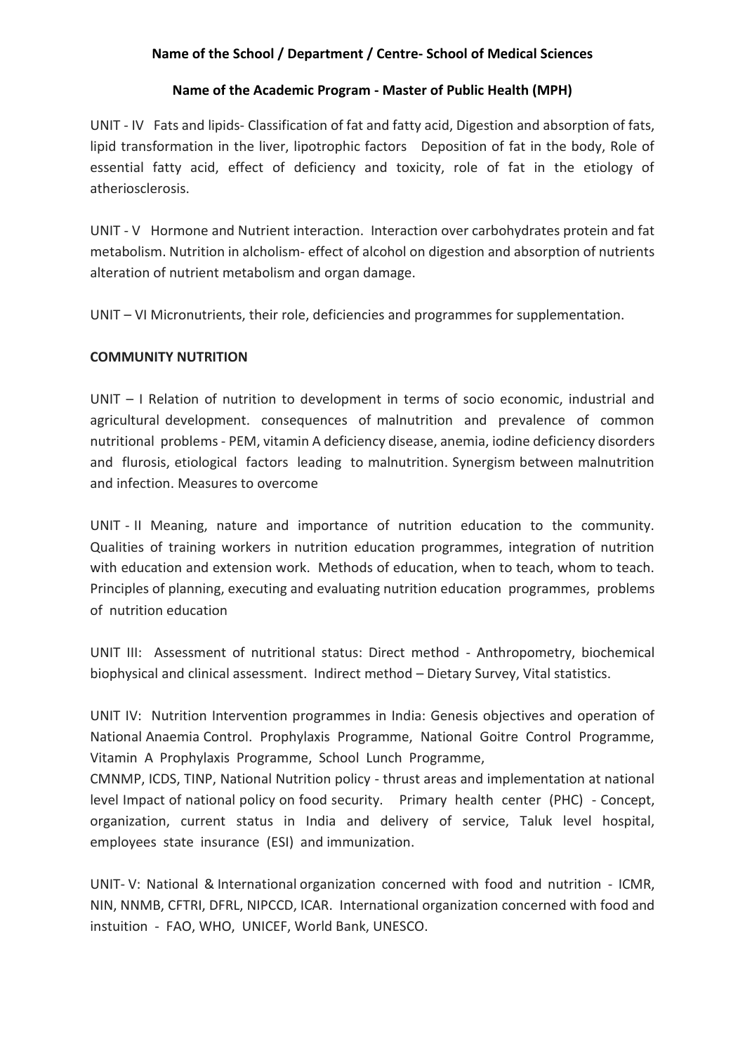**Name of the School / Department / Centre- School of Medical Sciences**

**Name of the Academic Program - Master of Public Health (MPH)**

UNIT - IV Fats and lipids- Classification of fat and fatty acid, Digestion and absorption of fats, lipid transformation in the liver, lipotrophic factors Deposition of fat in the body, Role of essential fatty acid, effect of deficiency and toxicity, role of fat in the etiology of atheriosclerosis.

UNIT - V Hormone and Nutrient interaction. Interaction over carbohydrates protein and fat metabolism. Nutrition in alcholism- effect of alcohol on digestion and absorption of nutrients alteration of nutrient metabolism and organ damage.

UNIT – VI Micronutrients, their role, deficiencies and programmes for supplementation.

**COMMUNITY NUTRITION**

UNIT – I Relation of nutrition to development in terms of socio economic, industrial and agricultural development. consequences of malnutrition and prevalence of common nutritional problems - PEM, vitamin A deficiency disease, anemia, iodine deficiency disorders and flurosis, etiological factors leading to malnutrition. Synergism between malnutrition and infection. Measures to overcome

UNIT - II Meaning, nature and importance of nutrition education to the community. Qualities of training workers in nutrition education programmes, integration of nutrition with education and extension work. Methods of education, when to teach, whom to teach. Principles of planning, executing and evaluating nutrition education programmes, problems of nutrition education

UNIT III: Assessment of nutritional status: Direct method - Anthropometry, biochemical biophysical and clinical assessment. Indirect method – Dietary Survey, Vital statistics.

UNIT IV: Nutrition Intervention programmes in India: Genesis objectives and operation of National Anaemia Control. Prophylaxis Programme, National Goitre Control Programme, Vitamin A Prophylaxis Programme, School Lunch Programme,
CMNMP, ICDS, TINP, National Nutrition policy - thrust areas and implementation at national level Impact of national policy on food security. Primary health center (PHC) - Concept, organization, current status in India and delivery of service, Taluk level hospital, employees state insurance (ESI) and immunization.

UNIT- V: National & International organization concerned with food and nutrition - ICMR, NIN, NNMB, CFTRI, DFRL, NIPCCD, ICAR. International organization concerned with food and instuition - FAO, WHO, UNICEF, World Bank, UNESCO.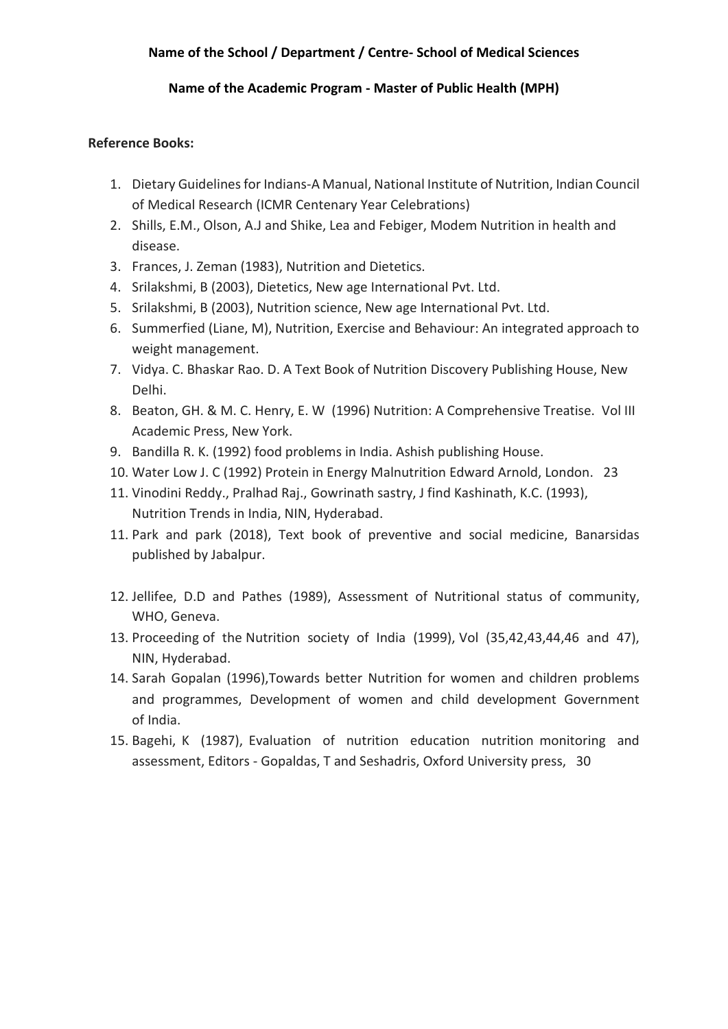**Name of the School / Department / Centre- School of Medical Sciences**

**Name of the Academic Program - Master of Public Health (MPH)**

**Reference Books:**

1. Dietary Guidelines for Indians-A Manual, National Institute of Nutrition, Indian Council of Medical Research (ICMR Centenary Year Celebrations)
2. Shills, E.M., Olson, A.J and Shike, Lea and Febiger, Modem Nutrition in health and disease.
3. Frances, J. Zeman (1983), Nutrition and Dietetics.
4. Srilakshmi, B (2003), Dietetics, New age International Pvt. Ltd.
5. Srilakshmi, B (2003), Nutrition science, New age International Pvt. Ltd.
6. Summerfied (Liane, M), Nutrition, Exercise and Behaviour: An integrated approach to weight management.
7. Vidya. C. Bhaskar Rao. D. A Text Book of Nutrition Discovery Publishing House, New Delhi.
8. Beaton, GH. & M. C. Henry, E. W (1996) Nutrition: A Comprehensive Treatise. Vol III Academic Press, New York.
9. Bandilla R. K. (1992) food problems in India. Ashish publishing House.
10. Water Low J. C (1992) Protein in Energy Malnutrition Edward Arnold, London. 23
11. Vinodini Reddy., Pralhad Raj., Gowrinath sastry, J find Kashinath, K.C. (1993), Nutrition Trends in India, NIN, Hyderabad.
11. Park and park (2018), Text book of preventive and social medicine, Banarsidas published by Jabalpur.
12. Jellifee, D.D and Pathes (1989), Assessment of Nutritional status of community, WHO, Geneva.
13. Proceeding of the Nutrition society of India (1999), Vol (35,42,43,44,46 and 47), NIN, Hyderabad.
14. Sarah Gopalan (1996),Towards better Nutrition for women and children problems and programmes, Development of women and child development Government of India.
15. Bagehi, K (1987), Evaluation of nutrition education nutrition monitoring and assessment, Editors - Gopaldas, T and Seshadris, Oxford University press, 30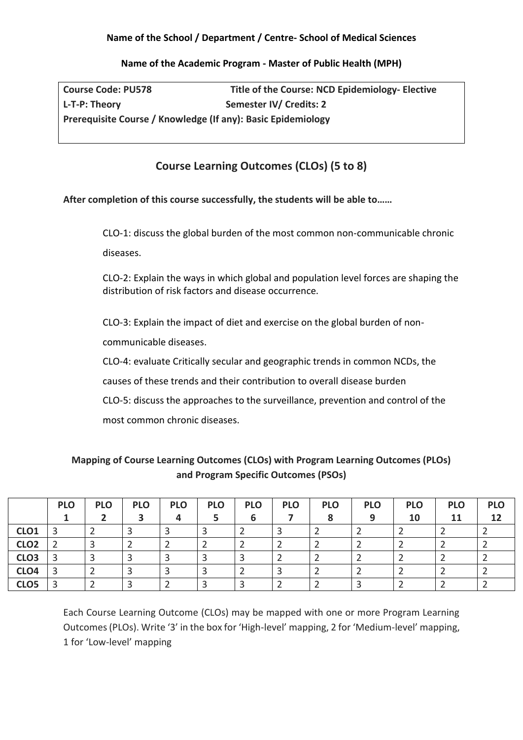**Name of the School / Department / Centre- School of Medical Sciences**

**Name of the Academic Program - Master of Public Health (MPH)**

| **Course Code: PU578** | **Title of the Course: NCD Epidemiology- Elective** |
|---|---|
| **L-T-P: Theory** | **Semester IV/ Credits: 2** |
| **Prerequisite Course / Knowledge (If any): Basic Epidemiology** | |

## Course Learning Outcomes (CLOs) (5 to 8)

**After completion of this course successfully, the students will be able to……**

CLO-1: discuss the global burden of the most common non-communicable chronic diseases.

CLO-2: Explain the ways in which global and population level forces are shaping the distribution of risk factors and disease occurrence.

CLO-3: Explain the impact of diet and exercise on the global burden of non-communicable diseases.

CLO-4: evaluate Critically secular and geographic trends in common NCDs, the causes of these trends and their contribution to overall disease burden

CLO-5: discuss the approaches to the surveillance, prevention and control of the most common chronic diseases.

### Mapping of Course Learning Outcomes (CLOs) with Program Learning Outcomes (PLOs) and Program Specific Outcomes (PSOs)

| | **PLO 1** | **PLO 2** | **PLO 3** | **PLO 4** | **PLO 5** | **PLO 6** | **PLO 7** | **PLO 8** | **PLO 9** | **PLO 10** | **PLO 11** | **PLO 12** |
|---|---|---|---|---|---|---|---|---|---|---|---|---|
| **CLO1** | 3 | 2 | 3 | 3 | 3 | 2 | 3 | 2 | 2 | 2 | 2 | 2 |
| **CLO2** | 2 | 3 | 2 | 2 | 2 | 2 | 2 | 2 | 2 | 2 | 2 | 2 |
| **CLO3** | 3 | 3 | 3 | 3 | 3 | 3 | 2 | 2 | 2 | 2 | 2 | 2 |
| **CLO4** | 3 | 2 | 3 | 3 | 3 | 2 | 3 | 2 | 2 | 2 | 2 | 2 |
| **CLO5** | 3 | 2 | 3 | 2 | 3 | 3 | 2 | 2 | 3 | 2 | 2 | 2 |

Each Course Learning Outcome (CLOs) may be mapped with one or more Program Learning Outcomes (PLOs). Write '3' in the box for 'High-level' mapping, 2 for 'Medium-level' mapping, 1 for 'Low-level' mapping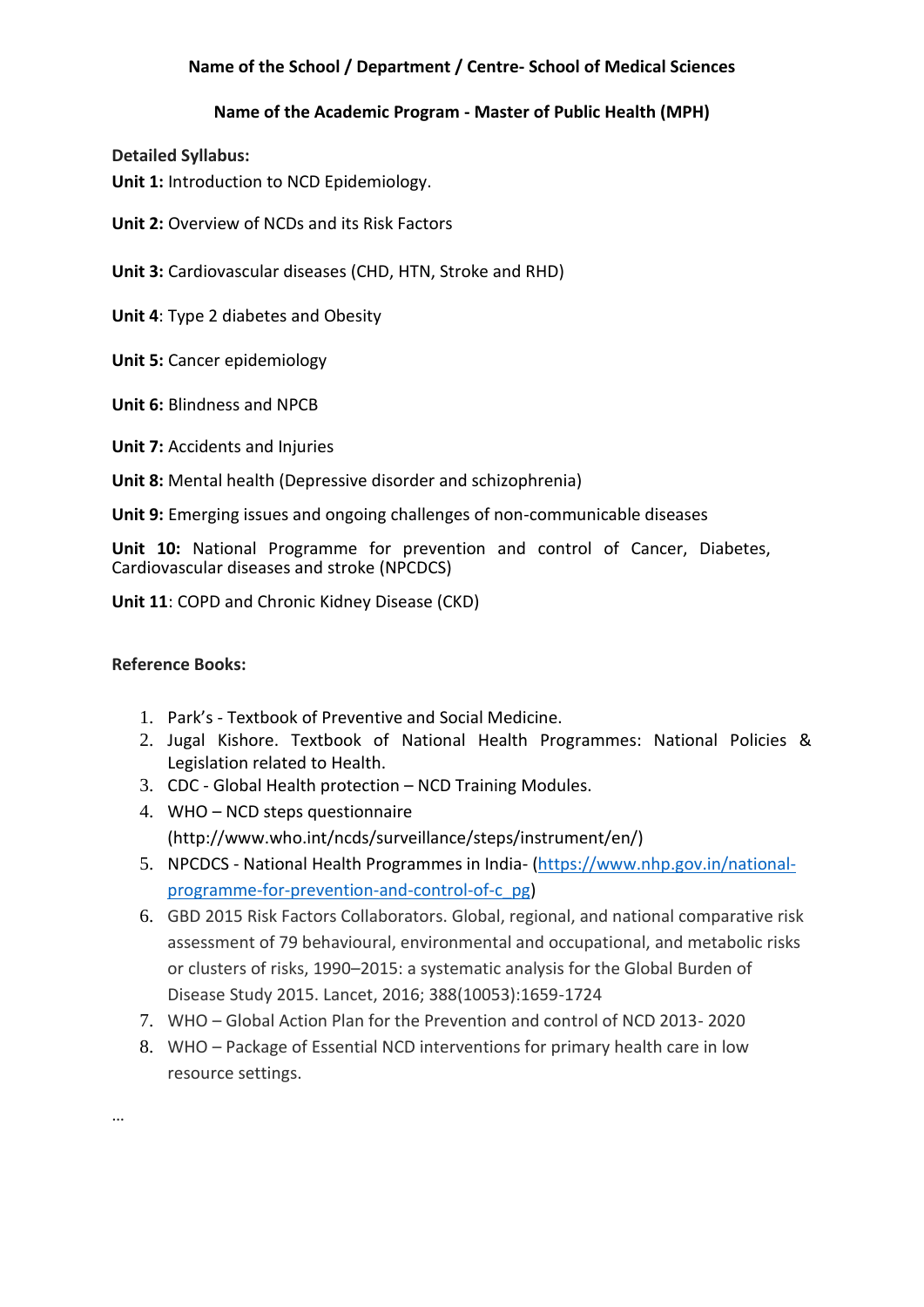**Name of the School / Department / Centre- School of Medical Sciences**

**Name of the Academic Program - Master of Public Health (MPH)**

**Detailed Syllabus:**

**Unit 1:** Introduction to NCD Epidemiology.

**Unit 2:** Overview of NCDs and its Risk Factors

**Unit 3:** Cardiovascular diseases (CHD, HTN, Stroke and RHD)

**Unit 4**: Type 2 diabetes and Obesity

**Unit 5:** Cancer epidemiology

**Unit 6:** Blindness and NPCB

**Unit 7:** Accidents and Injuries

**Unit 8:** Mental health (Depressive disorder and schizophrenia)

**Unit 9:** Emerging issues and ongoing challenges of non-communicable diseases

**Unit 10:** National Programme for prevention and control of Cancer, Diabetes, Cardiovascular diseases and stroke (NPCDCS)

**Unit 11**: COPD and Chronic Kidney Disease (CKD)

**Reference Books:**

1. Park's - Textbook of Preventive and Social Medicine.
2. Jugal Kishore. Textbook of National Health Programmes: National Policies & Legislation related to Health.
3. CDC - Global Health protection – NCD Training Modules.
4. WHO – NCD steps questionnaire (http://www.who.int/ncds/surveillance/steps/instrument/en/)
5. NPCDCS - National Health Programmes in India- (https://www.nhp.gov.in/national-programme-for-prevention-and-control-of-c_pg)
6. GBD 2015 Risk Factors Collaborators. Global, regional, and national comparative risk assessment of 79 behavioural, environmental and occupational, and metabolic risks or clusters of risks, 1990–2015: a systematic analysis for the Global Burden of Disease Study 2015. Lancet, 2016; 388(10053):1659-1724
7. WHO – Global Action Plan for the Prevention and control of NCD 2013- 2020
8. WHO – Package of Essential NCD interventions for primary health care in low resource settings.

…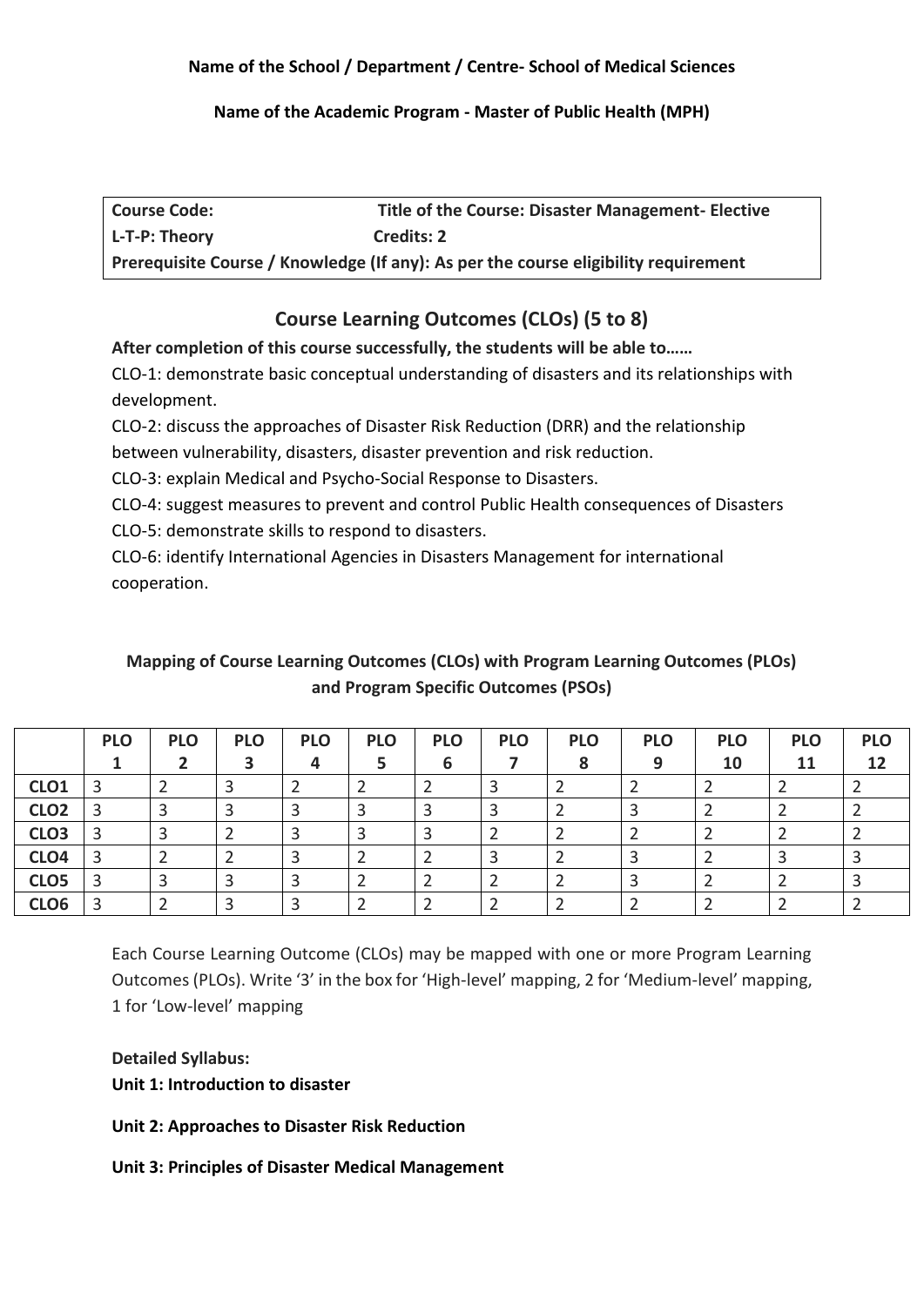**Name of the School / Department / Centre- School of Medical Sciences**

**Name of the Academic Program - Master of Public Health (MPH)**

| **Course Code:** | **Title of the Course: Disaster Management- Elective** |
|---|---|
| **L-T-P: Theory** | **Credits: 2** |
| **Prerequisite Course / Knowledge (If any): As per the course eligibility requirement** | |

## Course Learning Outcomes (CLOs) (5 to 8)

**After completion of this course successfully, the students will be able to……**

CLO-1: demonstrate basic conceptual understanding of disasters and its relationships with development.

CLO-2: discuss the approaches of Disaster Risk Reduction (DRR) and the relationship between vulnerability, disasters, disaster prevention and risk reduction.

CLO-3: explain Medical and Psycho-Social Response to Disasters.

CLO-4: suggest measures to prevent and control Public Health consequences of Disasters

CLO-5: demonstrate skills to respond to disasters.

CLO-6: identify International Agencies in Disasters Management for international cooperation.

### Mapping of Course Learning Outcomes (CLOs) with Program Learning Outcomes (PLOs) and Program Specific Outcomes (PSOs)

| | PLO 1 | PLO 2 | PLO 3 | PLO 4 | PLO 5 | PLO 6 | PLO 7 | PLO 8 | PLO 9 | PLO 10 | PLO 11 | PLO 12 |
|---|---|---|---|---|---|---|---|---|---|---|---|---|
| **CLO1** | 3 | 2 | 3 | 2 | 2 | 2 | 3 | 2 | 2 | 2 | 2 | 2 |
| **CLO2** | 3 | 3 | 3 | 3 | 3 | 3 | 3 | 2 | 3 | 2 | 2 | 2 |
| **CLO3** | 3 | 3 | 2 | 3 | 3 | 3 | 2 | 2 | 2 | 2 | 2 | 2 |
| **CLO4** | 3 | 2 | 2 | 3 | 2 | 2 | 3 | 2 | 3 | 2 | 3 | 3 |
| **CLO5** | 3 | 3 | 3 | 3 | 2 | 2 | 2 | 2 | 3 | 2 | 2 | 3 |
| **CLO6** | 3 | 2 | 3 | 3 | 2 | 2 | 2 | 2 | 2 | 2 | 2 | 2 |

Each Course Learning Outcome (CLOs) may be mapped with one or more Program Learning Outcomes (PLOs). Write '3' in the box for 'High-level' mapping, 2 for 'Medium-level' mapping, 1 for 'Low-level' mapping

**Detailed Syllabus:**

**Unit 1: Introduction to disaster**

**Unit 2: Approaches to Disaster Risk Reduction**

**Unit 3: Principles of Disaster Medical Management**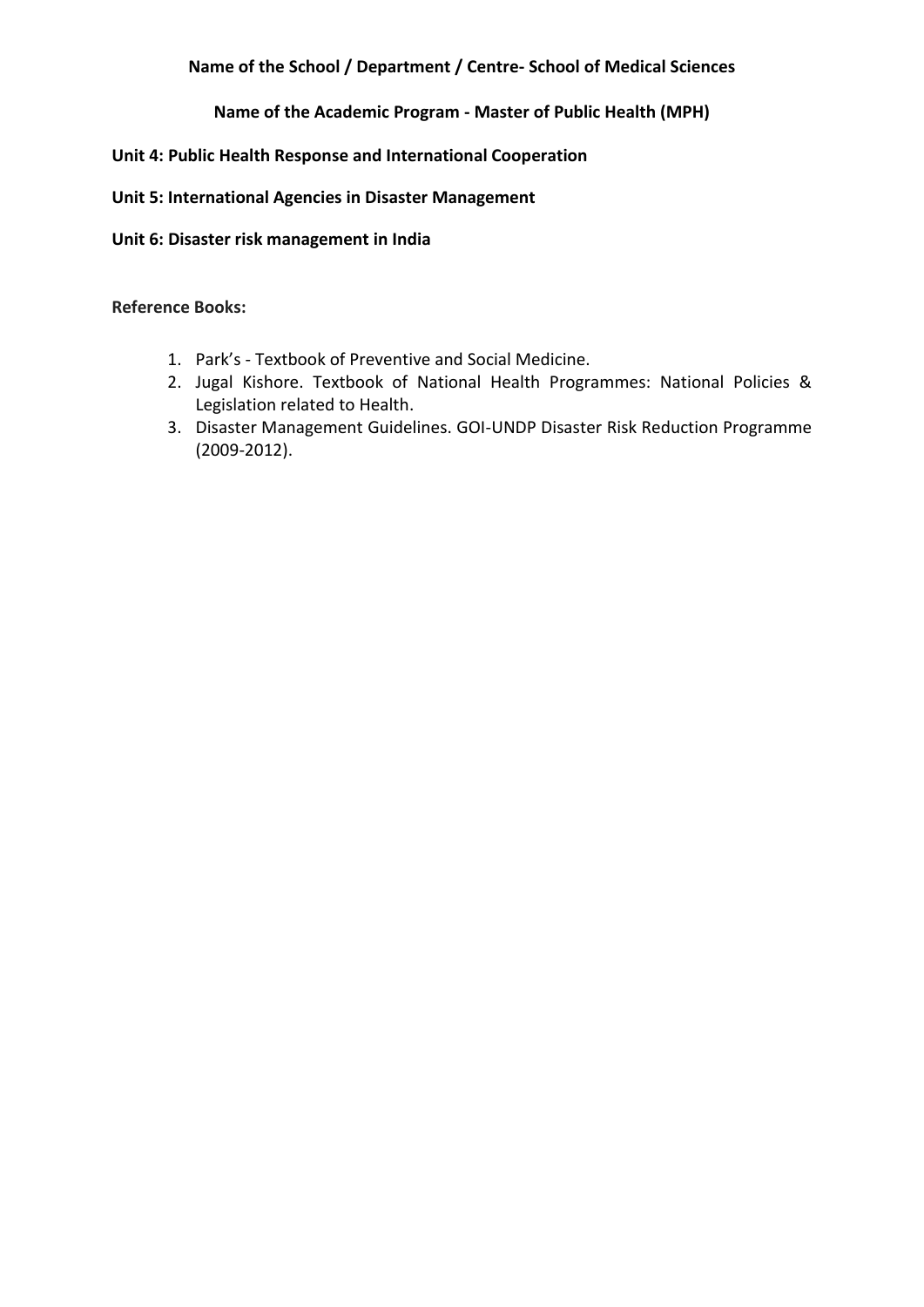**Name of the School / Department / Centre- School of Medical Sciences**

**Name of the Academic Program - Master of Public Health (MPH)**

**Unit 4: Public Health Response and International Cooperation**

**Unit 5: International Agencies in Disaster Management**

**Unit 6: Disaster risk management in India**

**Reference Books:**

1. Park's - Textbook of Preventive and Social Medicine.
2. Jugal Kishore. Textbook of National Health Programmes: National Policies & Legislation related to Health.
3. Disaster Management Guidelines. GOI-UNDP Disaster Risk Reduction Programme (2009-2012).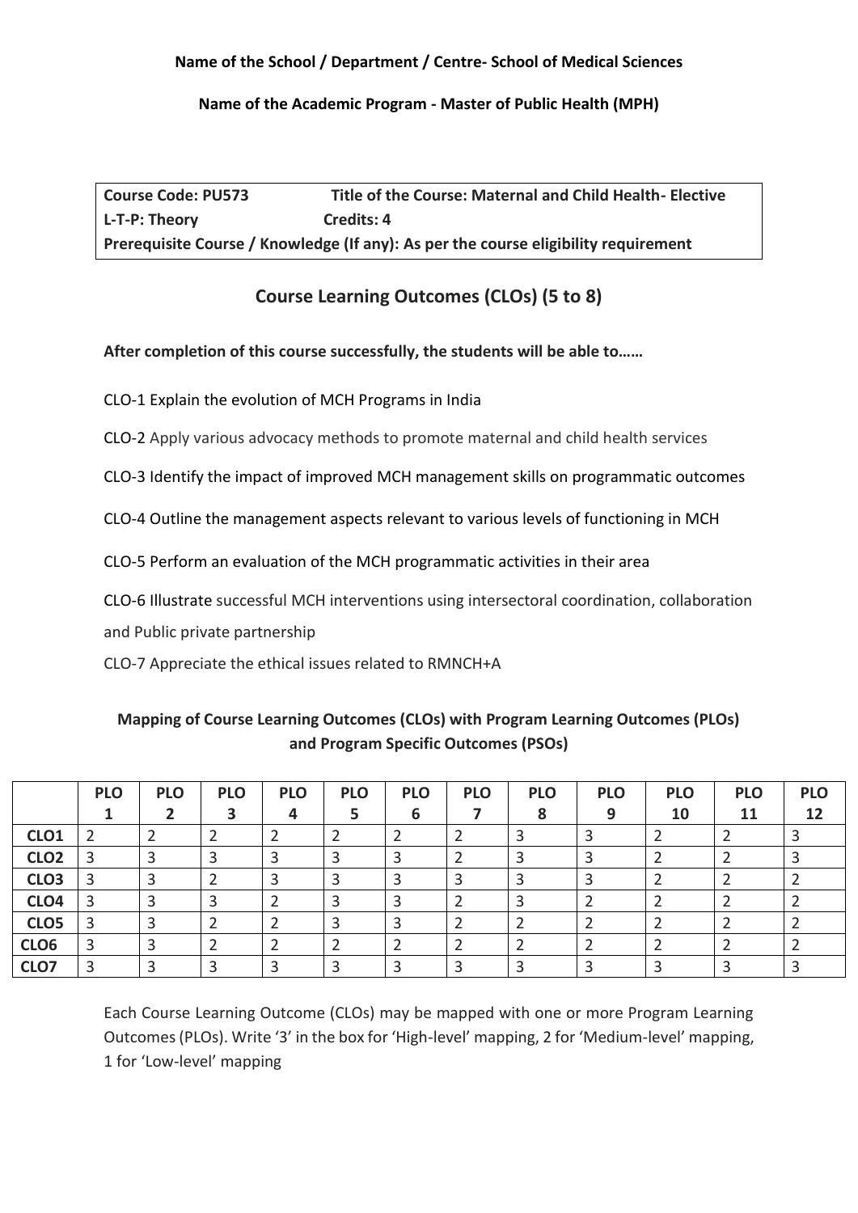**Name of the School / Department / Centre- School of Medical Sciences**

**Name of the Academic Program - Master of Public Health (MPH)**

| **Course Code: PU573** | **Title of the Course: Maternal and Child Health- Elective** |
|---|---|
| **L-T-P: Theory** | **Credits: 4** |
| **Prerequisite Course / Knowledge (If any): As per the course eligibility requirement** | |

## Course Learning Outcomes (CLOs) (5 to 8)

**After completion of this course successfully, the students will be able to……**

CLO-1 Explain the evolution of MCH Programs in India

CLO-2 Apply various advocacy methods to promote maternal and child health services

CLO-3 Identify the impact of improved MCH management skills on programmatic outcomes

CLO-4 Outline the management aspects relevant to various levels of functioning in MCH

CLO-5 Perform an evaluation of the MCH programmatic activities in their area

CLO-6 Illustrate successful MCH interventions using intersectoral coordination, collaboration and Public private partnership

CLO-7 Appreciate the ethical issues related to RMNCH+A

### Mapping of Course Learning Outcomes (CLOs) with Program Learning Outcomes (PLOs) and Program Specific Outcomes (PSOs)

| | PLO 1 | PLO 2 | PLO 3 | PLO 4 | PLO 5 | PLO 6 | PLO 7 | PLO 8 | PLO 9 | PLO 10 | PLO 11 | PLO 12 |
|---|---|---|---|---|---|---|---|---|---|---|---|---|
| **CLO1** | 2 | 2 | 2 | 2 | 2 | 2 | 2 | 3 | 3 | 2 | 2 | 3 |
| **CLO2** | 3 | 3 | 3 | 3 | 3 | 3 | 2 | 3 | 3 | 2 | 2 | 3 |
| **CLO3** | 3 | 3 | 2 | 3 | 3 | 3 | 3 | 3 | 3 | 2 | 2 | 2 |
| **CLO4** | 3 | 3 | 3 | 2 | 3 | 3 | 2 | 3 | 2 | 2 | 2 | 2 |
| **CLO5** | 3 | 3 | 2 | 2 | 3 | 3 | 2 | 2 | 2 | 2 | 2 | 2 |
| **CLO6** | 3 | 3 | 2 | 2 | 2 | 2 | 2 | 2 | 2 | 2 | 2 | 2 |
| **CLO7** | 3 | 3 | 3 | 3 | 3 | 3 | 3 | 3 | 3 | 3 | 3 | 3 |

Each Course Learning Outcome (CLOs) may be mapped with one or more Program Learning Outcomes (PLOs). Write '3' in the box for 'High-level' mapping, 2 for 'Medium-level' mapping, 1 for 'Low-level' mapping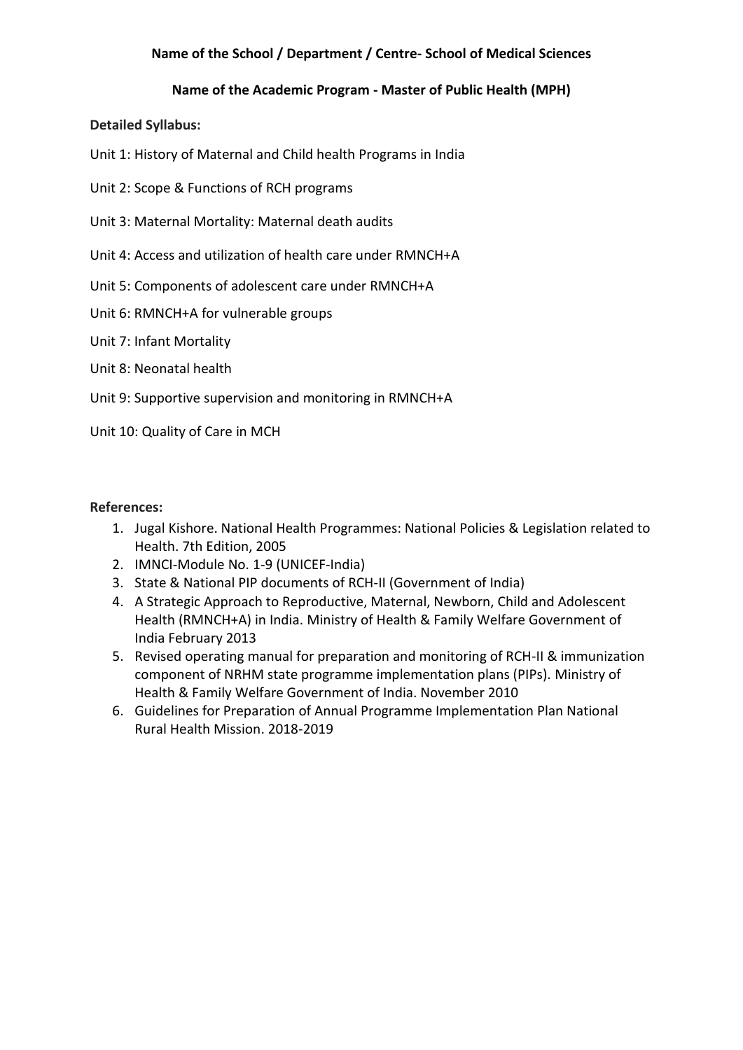**Name of the School / Department / Centre- School of Medical Sciences**

**Name of the Academic Program - Master of Public Health (MPH)**

**Detailed Syllabus:**

Unit 1: History of Maternal and Child health Programs in India

Unit 2: Scope & Functions of RCH programs

Unit 3: Maternal Mortality: Maternal death audits

Unit 4: Access and utilization of health care under RMNCH+A

Unit 5: Components of adolescent care under RMNCH+A

Unit 6: RMNCH+A for vulnerable groups

Unit 7: Infant Mortality

Unit 8: Neonatal health

Unit 9: Supportive supervision and monitoring in RMNCH+A

Unit 10: Quality of Care in MCH

**References:**

1. Jugal Kishore. National Health Programmes: National Policies & Legislation related to Health. 7th Edition, 2005
2. IMNCI-Module No. 1-9 (UNICEF-India)
3. State & National PIP documents of RCH-II (Government of India)
4. A Strategic Approach to Reproductive, Maternal, Newborn, Child and Adolescent Health (RMNCH+A) in India. Ministry of Health & Family Welfare Government of India February 2013
5. Revised operating manual for preparation and monitoring of RCH-II & immunization component of NRHM state programme implementation plans (PIPs). Ministry of Health & Family Welfare Government of India. November 2010
6. Guidelines for Preparation of Annual Programme Implementation Plan National Rural Health Mission. 2018-2019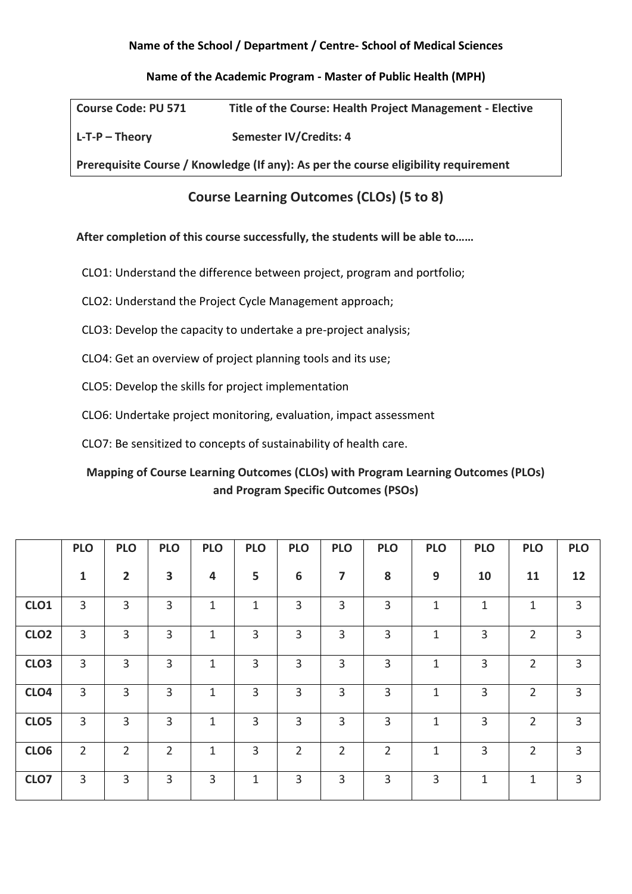**Name of the School / Department / Centre- School of Medical Sciences**

**Name of the Academic Program - Master of Public Health (MPH)**

| **Course Code: PU 571** | **Title of the Course: Health Project Management - Elective** |
|---|---|
| **L-T-P – Theory** | **Semester IV/Credits: 4** |
| **Prerequisite Course / Knowledge (If any): As per the course eligibility requirement** | |

## Course Learning Outcomes (CLOs) (5 to 8)

**After completion of this course successfully, the students will be able to……**

CLO1: Understand the difference between project, program and portfolio;

CLO2: Understand the Project Cycle Management approach;

CLO3: Develop the capacity to undertake a pre-project analysis;

CLO4: Get an overview of project planning tools and its use;

CLO5: Develop the skills for project implementation

CLO6: Undertake project monitoring, evaluation, impact assessment

CLO7: Be sensitized to concepts of sustainability of health care.

### Mapping of Course Learning Outcomes (CLOs) with Program Learning Outcomes (PLOs) and Program Specific Outcomes (PSOs)

| | PLO 1 | PLO 2 | PLO 3 | PLO 4 | PLO 5 | PLO 6 | PLO 7 | PLO 8 | PLO 9 | PLO 10 | PLO 11 | PLO 12 |
|---|---|---|---|---|---|---|---|---|---|---|---|---|
| **CLO1** | 3 | 3 | 3 | 1 | 1 | 3 | 3 | 3 | 1 | 1 | 1 | 3 |
| **CLO2** | 3 | 3 | 3 | 1 | 3 | 3 | 3 | 3 | 1 | 3 | 2 | 3 |
| **CLO3** | 3 | 3 | 3 | 1 | 3 | 3 | 3 | 3 | 1 | 3 | 2 | 3 |
| **CLO4** | 3 | 3 | 3 | 1 | 3 | 3 | 3 | 3 | 1 | 3 | 2 | 3 |
| **CLO5** | 3 | 3 | 3 | 1 | 3 | 3 | 3 | 3 | 1 | 3 | 2 | 3 |
| **CLO6** | 2 | 2 | 2 | 1 | 3 | 2 | 2 | 2 | 1 | 3 | 2 | 3 |
| **CLO7** | 3 | 3 | 3 | 3 | 1 | 3 | 3 | 3 | 3 | 1 | 1 | 3 |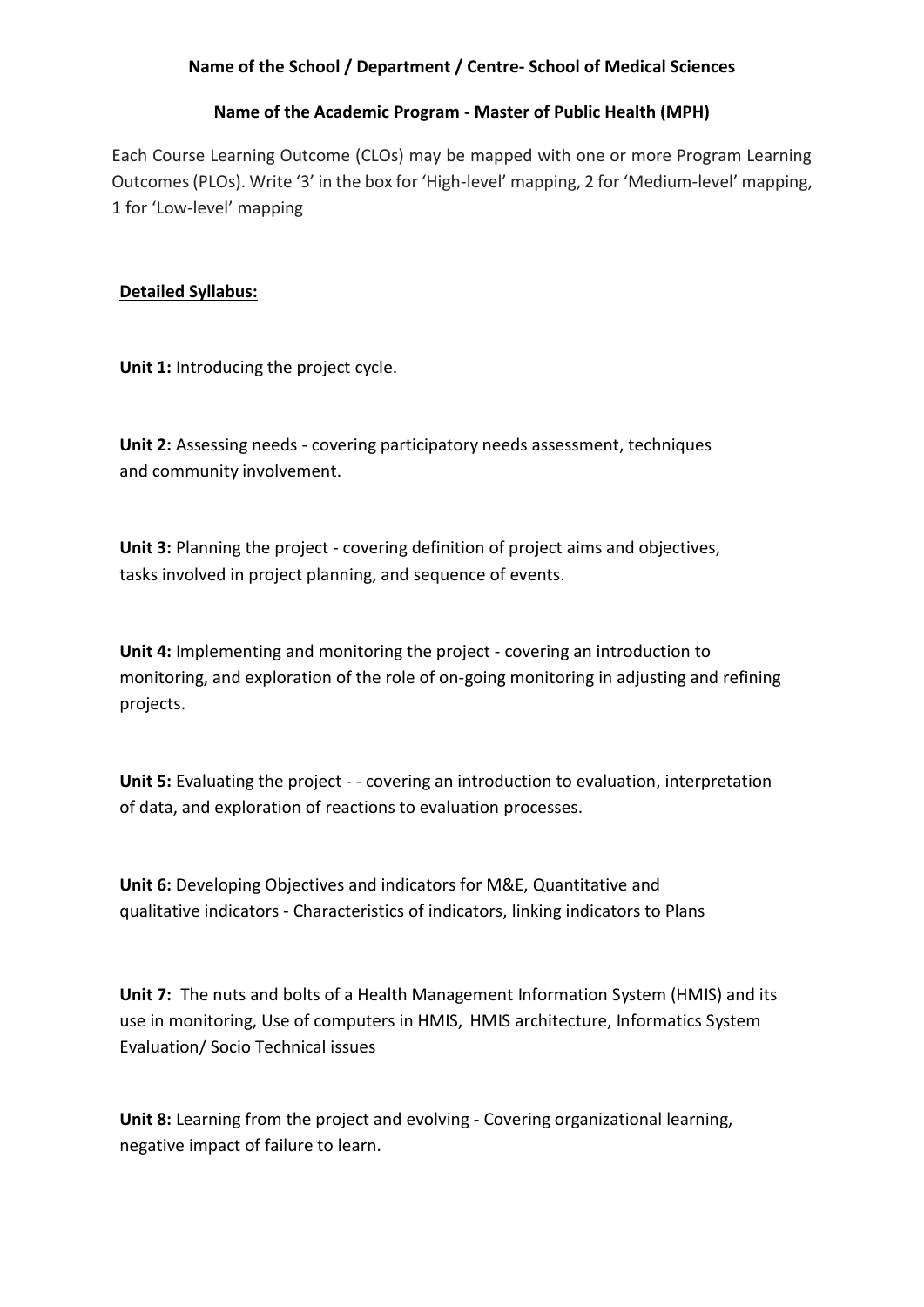**Name of the School / Department / Centre- School of Medical Sciences**

**Name of the Academic Program - Master of Public Health (MPH)**

Each Course Learning Outcome (CLOs) may be mapped with one or more Program Learning Outcomes (PLOs). Write '3' in the box for 'High-level' mapping, 2 for 'Medium-level' mapping, 1 for 'Low-level' mapping

**Detailed Syllabus:**

**Unit 1:** Introducing the project cycle.

**Unit 2:** Assessing needs - covering participatory needs assessment, techniques and community involvement.

**Unit 3:** Planning the project - covering definition of project aims and objectives, tasks involved in project planning, and sequence of events.

**Unit 4:** Implementing and monitoring the project - covering an introduction to monitoring, and exploration of the role of on-going monitoring in adjusting and refining projects.

**Unit 5:** Evaluating the project - - covering an introduction to evaluation, interpretation of data, and exploration of reactions to evaluation processes.

**Unit 6:** Developing Objectives and indicators for M&E, Quantitative and qualitative indicators - Characteristics of indicators, linking indicators to Plans

**Unit 7:** The nuts and bolts of a Health Management Information System (HMIS) and its use in monitoring, Use of computers in HMIS, HMIS architecture, Informatics System Evaluation/ Socio Technical issues

**Unit 8:** Learning from the project and evolving - Covering organizational learning, negative impact of failure to learn.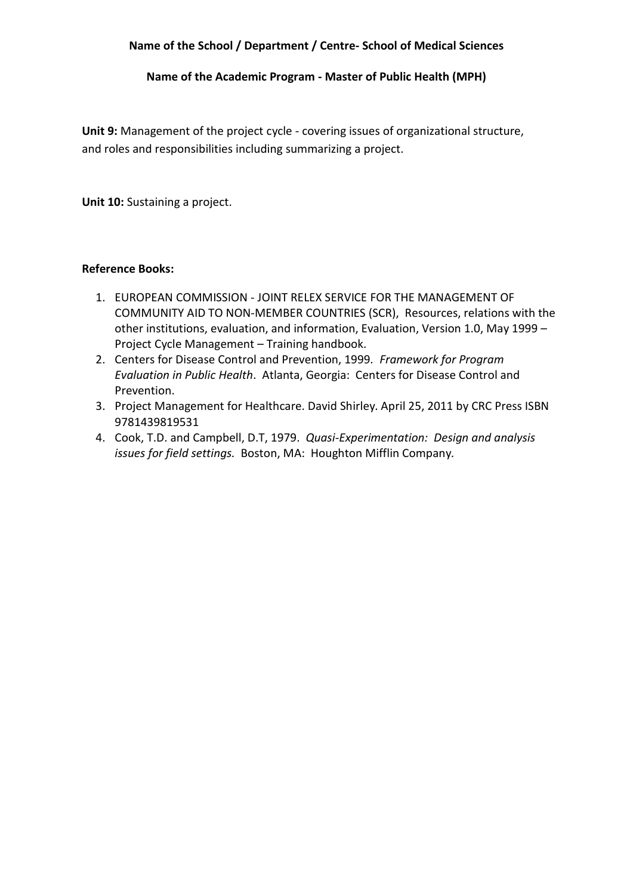**Name of the School / Department / Centre- School of Medical Sciences**

**Name of the Academic Program - Master of Public Health (MPH)**

**Unit 9:** Management of the project cycle - covering issues of organizational structure, and roles and responsibilities including summarizing a project.

**Unit 10:** Sustaining a project.

**Reference Books:**

1. EUROPEAN COMMISSION - JOINT RELEX SERVICE FOR THE MANAGEMENT OF COMMUNITY AID TO NON-MEMBER COUNTRIES (SCR), Resources, relations with the other institutions, evaluation, and information, Evaluation, Version 1.0, May 1999 – Project Cycle Management – Training handbook.
2. Centers for Disease Control and Prevention, 1999. *Framework for Program Evaluation in Public Health*. Atlanta, Georgia: Centers for Disease Control and Prevention.
3. Project Management for Healthcare. David Shirley. April 25, 2011 by CRC Press ISBN 9781439819531
4. Cook, T.D. and Campbell, D.T, 1979. *Quasi-Experimentation: Design and analysis issues for field settings.* Boston, MA: Houghton Mifflin Company.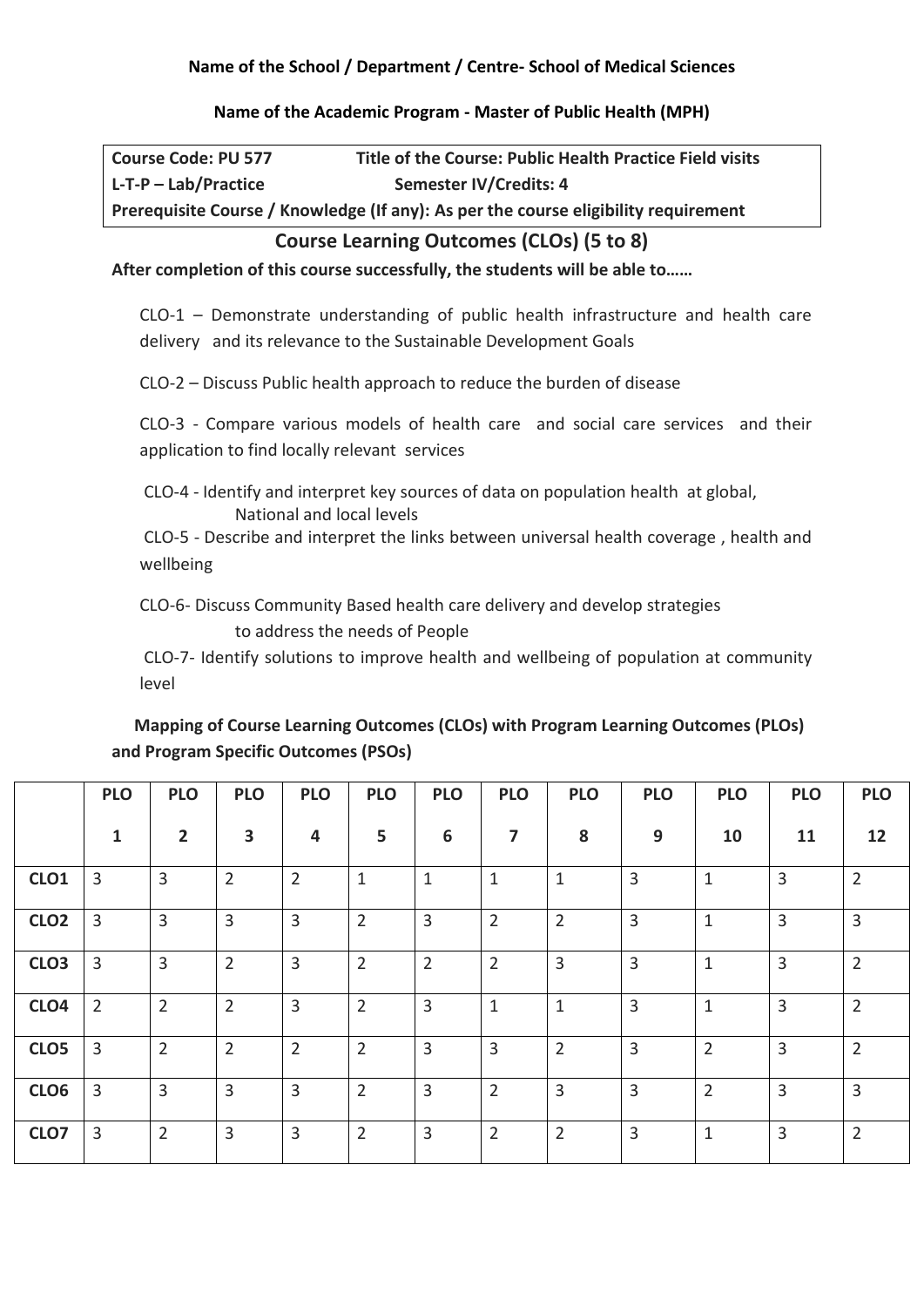**Name of the School / Department / Centre- School of Medical Sciences**

**Name of the Academic Program - Master of Public Health (MPH)**

| **Course Code: PU 577** | **Title of the Course: Public Health Practice Field visits** |
|---|---|
| **L-T-P – Lab/Practice** | **Semester IV/Credits: 4** |
| **Prerequisite Course / Knowledge (If any): As per the course eligibility requirement** | |

## Course Learning Outcomes (CLOs) (5 to 8)

**After completion of this course successfully, the students will be able to……**

CLO-1 – Demonstrate understanding of public health infrastructure and health care delivery and its relevance to the Sustainable Development Goals

CLO-2 – Discuss Public health approach to reduce the burden of disease

CLO-3 - Compare various models of health care and social care services and their application to find locally relevant services

CLO-4 - Identify and interpret key sources of data on population health at global, National and local levels

CLO-5 - Describe and interpret the links between universal health coverage , health and wellbeing

CLO-6- Discuss Community Based health care delivery and develop strategies to address the needs of People

CLO-7- Identify solutions to improve health and wellbeing of population at community level

**Mapping of Course Learning Outcomes (CLOs) with Program Learning Outcomes (PLOs) and Program Specific Outcomes (PSOs)**

| | PLO 1 | PLO 2 | PLO 3 | PLO 4 | PLO 5 | PLO 6 | PLO 7 | PLO 8 | PLO 9 | PLO 10 | PLO 11 | PLO 12 |
|---|---|---|---|---|---|---|---|---|---|---|---|---|
| **CLO1** | 3 | 3 | 2 | 2 | 1 | 1 | 1 | 1 | 3 | 1 | 3 | 2 |
| **CLO2** | 3 | 3 | 3 | 3 | 2 | 3 | 2 | 2 | 3 | 1 | 3 | 3 |
| **CLO3** | 3 | 3 | 2 | 3 | 2 | 2 | 2 | 3 | 3 | 1 | 3 | 2 |
| **CLO4** | 2 | 2 | 2 | 3 | 2 | 3 | 1 | 1 | 3 | 1 | 3 | 2 |
| **CLO5** | 3 | 2 | 2 | 2 | 2 | 3 | 3 | 2 | 3 | 2 | 3 | 2 |
| **CLO6** | 3 | 3 | 3 | 3 | 2 | 3 | 2 | 3 | 3 | 2 | 3 | 3 |
| **CLO7** | 3 | 2 | 3 | 3 | 2 | 3 | 2 | 2 | 3 | 1 | 3 | 2 |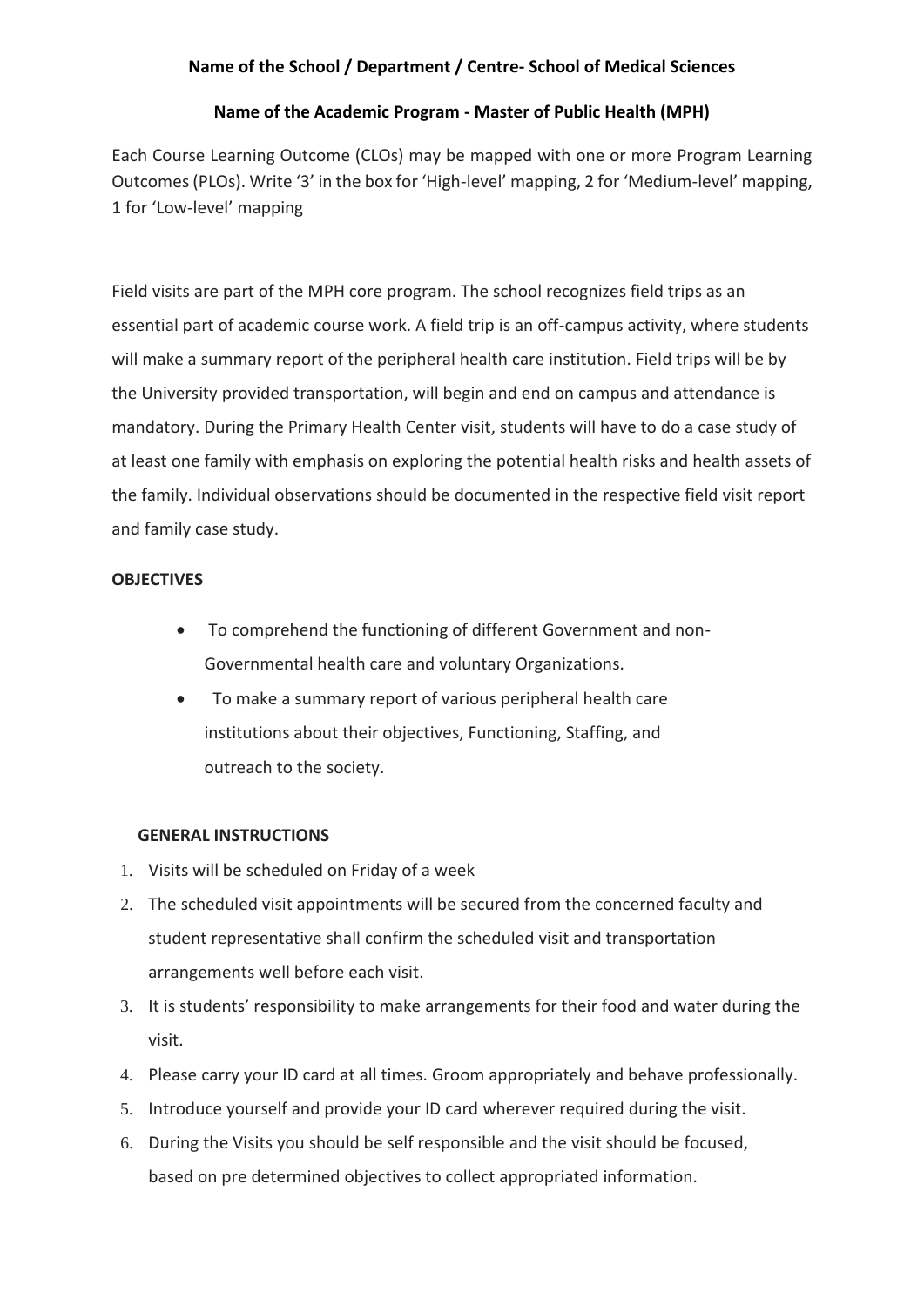**Name of the School / Department / Centre- School of Medical Sciences**

**Name of the Academic Program - Master of Public Health (MPH)**

Each Course Learning Outcome (CLOs) may be mapped with one or more Program Learning Outcomes (PLOs). Write '3' in the box for 'High-level' mapping, 2 for 'Medium-level' mapping, 1 for 'Low-level' mapping

Field visits are part of the MPH core program. The school recognizes field trips as an essential part of academic course work. A field trip is an off-campus activity, where students will make a summary report of the peripheral health care institution. Field trips will be by the University provided transportation, will begin and end on campus and attendance is mandatory. During the Primary Health Center visit, students will have to do a case study of at least one family with emphasis on exploring the potential health risks and health assets of the family. Individual observations should be documented in the respective field visit report and family case study.

**OBJECTIVES**

- To comprehend the functioning of different Government and non-Governmental health care and voluntary Organizations.
- To make a summary report of various peripheral health care institutions about their objectives, Functioning, Staffing, and outreach to the society.

**GENERAL INSTRUCTIONS**

1. Visits will be scheduled on Friday of a week
2. The scheduled visit appointments will be secured from the concerned faculty and student representative shall confirm the scheduled visit and transportation arrangements well before each visit.
3. It is students' responsibility to make arrangements for their food and water during the visit.
4. Please carry your ID card at all times. Groom appropriately and behave professionally.
5. Introduce yourself and provide your ID card wherever required during the visit.
6. During the Visits you should be self responsible and the visit should be focused, based on pre determined objectives to collect appropriated information.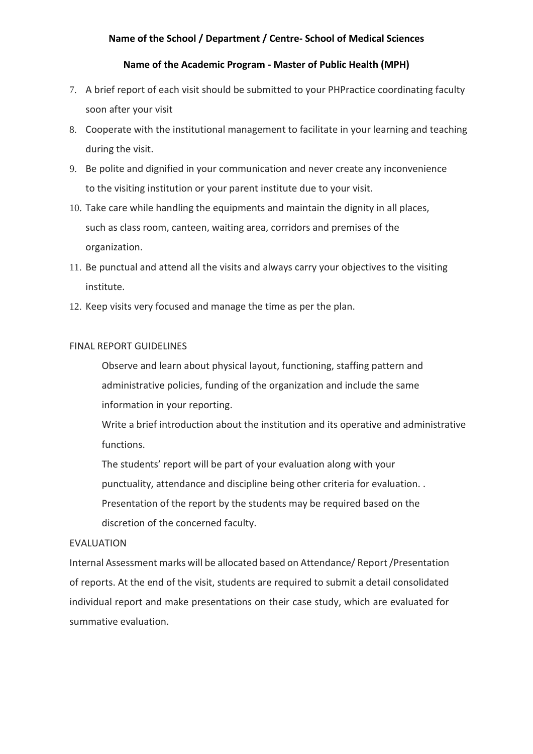**Name of the School / Department / Centre- School of Medical Sciences**

**Name of the Academic Program - Master of Public Health (MPH)**

7. A brief report of each visit should be submitted to your PHPractice coordinating faculty soon after your visit
8. Cooperate with the institutional management to facilitate in your learning and teaching during the visit.
9. Be polite and dignified in your communication and never create any inconvenience to the visiting institution or your parent institute due to your visit.
10. Take care while handling the equipments and maintain the dignity in all places, such as class room, canteen, waiting area, corridors and premises of the organization.
11. Be punctual and attend all the visits and always carry your objectives to the visiting institute.
12. Keep visits very focused and manage the time as per the plan.

FINAL REPORT GUIDELINES

Observe and learn about physical layout, functioning, staffing pattern and administrative policies, funding of the organization and include the same information in your reporting.

Write a brief introduction about the institution and its operative and administrative functions.

The students' report will be part of your evaluation along with your punctuality, attendance and discipline being other criteria for evaluation. .

Presentation of the report by the students may be required based on the discretion of the concerned faculty.

EVALUATION

Internal Assessment marks will be allocated based on Attendance/ Report /Presentation of reports. At the end of the visit, students are required to submit a detail consolidated individual report and make presentations on their case study, which are evaluated for summative evaluation.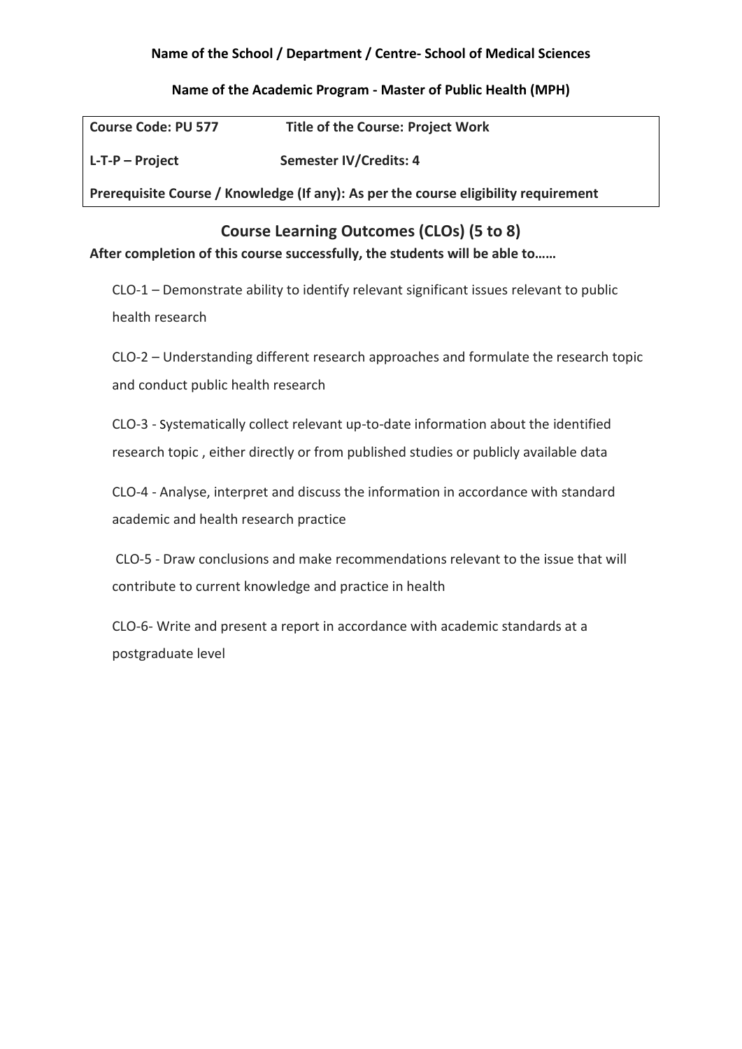**Name of the School / Department / Centre- School of Medical Sciences**

**Name of the Academic Program - Master of Public Health (MPH)**

| **Course Code: PU 577** | **Title of the Course: Project Work** |
|---|---|
| **L-T-P – Project** | **Semester IV/Credits: 4** |
| **Prerequisite Course / Knowledge (If any): As per the course eligibility requirement** | |

## Course Learning Outcomes (CLOs) (5 to 8)

**After completion of this course successfully, the students will be able to……**

CLO-1 – Demonstrate ability to identify relevant significant issues relevant to public health research

CLO-2 – Understanding different research approaches and formulate the research topic and conduct public health research

CLO-3 - Systematically collect relevant up-to-date information about the identified research topic , either directly or from published studies or publicly available data

CLO-4 - Analyse, interpret and discuss the information in accordance with standard academic and health research practice

CLO-5 - Draw conclusions and make recommendations relevant to the issue that will contribute to current knowledge and practice in health

CLO-6- Write and present a report in accordance with academic standards at a postgraduate level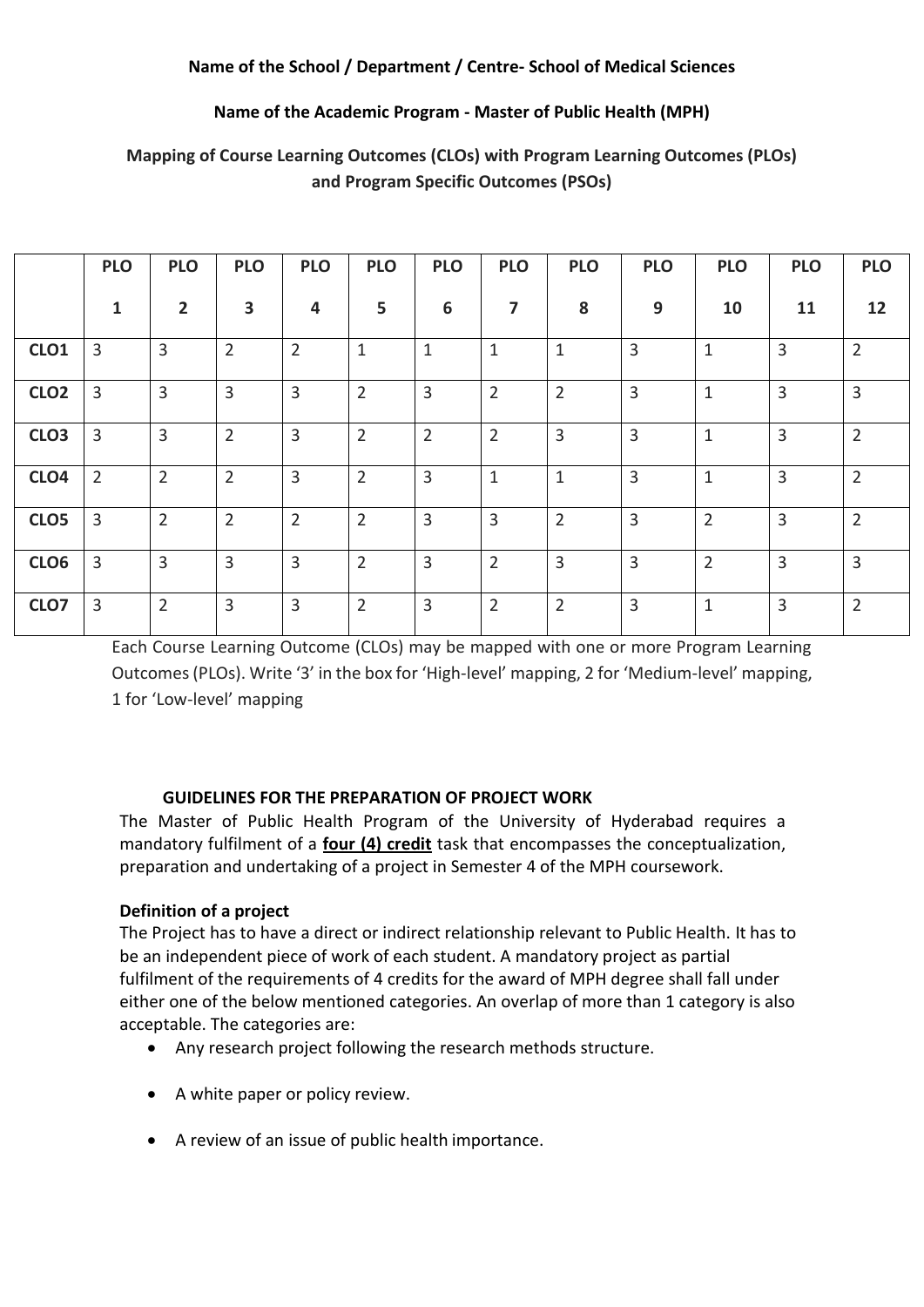**Name of the School / Department / Centre- School of Medical Sciences**

**Name of the Academic Program - Master of Public Health (MPH)**

**Mapping of Course Learning Outcomes (CLOs) with Program Learning Outcomes (PLOs) and Program Specific Outcomes (PSOs)**

| | PLO 1 | PLO 2 | PLO 3 | PLO 4 | PLO 5 | PLO 6 | PLO 7 | PLO 8 | PLO 9 | PLO 10 | PLO 11 | PLO 12 |
|---|---|---|---|---|---|---|---|---|---|---|---|---|
| **CLO1** | 3 | 3 | 2 | 2 | 1 | 1 | 1 | 1 | 3 | 1 | 3 | 2 |
| **CLO2** | 3 | 3 | 3 | 3 | 2 | 3 | 2 | 2 | 3 | 1 | 3 | 3 |
| **CLO3** | 3 | 3 | 2 | 3 | 2 | 2 | 2 | 3 | 3 | 1 | 3 | 2 |
| **CLO4** | 2 | 2 | 2 | 3 | 2 | 3 | 1 | 1 | 3 | 1 | 3 | 2 |
| **CLO5** | 3 | 2 | 2 | 2 | 2 | 3 | 3 | 2 | 3 | 2 | 3 | 2 |
| **CLO6** | 3 | 3 | 3 | 3 | 2 | 3 | 2 | 3 | 3 | 2 | 3 | 3 |
| **CLO7** | 3 | 2 | 3 | 3 | 2 | 3 | 2 | 2 | 3 | 1 | 3 | 2 |

Each Course Learning Outcome (CLOs) may be mapped with one or more Program Learning Outcomes (PLOs). Write '3' in the box for 'High-level' mapping, 2 for 'Medium-level' mapping, 1 for 'Low-level' mapping

**GUIDELINES FOR THE PREPARATION OF PROJECT WORK**

The Master of Public Health Program of the University of Hyderabad requires a mandatory fulfilment of a **four (4) credit** task that encompasses the conceptualization, preparation and undertaking of a project in Semester 4 of the MPH coursework.

**Definition of a project**

The Project has to have a direct or indirect relationship relevant to Public Health. It has to be an independent piece of work of each student. A mandatory project as partial fulfilment of the requirements of 4 credits for the award of MPH degree shall fall under either one of the below mentioned categories. An overlap of more than 1 category is also acceptable. The categories are:

- Any research project following the research methods structure.
- A white paper or policy review.
- A review of an issue of public health importance.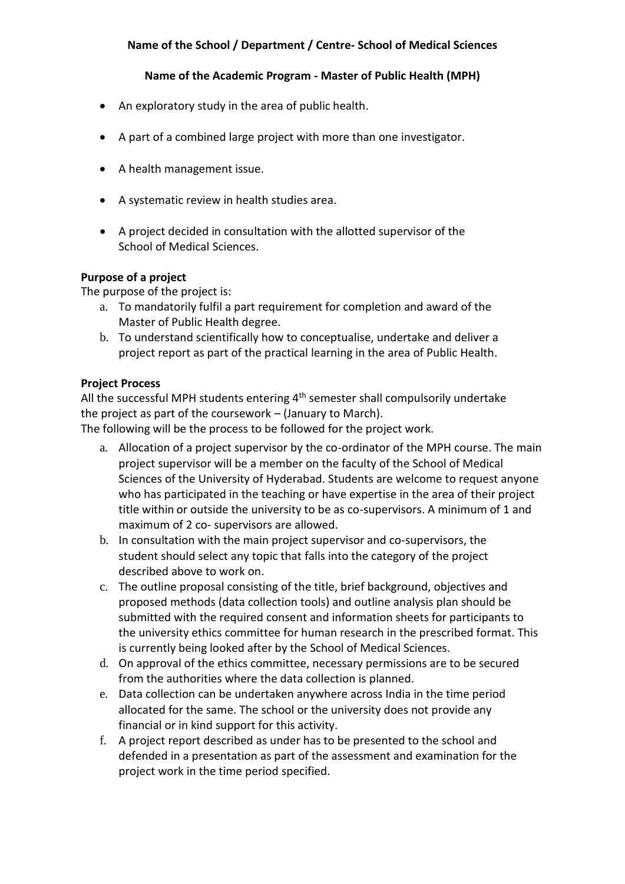**Name of the School / Department / Centre- School of Medical Sciences**

**Name of the Academic Program - Master of Public Health (MPH)**

- An exploratory study in the area of public health.
- A part of a combined large project with more than one investigator.
- A health management issue.
- A systematic review in health studies area.
- A project decided in consultation with the allotted supervisor of the School of Medical Sciences.

**Purpose of a project**

The purpose of the project is:

a. To mandatorily fulfil a part requirement for completion and award of the Master of Public Health degree.
b. To understand scientifically how to conceptualise, undertake and deliver a project report as part of the practical learning in the area of Public Health.

**Project Process**

All the successful MPH students entering 4th semester shall compulsorily undertake the project as part of the coursework – (January to March).

The following will be the process to be followed for the project work.

a. Allocation of a project supervisor by the co-ordinator of the MPH course. The main project supervisor will be a member on the faculty of the School of Medical Sciences of the University of Hyderabad. Students are welcome to request anyone who has participated in the teaching or have expertise in the area of their project title within or outside the university to be as co-supervisors. A minimum of 1 and maximum of 2 co- supervisors are allowed.
b. In consultation with the main project supervisor and co-supervisors, the student should select any topic that falls into the category of the project described above to work on.
c. The outline proposal consisting of the title, brief background, objectives and proposed methods (data collection tools) and outline analysis plan should be submitted with the required consent and information sheets for participants to the university ethics committee for human research in the prescribed format. This is currently being looked after by the School of Medical Sciences.
d. On approval of the ethics committee, necessary permissions are to be secured from the authorities where the data collection is planned.
e. Data collection can be undertaken anywhere across India in the time period allocated for the same. The school or the university does not provide any financial or in kind support for this activity.
f. A project report described as under has to be presented to the school and defended in a presentation as part of the assessment and examination for the project work in the time period specified.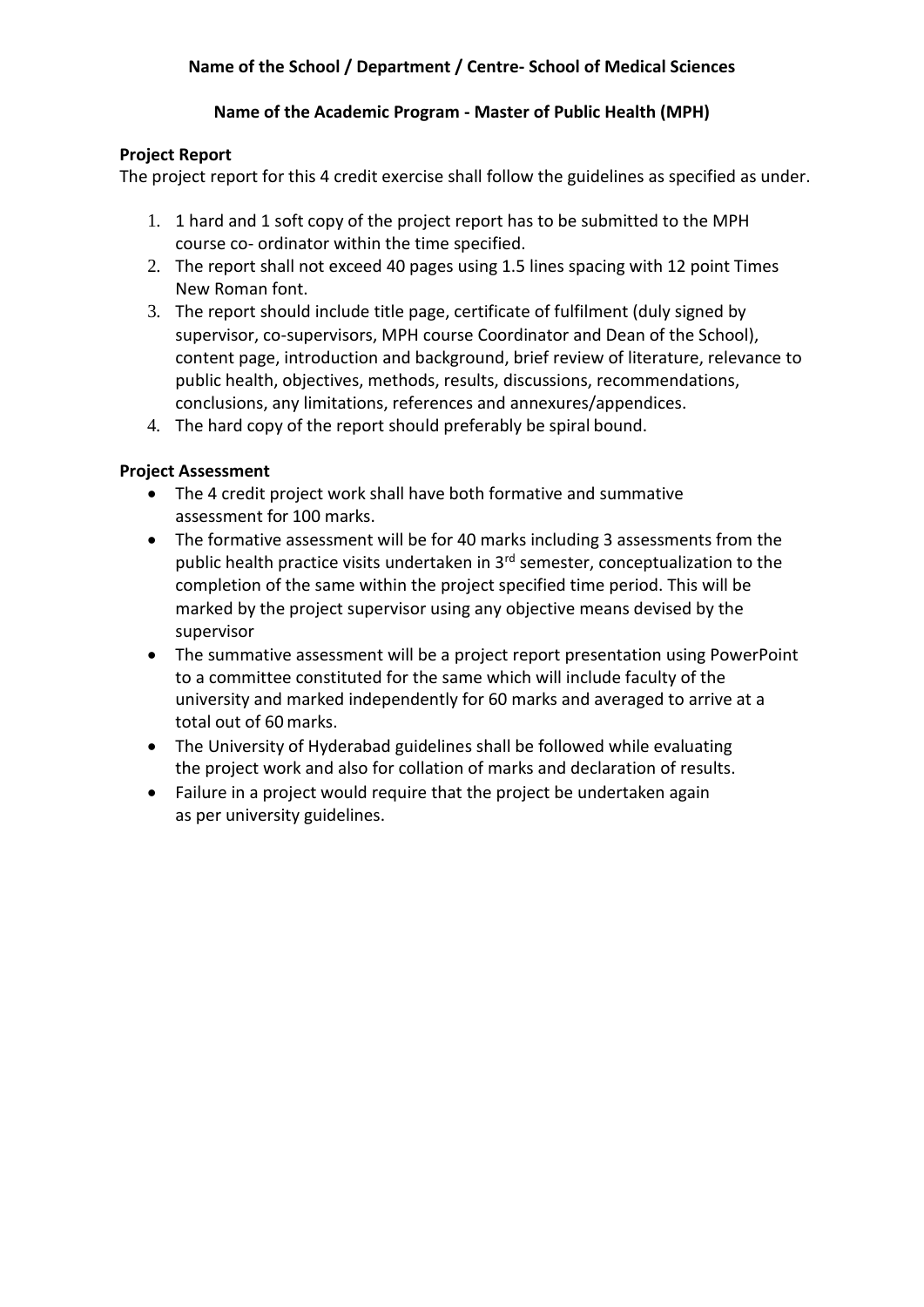**Name of the School / Department / Centre- School of Medical Sciences**

**Name of the Academic Program - Master of Public Health (MPH)**

**Project Report**

The project report for this 4 credit exercise shall follow the guidelines as specified as under.

1. 1 hard and 1 soft copy of the project report has to be submitted to the MPH course co- ordinator within the time specified.
2. The report shall not exceed 40 pages using 1.5 lines spacing with 12 point Times New Roman font.
3. The report should include title page, certificate of fulfilment (duly signed by supervisor, co-supervisors, MPH course Coordinator and Dean of the School), content page, introduction and background, brief review of literature, relevance to public health, objectives, methods, results, discussions, recommendations, conclusions, any limitations, references and annexures/appendices.
4. The hard copy of the report should preferably be spiral bound.

**Project Assessment**

- The 4 credit project work shall have both formative and summative assessment for 100 marks.
- The formative assessment will be for 40 marks including 3 assessments from the public health practice visits undertaken in 3rd semester, conceptualization to the completion of the same within the project specified time period. This will be marked by the project supervisor using any objective means devised by the supervisor
- The summative assessment will be a project report presentation using PowerPoint to a committee constituted for the same which will include faculty of the university and marked independently for 60 marks and averaged to arrive at a total out of 60 marks.
- The University of Hyderabad guidelines shall be followed while evaluating the project work and also for collation of marks and declaration of results.
- Failure in a project would require that the project be undertaken again as per university guidelines.